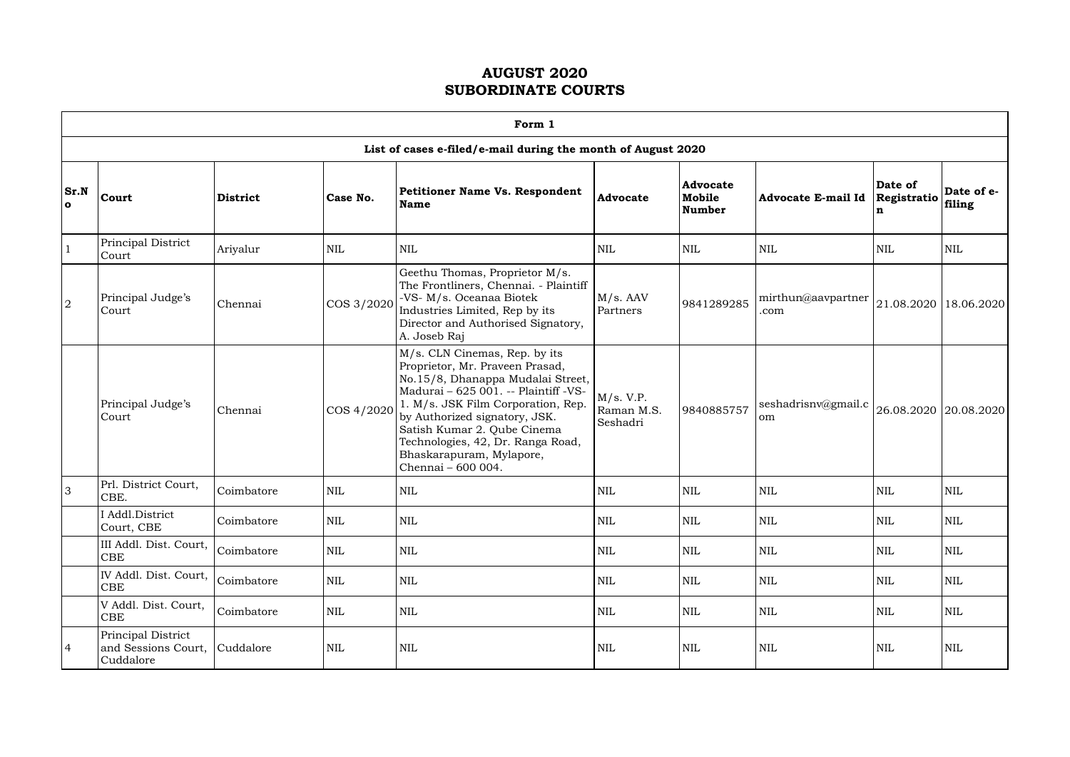# AUGUST 2020
# SUBORDINATE COURTS

| Form 1 | | | | | | | | | |
|---|---|---|---|---|---|---|---|---|---|
| List of cases e-filed/e-mail during the month of August 2020 | | | | | | | | | |
| **Sr.No** | **Court** | **District** | **Case No.** | **Petitioner Name Vs. Respondent Name** | **Advocate** | **Advocate Mobile Number** | **Advocate E-mail Id** | **Date of Registration** | **Date of e-filing** |
| 1 | Principal District Court | Ariyalur | NIL | NIL | NIL | NIL | NIL | NIL | NIL |
| 2 | Principal Judge's Court | Chennai | COS 3/2020 | Geethu Thomas, Proprietor M/s. The Frontliners, Chennai. - Plaintiff -VS- M/s. Oceanaa Biotek Industries Limited, Rep by its Director and Authorised Signatory, A. Joseb Raj | M/s. AAV Partners | 9841289285 | mirthun@aavpartner.com | 21.08.2020 | 18.06.2020 |
| | Principal Judge's Court | Chennai | COS 4/2020 | M/s. CLN Cinemas, Rep. by its Proprietor, Mr. Praveen Prasad, No.15/8, Dhanappa Mudalai Street, Madurai – 625 001. -- Plaintiff -VS- 1. M/s. JSK Film Corporation, Rep. by Authorized signatory, JSK. Satish Kumar 2. Qube Cinema Technologies, 42, Dr. Ranga Road, Bhaskarapuram, Mylapore, Chennai – 600 004. | M/s. V.P. Raman M.S. Seshadri | 9840885757 | seshadrisnv@gmail.com | 26.08.2020 | 20.08.2020 |
| 3 | Prl. District Court, CBE. | Coimbatore | NIL | NIL | NIL | NIL | NIL | NIL | NIL |
| | I Addl.District Court, CBE | Coimbatore | NIL | NIL | NIL | NIL | NIL | NIL | NIL |
| | III Addl. Dist. Court, CBE | Coimbatore | NIL | NIL | NIL | NIL | NIL | NIL | NIL |
| | IV Addl. Dist. Court, CBE | Coimbatore | NIL | NIL | NIL | NIL | NIL | NIL | NIL |
| | V Addl. Dist. Court, CBE | Coimbatore | NIL | NIL | NIL | NIL | NIL | NIL | NIL |
| 4 | Principal District and Sessions Court, Cuddalore | Cuddalore | NIL | NIL | NIL | NIL | NIL | NIL | NIL |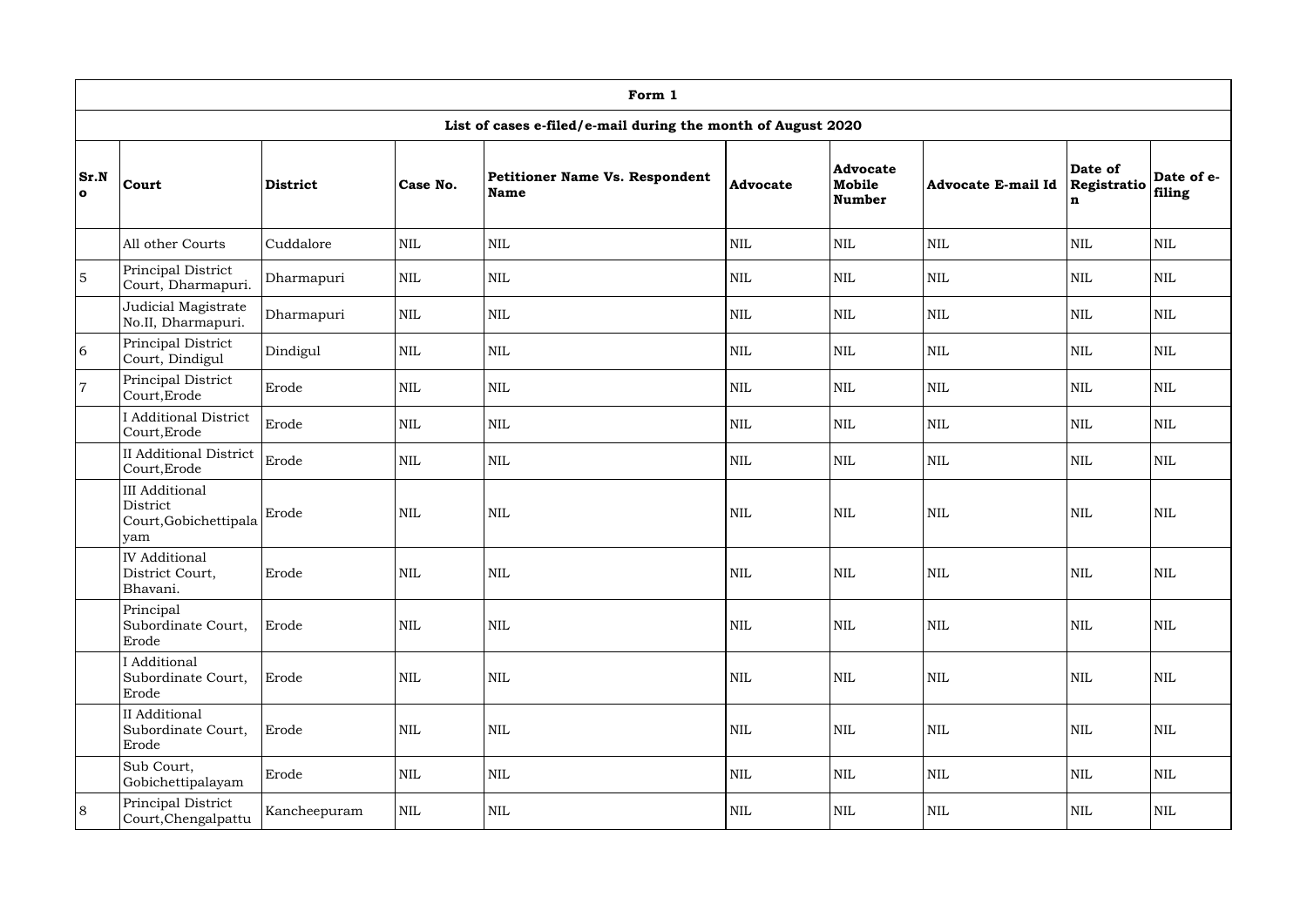| Form 1 | | | | | | | | | |
|---|---|---|---|---|---|---|---|---|---|
| List of cases e-filed/e-mail during the month of August 2020 | | | | | | | | | |
| **Sr.No** | **Court** | **District** | **Case No.** | **Petitioner Name Vs. Respondent Name** | **Advocate** | **Advocate Mobile Number** | **Advocate E-mail Id** | **Date of Registration** | **Date of e-filing** |
| | All other Courts | Cuddalore | NIL | NIL | NIL | NIL | NIL | NIL | NIL |
| 5 | Principal District Court, Dharmapuri. | Dharmapuri | NIL | NIL | NIL | NIL | NIL | NIL | NIL |
| | Judicial Magistrate No.II, Dharmapuri. | Dharmapuri | NIL | NIL | NIL | NIL | NIL | NIL | NIL |
| 6 | Principal District Court, Dindigul | Dindigul | NIL | NIL | NIL | NIL | NIL | NIL | NIL |
| 7 | Principal District Court,Erode | Erode | NIL | NIL | NIL | NIL | NIL | NIL | NIL |
| | I Additional District Court,Erode | Erode | NIL | NIL | NIL | NIL | NIL | NIL | NIL |
| | II Additional District Court,Erode | Erode | NIL | NIL | NIL | NIL | NIL | NIL | NIL |
| | III Additional District Court,Gobichettipalayam | Erode | NIL | NIL | NIL | NIL | NIL | NIL | NIL |
| | IV Additional District Court, Bhavani. | Erode | NIL | NIL | NIL | NIL | NIL | NIL | NIL |
| | Principal Subordinate Court, Erode | Erode | NIL | NIL | NIL | NIL | NIL | NIL | NIL |
| | I Additional Subordinate Court, Erode | Erode | NIL | NIL | NIL | NIL | NIL | NIL | NIL |
| | II Additional Subordinate Court, Erode | Erode | NIL | NIL | NIL | NIL | NIL | NIL | NIL |
| | Sub Court, Gobichettipalayam | Erode | NIL | NIL | NIL | NIL | NIL | NIL | NIL |
| 8 | Principal District Court,Chengalpattu | Kancheepuram | NIL | NIL | NIL | NIL | NIL | NIL | NIL |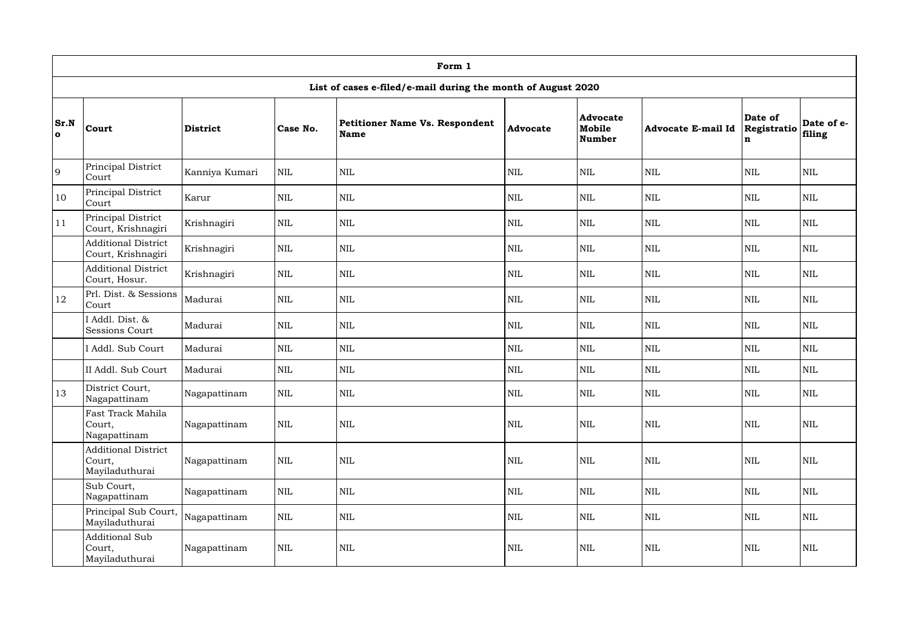| Form 1 | | | | | | | | | |
|---|---|---|---|---|---|---|---|---|---|
| List of cases e-filed/e-mail during the month of August 2020 | | | | | | | | | |
| **Sr.No** | **Court** | **District** | **Case No.** | **Petitioner Name Vs. Respondent Name** | **Advocate** | **Advocate Mobile Number** | **Advocate E-mail Id** | **Date of Registration** | **Date of e-filing** |
| 9 | Principal District Court | Kanniya Kumari | NIL | NIL | NIL | NIL | NIL | NIL | NIL |
| 10 | Principal District Court | Karur | NIL | NIL | NIL | NIL | NIL | NIL | NIL |
| 11 | Principal District Court, Krishnagiri | Krishnagiri | NIL | NIL | NIL | NIL | NIL | NIL | NIL |
| | Additional District Court, Krishnagiri | Krishnagiri | NIL | NIL | NIL | NIL | NIL | NIL | NIL |
| | Additional District Court, Hosur. | Krishnagiri | NIL | NIL | NIL | NIL | NIL | NIL | NIL |
| 12 | Prl. Dist. & Sessions Court | Madurai | NIL | NIL | NIL | NIL | NIL | NIL | NIL |
| | I Addl. Dist. & Sessions Court | Madurai | NIL | NIL | NIL | NIL | NIL | NIL | NIL |
| | I Addl. Sub Court | Madurai | NIL | NIL | NIL | NIL | NIL | NIL | NIL |
| | II Addl. Sub Court | Madurai | NIL | NIL | NIL | NIL | NIL | NIL | NIL |
| 13 | District Court, Nagapattinam | Nagapattinam | NIL | NIL | NIL | NIL | NIL | NIL | NIL |
| | Fast Track Mahila Court, Nagapattinam | Nagapattinam | NIL | NIL | NIL | NIL | NIL | NIL | NIL |
| | Additional District Court, Mayiladuthurai | Nagapattinam | NIL | NIL | NIL | NIL | NIL | NIL | NIL |
| | Sub Court, Nagapattinam | Nagapattinam | NIL | NIL | NIL | NIL | NIL | NIL | NIL |
| | Principal Sub Court, Mayiladuthurai | Nagapattinam | NIL | NIL | NIL | NIL | NIL | NIL | NIL |
| | Additional Sub Court, Mayiladuthurai | Nagapattinam | NIL | NIL | NIL | NIL | NIL | NIL | NIL |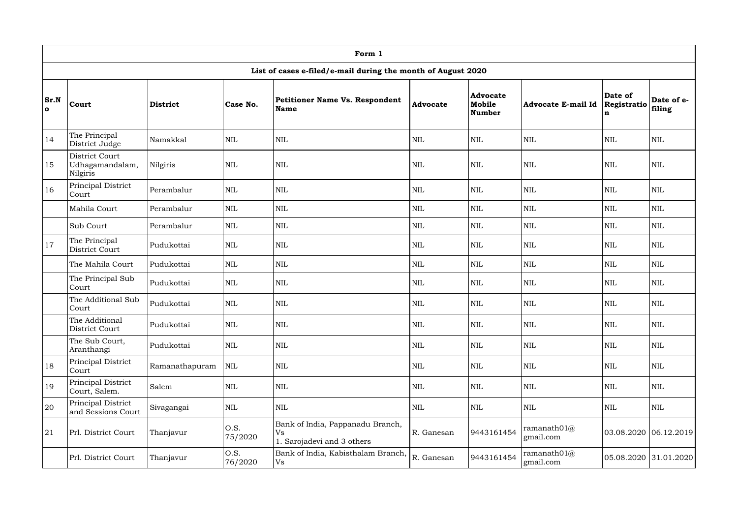| Form 1 | | | | | | | | | |
|---|---|---|---|---|---|---|---|---|---|
| List of cases e-filed/e-mail during the month of August 2020 | | | | | | | | | |
| **Sr.No** | **Court** | **District** | **Case No.** | **Petitioner Name Vs. Respondent Name** | **Advocate** | **Advocate Mobile Number** | **Advocate E-mail Id** | **Date of Registration** | **Date of e-filing** |
| 14 | The Principal District Judge | Namakkal | NIL | NIL | NIL | NIL | NIL | NIL | NIL |
| 15 | District Court Udhagamandalam, Nilgiris | Nilgiris | NIL | NIL | NIL | NIL | NIL | NIL | NIL |
| 16 | Principal District Court | Perambalur | NIL | NIL | NIL | NIL | NIL | NIL | NIL |
| | Mahila Court | Perambalur | NIL | NIL | NIL | NIL | NIL | NIL | NIL |
| | Sub Court | Perambalur | NIL | NIL | NIL | NIL | NIL | NIL | NIL |
| 17 | The Principal District Court | Pudukottai | NIL | NIL | NIL | NIL | NIL | NIL | NIL |
| | The Mahila Court | Pudukottai | NIL | NIL | NIL | NIL | NIL | NIL | NIL |
| | The Principal Sub Court | Pudukottai | NIL | NIL | NIL | NIL | NIL | NIL | NIL |
| | The Additional Sub Court | Pudukottai | NIL | NIL | NIL | NIL | NIL | NIL | NIL |
| | The Additional District Court | Pudukottai | NIL | NIL | NIL | NIL | NIL | NIL | NIL |
| | The Sub Court, Aranthangi | Pudukottai | NIL | NIL | NIL | NIL | NIL | NIL | NIL |
| 18 | Principal District Court | Ramanathapuram | NIL | NIL | NIL | NIL | NIL | NIL | NIL |
| 19 | Principal District Court, Salem. | Salem | NIL | NIL | NIL | NIL | NIL | NIL | NIL |
| 20 | Principal District and Sessions Court | Sivagangai | NIL | NIL | NIL | NIL | NIL | NIL | NIL |
| 21 | Prl. District Court | Thanjavur | O.S. 75/2020 | Bank of India, Pappanadu Branch, Vs 1. Sarojadevi and 3 others | R. Ganesan | 9443161454 | ramanath01@gmail.com | 03.08.2020 | 06.12.2019 |
| | Prl. District Court | Thanjavur | O.S. 76/2020 | Bank of India, Kabisthalam Branch, Vs | R. Ganesan | 9443161454 | ramanath01@gmail.com | 05.08.2020 | 31.01.2020 |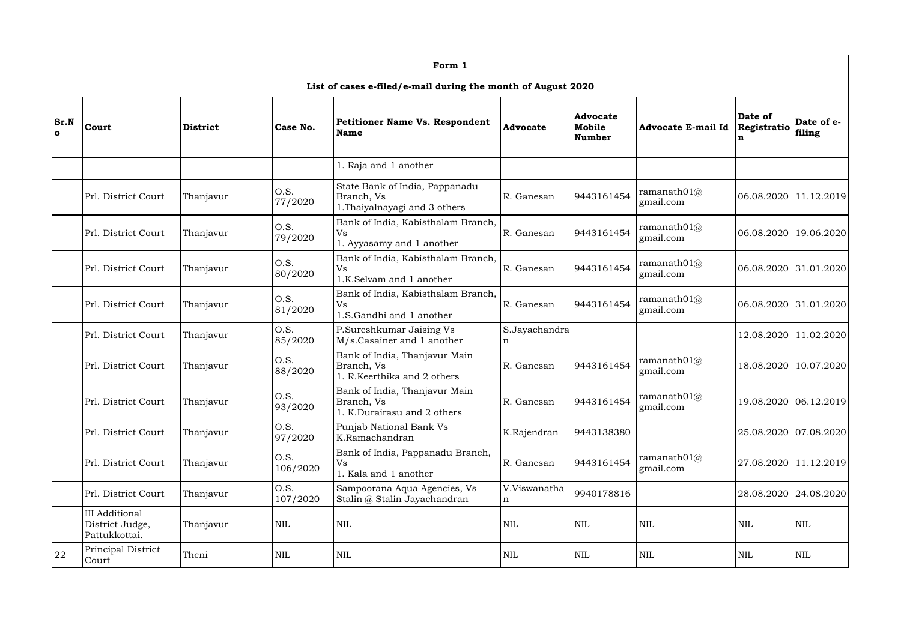| Form 1 | | | | | | | | | |
|---|---|---|---|---|---|---|---|---|---|
| List of cases e-filed/e-mail during the month of August 2020 | | | | | | | | | |
| Sr.No | Court | District | Case No. | Petitioner Name Vs. Respondent Name | Advocate | Advocate Mobile Number | Advocate E-mail Id | Date of Registration | Date of e-filing |
| | | | | 1. Raja and 1 another | | | | | |
| | Prl. District Court | Thanjavur | O.S. 77/2020 | State Bank of India, Pappanadu Branch, Vs 1.Thaiyalnayagi and 3 others | R. Ganesan | 9443161454 | ramanath01@ gmail.com | 06.08.2020 | 11.12.2019 |
| | Prl. District Court | Thanjavur | O.S. 79/2020 | Bank of India, Kabisthalam Branch, Vs 1. Ayyasamy and 1 another | R. Ganesan | 9443161454 | ramanath01@ gmail.com | 06.08.2020 | 19.06.2020 |
| | Prl. District Court | Thanjavur | O.S. 80/2020 | Bank of India, Kabisthalam Branch, Vs 1.K.Selvam and 1 another | R. Ganesan | 9443161454 | ramanath01@ gmail.com | 06.08.2020 | 31.01.2020 |
| | Prl. District Court | Thanjavur | O.S. 81/2020 | Bank of India, Kabisthalam Branch, Vs 1.S.Gandhi and 1 another | R. Ganesan | 9443161454 | ramanath01@ gmail.com | 06.08.2020 | 31.01.2020 |
| | Prl. District Court | Thanjavur | O.S. 85/2020 | P.Sureshkumar Jaising Vs M/s.Casainer and 1 another | S.Jayachandran | | | 12.08.2020 | 11.02.2020 |
| | Prl. District Court | Thanjavur | O.S. 88/2020 | Bank of India, Thanjavur Main Branch, Vs 1. R.Keerthika and 2 others | R. Ganesan | 9443161454 | ramanath01@ gmail.com | 18.08.2020 | 10.07.2020 |
| | Prl. District Court | Thanjavur | O.S. 93/2020 | Bank of India, Thanjavur Main Branch, Vs 1. K.Durairasu and 2 others | R. Ganesan | 9443161454 | ramanath01@ gmail.com | 19.08.2020 | 06.12.2019 |
| | Prl. District Court | Thanjavur | O.S. 97/2020 | Punjab National Bank Vs K.Ramachandran | K.Rajendran | 9443138380 | | 25.08.2020 | 07.08.2020 |
| | Prl. District Court | Thanjavur | O.S. 106/2020 | Bank of India, Pappanadu Branch, Vs 1. Kala and 1 another | R. Ganesan | 9443161454 | ramanath01@ gmail.com | 27.08.2020 | 11.12.2019 |
| | Prl. District Court | Thanjavur | O.S. 107/2020 | Sampoorana Aqua Agencies, Vs Stalin @ Stalin Jayachandran | V.Viswanathan | 9940178816 | | 28.08.2020 | 24.08.2020 |
| | III Additional District Judge, Pattukkottai. | Thanjavur | NIL | NIL | NIL | NIL | NIL | NIL | NIL |
| 22 | Principal District Court | Theni | NIL | NIL | NIL | NIL | NIL | NIL | NIL |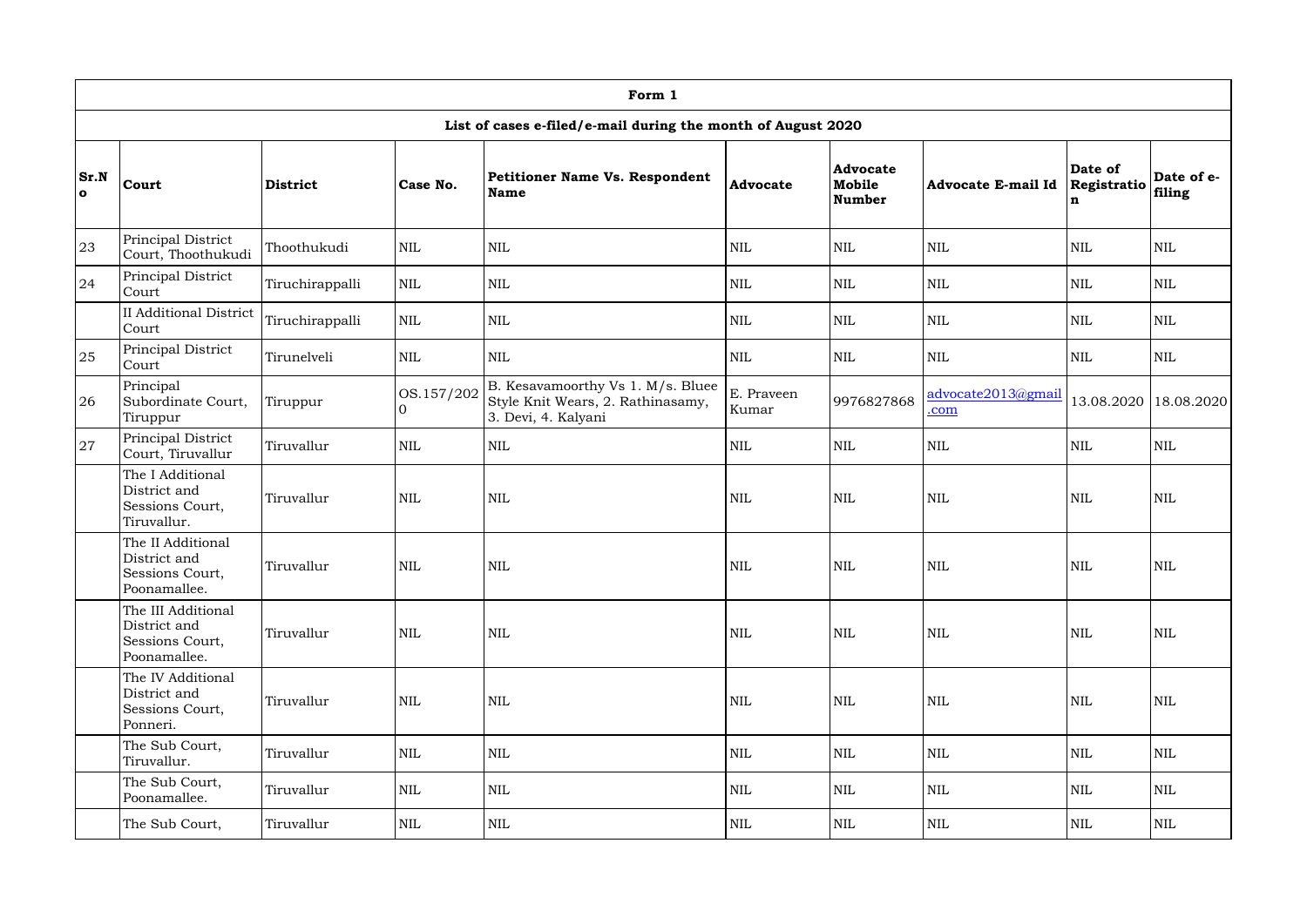| Form 1 | | | | | | | | | |
|---|---|---|---|---|---|---|---|---|---|
| List of cases e-filed/e-mail during the month of August 2020 | | | | | | | | | |
| Sr.No | Court | District | Case No. | Petitioner Name Vs. Respondent Name | Advocate | Advocate Mobile Number | Advocate E-mail Id | Date of Registration | Date of e-filing |
| 23 | Principal District Court, Thoothukudi | Thoothukudi | NIL | NIL | NIL | NIL | NIL | NIL | NIL |
| 24 | Principal District Court | Tiruchirappalli | NIL | NIL | NIL | NIL | NIL | NIL | NIL |
| | II Additional District Court | Tiruchirappalli | NIL | NIL | NIL | NIL | NIL | NIL | NIL |
| 25 | Principal District Court | Tirunelveli | NIL | NIL | NIL | NIL | NIL | NIL | NIL |
| 26 | Principal Subordinate Court, Tiruppur | Tiruppur | OS.157/2020 | B. Kesavamoorthy Vs 1. M/s. Bluee Style Knit Wears, 2. Rathinasamy, 3. Devi, 4. Kalyani | E. Praveen Kumar | 9976827868 | advocate2013@gmail.com | 13.08.2020 | 18.08.2020 |
| 27 | Principal District Court, Tiruvallur | Tiruvallur | NIL | NIL | NIL | NIL | NIL | NIL | NIL |
| | The I Additional District and Sessions Court, Tiruvallur. | Tiruvallur | NIL | NIL | NIL | NIL | NIL | NIL | NIL |
| | The II Additional District and Sessions Court, Poonamallee. | Tiruvallur | NIL | NIL | NIL | NIL | NIL | NIL | NIL |
| | The III Additional District and Sessions Court, Poonamallee. | Tiruvallur | NIL | NIL | NIL | NIL | NIL | NIL | NIL |
| | The IV Additional District and Sessions Court, Ponneri. | Tiruvallur | NIL | NIL | NIL | NIL | NIL | NIL | NIL |
| | The Sub Court, Tiruvallur. | Tiruvallur | NIL | NIL | NIL | NIL | NIL | NIL | NIL |
| | The Sub Court, Poonamallee. | Tiruvallur | NIL | NIL | NIL | NIL | NIL | NIL | NIL |
| | The Sub Court, | Tiruvallur | NIL | NIL | NIL | NIL | NIL | NIL | NIL |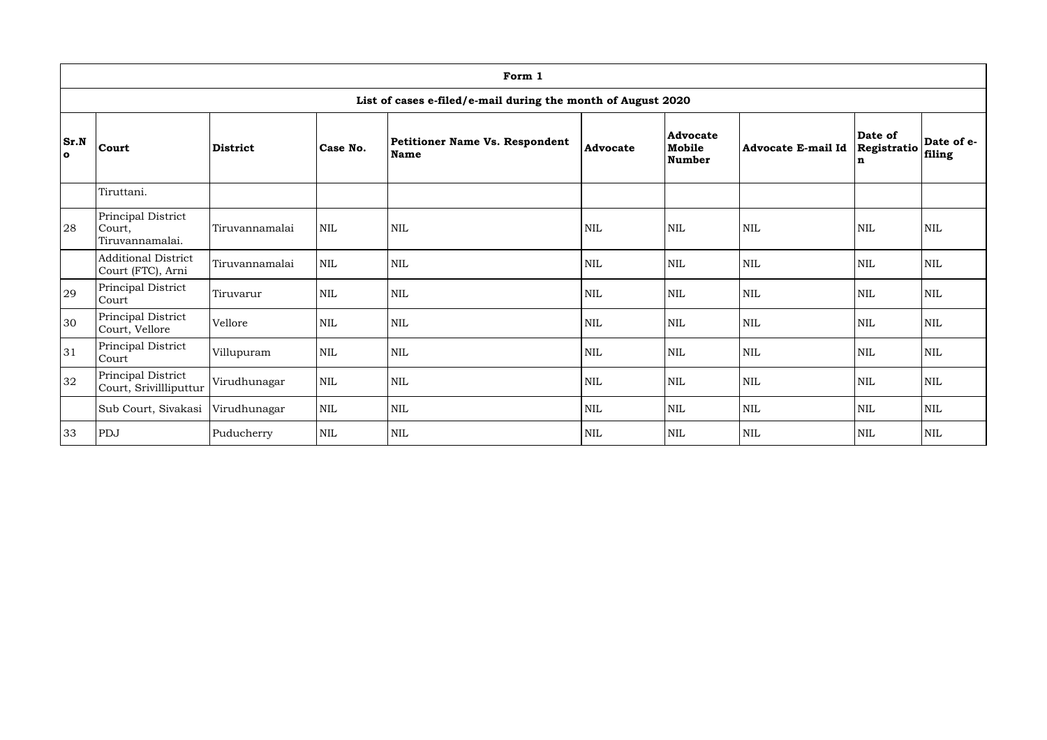| Form 1 | | | | | | | | | |
|---|---|---|---|---|---|---|---|---|---|
| List of cases e-filed/e-mail during the month of August 2020 | | | | | | | | | |
| **Sr.No** | **Court** | **District** | **Case No.** | **Petitioner Name Vs. Respondent Name** | **Advocate** | **Advocate Mobile Number** | **Advocate E-mail Id** | **Date of Registration** | **Date of e-filing** |
| | Tiruttani. | | | | | | | | |
| 28 | Principal District Court, Tiruvannamalai. | Tiruvannamalai | NIL | NIL | NIL | NIL | NIL | NIL | NIL |
| | Additional District Court (FTC), Arni | Tiruvannamalai | NIL | NIL | NIL | NIL | NIL | NIL | NIL |
| 29 | Principal District Court | Tiruvarur | NIL | NIL | NIL | NIL | NIL | NIL | NIL |
| 30 | Principal District Court, Vellore | Vellore | NIL | NIL | NIL | NIL | NIL | NIL | NIL |
| 31 | Principal District Court | Villupuram | NIL | NIL | NIL | NIL | NIL | NIL | NIL |
| 32 | Principal District Court, Srivillliputtur | Virudhunagar | NIL | NIL | NIL | NIL | NIL | NIL | NIL |
| | Sub Court, Sivakasi | Virudhunagar | NIL | NIL | NIL | NIL | NIL | NIL | NIL |
| 33 | PDJ | Puducherry | NIL | NIL | NIL | NIL | NIL | NIL | NIL |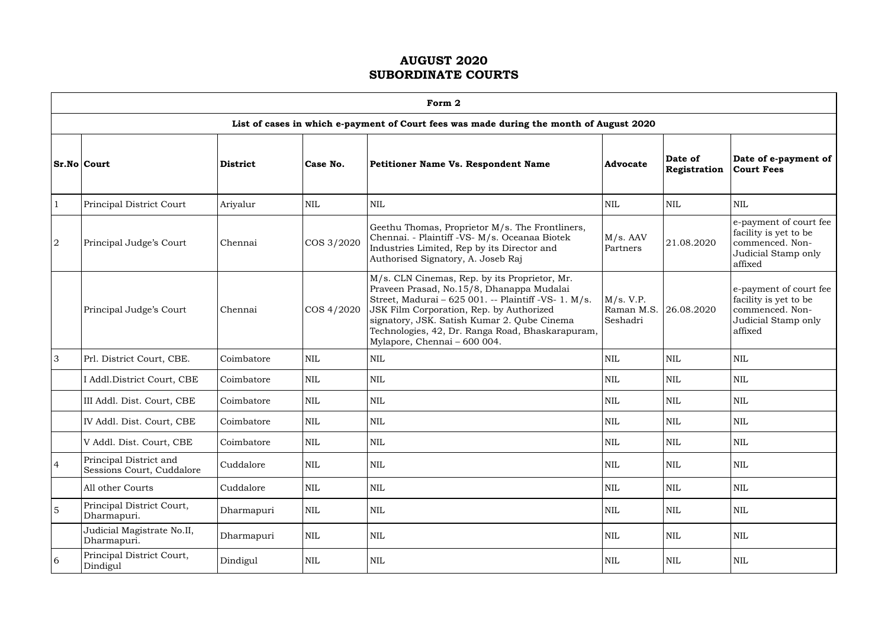# AUGUST 2020
# SUBORDINATE COURTS

**Form 2**

**List of cases in which e-payment of Court fees was made during the month of August 2020**

| Sr.No | Court | District | Case No. | Petitioner Name Vs. Respondent Name | Advocate | Date of Registration | Date of e-payment of Court Fees |
|---|---|---|---|---|---|---|---|
| 1 | Principal District Court | Ariyalur | NIL | NIL | NIL | NIL | NIL |
| 2 | Principal Judge's Court | Chennai | COS 3/2020 | Geethu Thomas, Proprietor M/s. The Frontliners, Chennai. - Plaintiff -VS- M/s. Oceanaa Biotek Industries Limited, Rep by its Director and Authorised Signatory, A. Joseb Raj | M/s. AAV Partners | 21.08.2020 | e-payment of court fee facility is yet to be commenced. Non-Judicial Stamp only affixed |
| | Principal Judge's Court | Chennai | COS 4/2020 | M/s. CLN Cinemas, Rep. by its Proprietor, Mr. Praveen Prasad, No.15/8, Dhanappa Mudalai Street, Madurai – 625 001. -- Plaintiff -VS- 1. M/s. JSK Film Corporation, Rep. by Authorized signatory, JSK. Satish Kumar 2. Qube Cinema Technologies, 42, Dr. Ranga Road, Bhaskarapuram, Mylapore, Chennai – 600 004. | M/s. V.P. Raman M.S. Seshadri | 26.08.2020 | e-payment of court fee facility is yet to be commenced. Non-Judicial Stamp only affixed |
| 3 | Prl. District Court, CBE. | Coimbatore | NIL | NIL | NIL | NIL | NIL |
| | I Addl.District Court, CBE | Coimbatore | NIL | NIL | NIL | NIL | NIL |
| | III Addl. Dist. Court, CBE | Coimbatore | NIL | NIL | NIL | NIL | NIL |
| | IV Addl. Dist. Court, CBE | Coimbatore | NIL | NIL | NIL | NIL | NIL |
| | V Addl. Dist. Court, CBE | Coimbatore | NIL | NIL | NIL | NIL | NIL |
| 4 | Principal District and Sessions Court, Cuddalore | Cuddalore | NIL | NIL | NIL | NIL | NIL |
| | All other Courts | Cuddalore | NIL | NIL | NIL | NIL | NIL |
| 5 | Principal District Court, Dharmapuri. | Dharmapuri | NIL | NIL | NIL | NIL | NIL |
| | Judicial Magistrate No.II, Dharmapuri. | Dharmapuri | NIL | NIL | NIL | NIL | NIL |
| 6 | Principal District Court, Dindigul | Dindigul | NIL | NIL | NIL | NIL | NIL |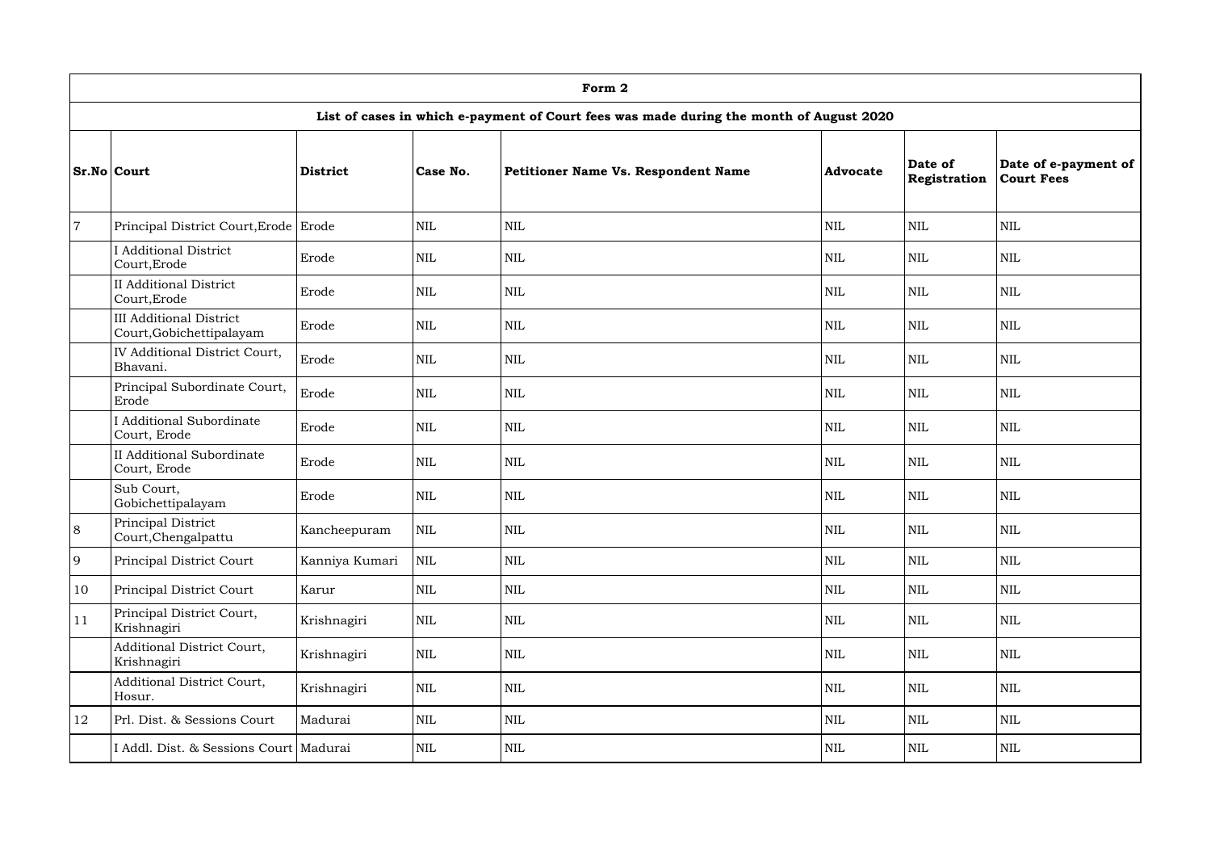| Form 2 | | | | | | | |
|---|---|---|---|---|---|---|---|
| **List of cases in which e-payment of Court fees was made during the month of August 2020** | | | | | | | |
| **Sr.No** | **Court** | **District** | **Case No.** | **Petitioner Name Vs. Respondent Name** | **Advocate** | **Date of Registration** | **Date of e-payment of Court Fees** |
| 7 | Principal District Court,Erode | Erode | NIL | NIL | NIL | NIL | NIL |
| | I Additional District Court,Erode | Erode | NIL | NIL | NIL | NIL | NIL |
| | II Additional District Court,Erode | Erode | NIL | NIL | NIL | NIL | NIL |
| | III Additional District Court,Gobichettipalayam | Erode | NIL | NIL | NIL | NIL | NIL |
| | IV Additional District Court, Bhavani. | Erode | NIL | NIL | NIL | NIL | NIL |
| | Principal Subordinate Court, Erode | Erode | NIL | NIL | NIL | NIL | NIL |
| | I Additional Subordinate Court, Erode | Erode | NIL | NIL | NIL | NIL | NIL |
| | II Additional Subordinate Court, Erode | Erode | NIL | NIL | NIL | NIL | NIL |
| | Sub Court, Gobichettipalayam | Erode | NIL | NIL | NIL | NIL | NIL |
| 8 | Principal District Court,Chengalpattu | Kancheepuram | NIL | NIL | NIL | NIL | NIL |
| 9 | Principal District Court | Kanniya Kumari | NIL | NIL | NIL | NIL | NIL |
| 10 | Principal District Court | Karur | NIL | NIL | NIL | NIL | NIL |
| 11 | Principal District Court, Krishnagiri | Krishnagiri | NIL | NIL | NIL | NIL | NIL |
| | Additional District Court, Krishnagiri | Krishnagiri | NIL | NIL | NIL | NIL | NIL |
| | Additional District Court, Hosur. | Krishnagiri | NIL | NIL | NIL | NIL | NIL |
| 12 | Prl. Dist. & Sessions Court | Madurai | NIL | NIL | NIL | NIL | NIL |
| | I Addl. Dist. & Sessions Court | Madurai | NIL | NIL | NIL | NIL | NIL |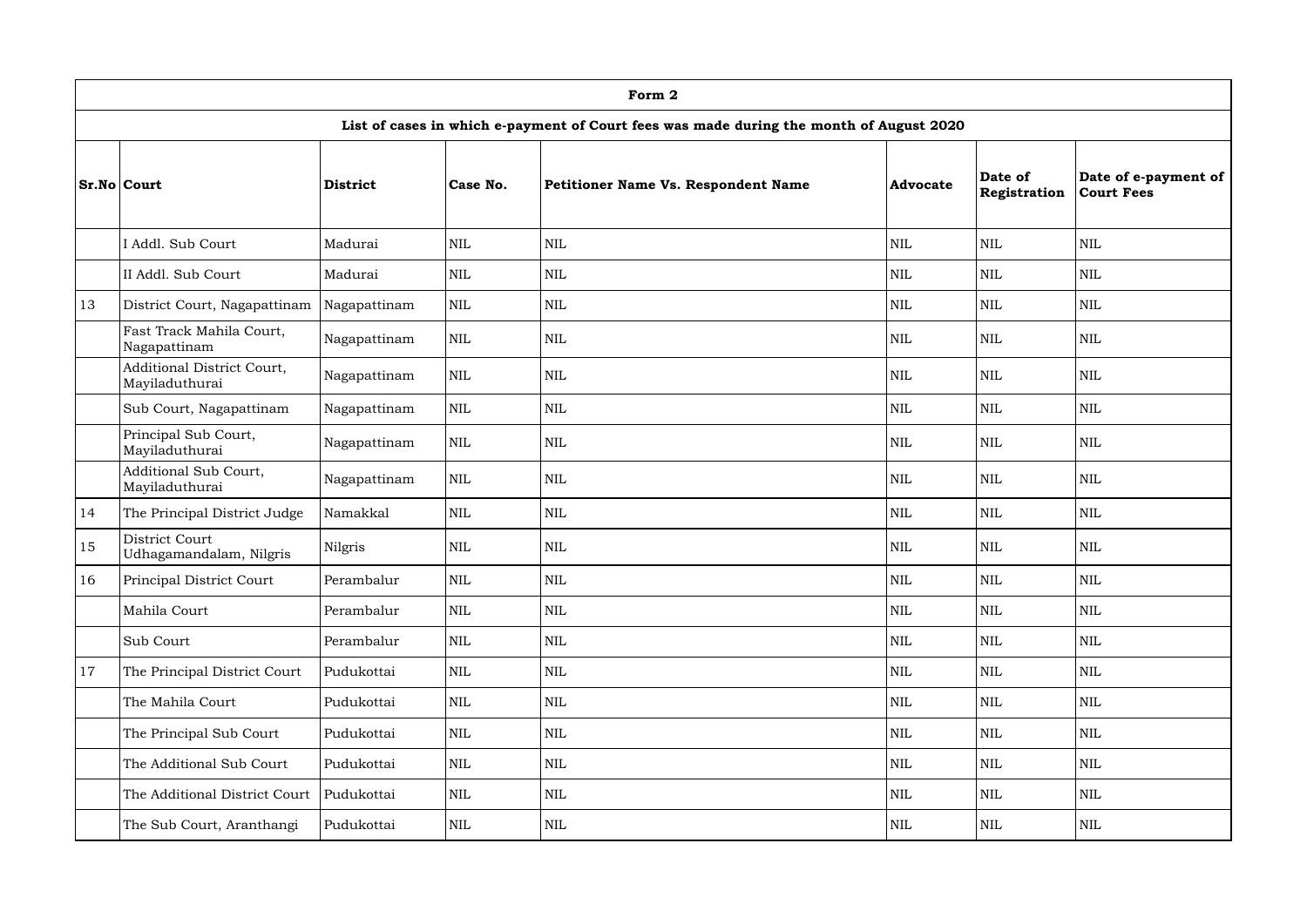| Form 2 | | | | | | | |
|---|---|---|---|---|---|---|---|
| **List of cases in which e-payment of Court fees was made during the month of August 2020** | | | | | | | |
| **Sr.No** | **Court** | **District** | **Case No.** | **Petitioner Name Vs. Respondent Name** | **Advocate** | **Date of Registration** | **Date of e-payment of Court Fees** |
| | I Addl. Sub Court | Madurai | NIL | NIL | NIL | NIL | NIL |
| | II Addl. Sub Court | Madurai | NIL | NIL | NIL | NIL | NIL |
| 13 | District Court, Nagapattinam | Nagapattinam | NIL | NIL | NIL | NIL | NIL |
| | Fast Track Mahila Court, Nagapattinam | Nagapattinam | NIL | NIL | NIL | NIL | NIL |
| | Additional District Court, Mayiladuthurai | Nagapattinam | NIL | NIL | NIL | NIL | NIL |
| | Sub Court, Nagapattinam | Nagapattinam | NIL | NIL | NIL | NIL | NIL |
| | Principal Sub Court, Mayiladuthurai | Nagapattinam | NIL | NIL | NIL | NIL | NIL |
| | Additional Sub Court, Mayiladuthurai | Nagapattinam | NIL | NIL | NIL | NIL | NIL |
| 14 | The Principal District Judge | Namakkal | NIL | NIL | NIL | NIL | NIL |
| 15 | District Court Udhagamandalam, Nilgris | Nilgris | NIL | NIL | NIL | NIL | NIL |
| 16 | Principal District Court | Perambalur | NIL | NIL | NIL | NIL | NIL |
| | Mahila Court | Perambalur | NIL | NIL | NIL | NIL | NIL |
| | Sub Court | Perambalur | NIL | NIL | NIL | NIL | NIL |
| 17 | The Principal District Court | Pudukottai | NIL | NIL | NIL | NIL | NIL |
| | The Mahila Court | Pudukottai | NIL | NIL | NIL | NIL | NIL |
| | The Principal Sub Court | Pudukottai | NIL | NIL | NIL | NIL | NIL |
| | The Additional Sub Court | Pudukottai | NIL | NIL | NIL | NIL | NIL |
| | The Additional District Court | Pudukottai | NIL | NIL | NIL | NIL | NIL |
| | The Sub Court, Aranthangi | Pudukottai | NIL | NIL | NIL | NIL | NIL |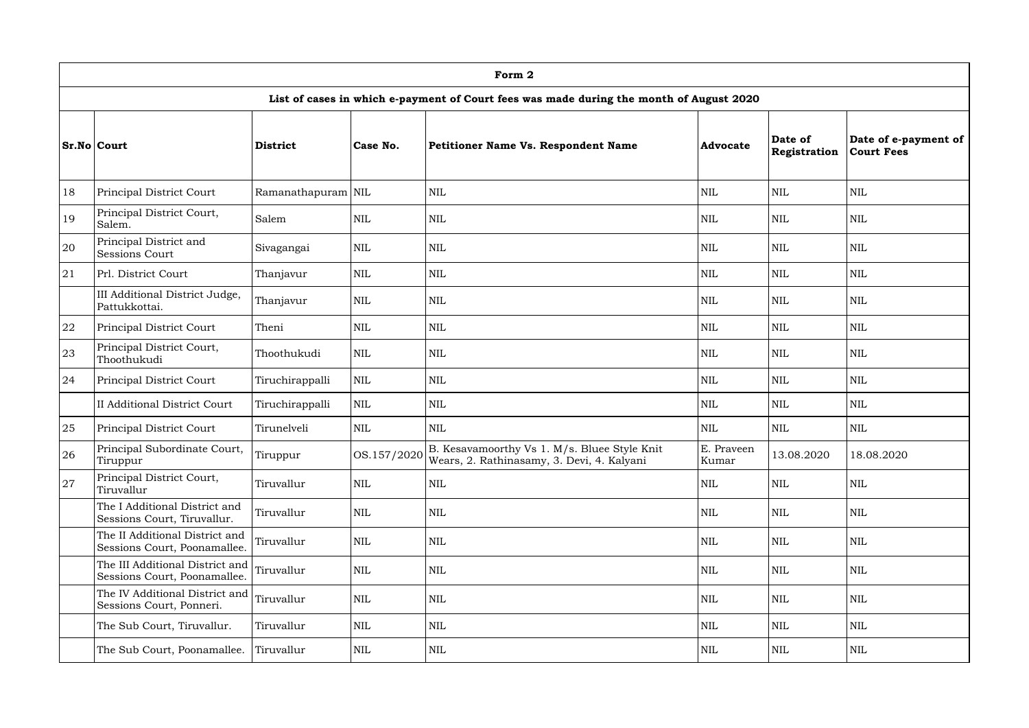| Form 2 | | | | | | | |
|---|---|---|---|---|---|---|---|
| **List of cases in which e-payment of Court fees was made during the month of August 2020** | | | | | | | |
| **Sr.No** | **Court** | **District** | **Case No.** | **Petitioner Name Vs. Respondent Name** | **Advocate** | **Date of Registration** | **Date of e-payment of Court Fees** |
| 18 | Principal District Court | Ramanathapuram | NIL | NIL | NIL | NIL | NIL |
| 19 | Principal District Court, Salem. | Salem | NIL | NIL | NIL | NIL | NIL |
| 20 | Principal District and Sessions Court | Sivagangai | NIL | NIL | NIL | NIL | NIL |
| 21 | Prl. District Court | Thanjavur | NIL | NIL | NIL | NIL | NIL |
| | III Additional District Judge, Pattukkottai. | Thanjavur | NIL | NIL | NIL | NIL | NIL |
| 22 | Principal District Court | Theni | NIL | NIL | NIL | NIL | NIL |
| 23 | Principal District Court, Thoothukudi | Thoothukudi | NIL | NIL | NIL | NIL | NIL |
| 24 | Principal District Court | Tiruchirappalli | NIL | NIL | NIL | NIL | NIL |
| | II Additional District Court | Tiruchirappalli | NIL | NIL | NIL | NIL | NIL |
| 25 | Principal District Court | Tirunelveli | NIL | NIL | NIL | NIL | NIL |
| 26 | Principal Subordinate Court, Tiruppur | Tiruppur | OS.157/2020 | B. Kesavamoorthy Vs 1. M/s. Bluee Style Knit Wears, 2. Rathinasamy, 3. Devi, 4. Kalyani | E. Praveen Kumar | 13.08.2020 | 18.08.2020 |
| 27 | Principal District Court, Tiruvallur | Tiruvallur | NIL | NIL | NIL | NIL | NIL |
| | The I Additional District and Sessions Court, Tiruvallur. | Tiruvallur | NIL | NIL | NIL | NIL | NIL |
| | The II Additional District and Sessions Court, Poonamallee. | Tiruvallur | NIL | NIL | NIL | NIL | NIL |
| | The III Additional District and Sessions Court, Poonamallee. | Tiruvallur | NIL | NIL | NIL | NIL | NIL |
| | The IV Additional District and Sessions Court, Ponneri. | Tiruvallur | NIL | NIL | NIL | NIL | NIL |
| | The Sub Court, Tiruvallur. | Tiruvallur | NIL | NIL | NIL | NIL | NIL |
| | The Sub Court, Poonamallee. | Tiruvallur | NIL | NIL | NIL | NIL | NIL |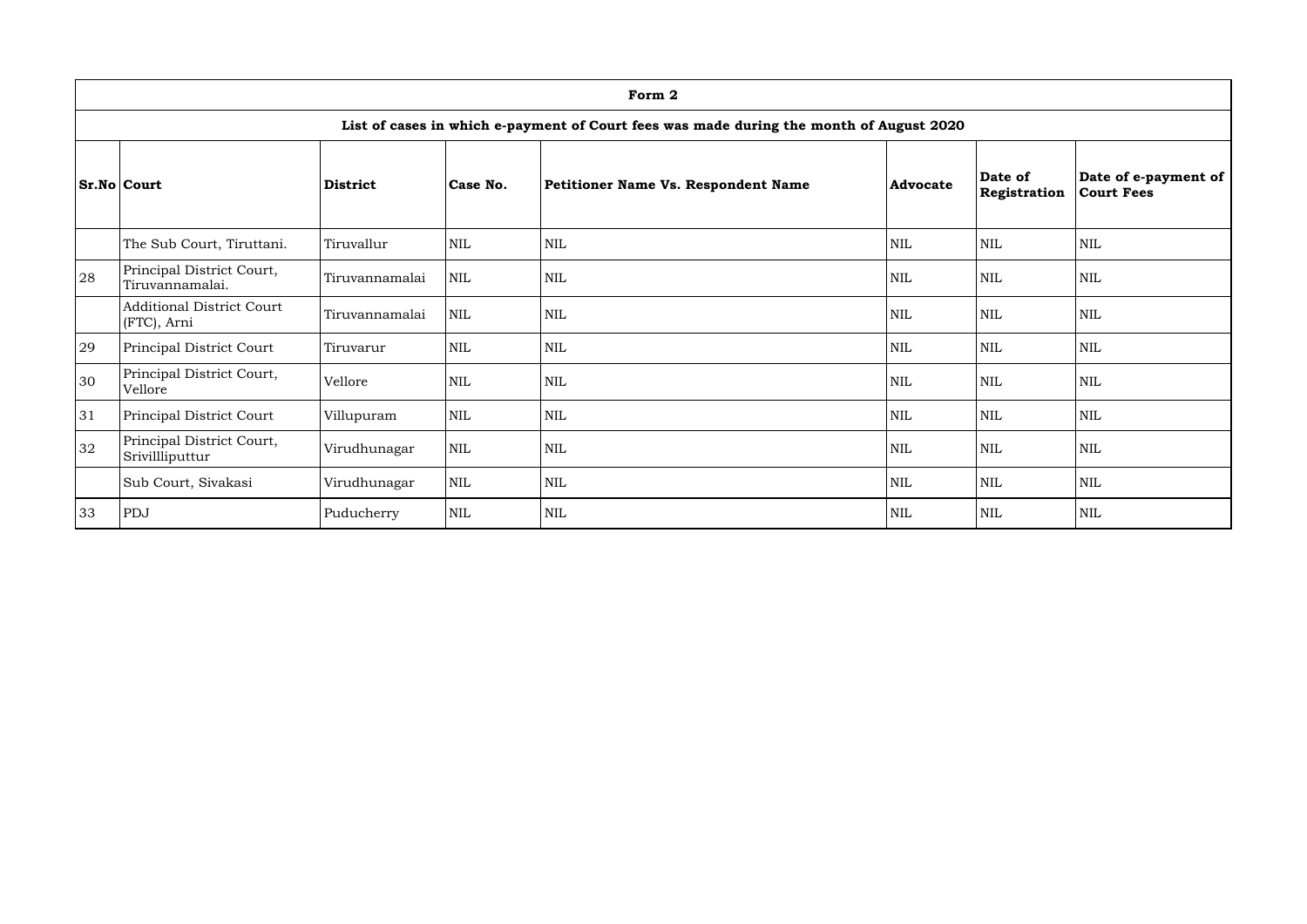| Form 2 | | | | | | | |
|---|---|---|---|---|---|---|---|
| List of cases in which e-payment of Court fees was made during the month of August 2020 | | | | | | | |
| **Sr.No** | **Court** | **District** | **Case No.** | **Petitioner Name Vs. Respondent Name** | **Advocate** | **Date of Registration** | **Date of e-payment of Court Fees** |
| | The Sub Court, Tiruttani. | Tiruvallur | NIL | NIL | NIL | NIL | NIL |
| 28 | Principal District Court, Tiruvannamalai. | Tiruvannamalai | NIL | NIL | NIL | NIL | NIL |
| | Additional District Court (FTC), Arni | Tiruvannamalai | NIL | NIL | NIL | NIL | NIL |
| 29 | Principal District Court | Tiruvarur | NIL | NIL | NIL | NIL | NIL |
| 30 | Principal District Court, Vellore | Vellore | NIL | NIL | NIL | NIL | NIL |
| 31 | Principal District Court | Villupuram | NIL | NIL | NIL | NIL | NIL |
| 32 | Principal District Court, Srivillliputtur | Virudhunagar | NIL | NIL | NIL | NIL | NIL |
| | Sub Court, Sivakasi | Virudhunagar | NIL | NIL | NIL | NIL | NIL |
| 33 | PDJ | Puducherry | NIL | NIL | NIL | NIL | NIL |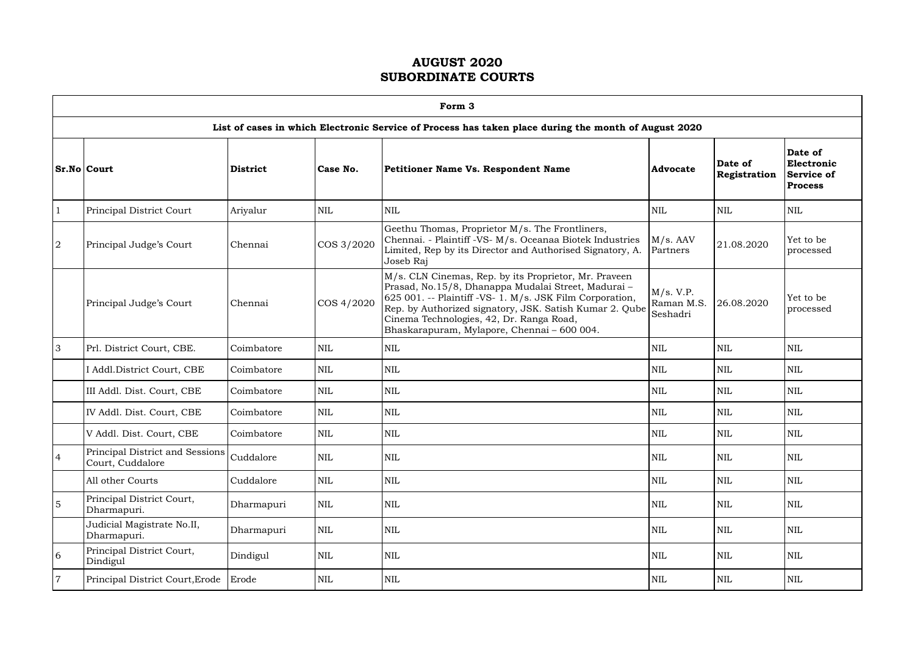# AUGUST 2020
# SUBORDINATE COURTS

**Form 3**

**List of cases in which Electronic Service of Process has taken place during the month of August 2020**

| Sr.No | Court | District | Case No. | Petitioner Name Vs. Respondent Name | Advocate | Date of Registration | Date of Electronic Service of Process |
|---|---|---|---|---|---|---|---|
| 1 | Principal District Court | Ariyalur | NIL | NIL | NIL | NIL | NIL |
| 2 | Principal Judge's Court | Chennai | COS 3/2020 | Geethu Thomas, Proprietor M/s. The Frontliners, Chennai. - Plaintiff -VS- M/s. Oceanaa Biotek Industries Limited, Rep by its Director and Authorised Signatory, A. Joseb Raj | M/s. AAV Partners | 21.08.2020 | Yet to be processed |
| | Principal Judge's Court | Chennai | COS 4/2020 | M/s. CLN Cinemas, Rep. by its Proprietor, Mr. Praveen Prasad, No.15/8, Dhanappa Mudalai Street, Madurai – 625 001. -- Plaintiff -VS- 1. M/s. JSK Film Corporation, Rep. by Authorized signatory, JSK. Satish Kumar 2. Qube Cinema Technologies, 42, Dr. Ranga Road, Bhaskarapuram, Mylapore, Chennai – 600 004. | M/s. V.P. Raman M.S. Seshadri | 26.08.2020 | Yet to be processed |
| 3 | Prl. District Court, CBE. | Coimbatore | NIL | NIL | NIL | NIL | NIL |
| | I Addl.District Court, CBE | Coimbatore | NIL | NIL | NIL | NIL | NIL |
| | III Addl. Dist. Court, CBE | Coimbatore | NIL | NIL | NIL | NIL | NIL |
| | IV Addl. Dist. Court, CBE | Coimbatore | NIL | NIL | NIL | NIL | NIL |
| | V Addl. Dist. Court, CBE | Coimbatore | NIL | NIL | NIL | NIL | NIL |
| 4 | Principal District and Sessions Court, Cuddalore | Cuddalore | NIL | NIL | NIL | NIL | NIL |
| | All other Courts | Cuddalore | NIL | NIL | NIL | NIL | NIL |
| 5 | Principal District Court, Dharmapuri. | Dharmapuri | NIL | NIL | NIL | NIL | NIL |
| | Judicial Magistrate No.II, Dharmapuri. | Dharmapuri | NIL | NIL | NIL | NIL | NIL |
| 6 | Principal District Court, Dindigul | Dindigul | NIL | NIL | NIL | NIL | NIL |
| 7 | Principal District Court,Erode | Erode | NIL | NIL | NIL | NIL | NIL |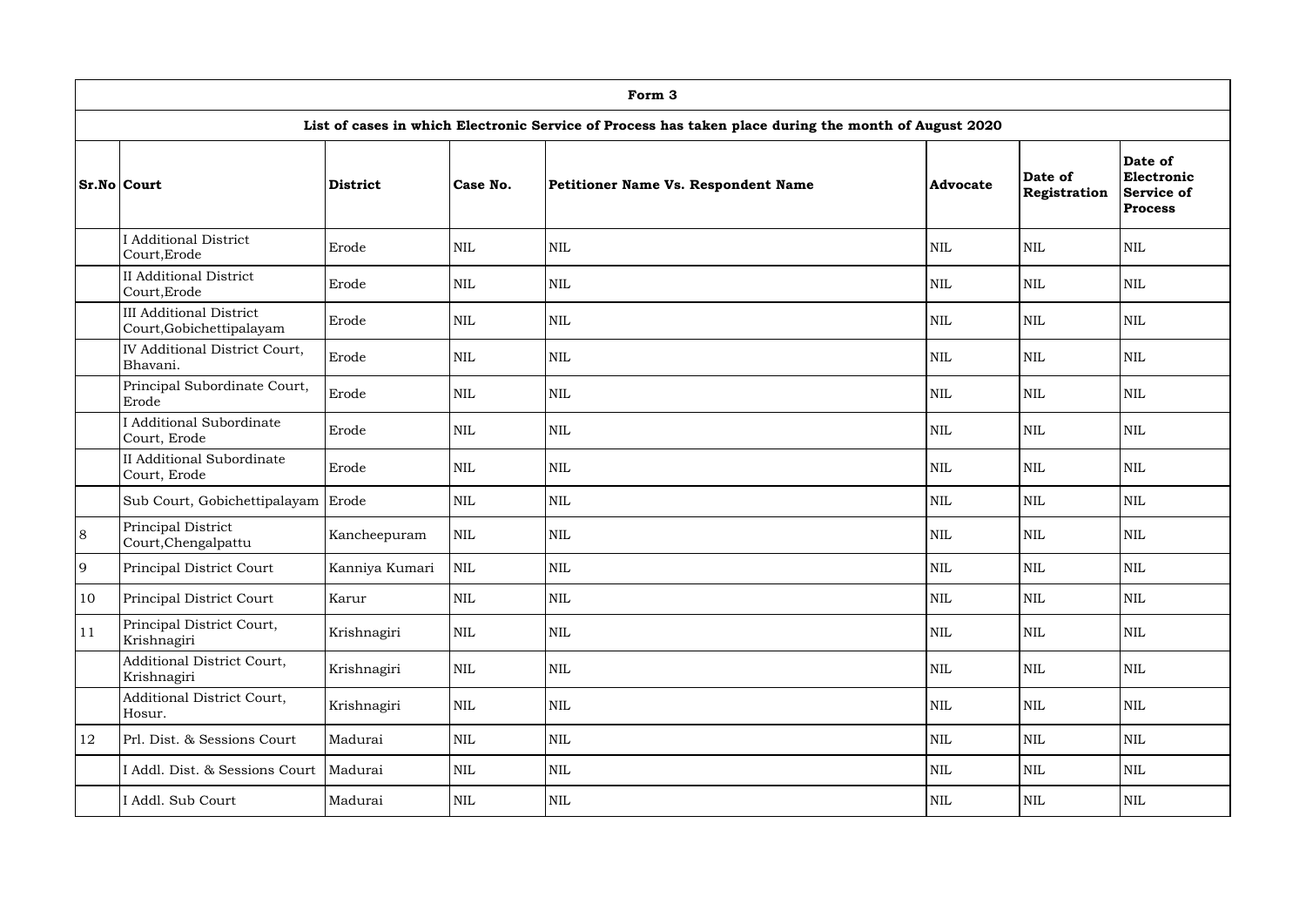| Form 3 | | | | | | | |
|---|---|---|---|---|---|---|---|
| List of cases in which Electronic Service of Process has taken place during the month of August 2020 | | | | | | | |
| **Sr.No** | **Court** | **District** | **Case No.** | **Petitioner Name Vs. Respondent Name** | **Advocate** | **Date of Registration** | **Date of Electronic Service of Process** |
| | I Additional District Court,Erode | Erode | NIL | NIL | NIL | NIL | NIL |
| | II Additional District Court,Erode | Erode | NIL | NIL | NIL | NIL | NIL |
| | III Additional District Court,Gobichettipalayam | Erode | NIL | NIL | NIL | NIL | NIL |
| | IV Additional District Court, Bhavani. | Erode | NIL | NIL | NIL | NIL | NIL |
| | Principal Subordinate Court, Erode | Erode | NIL | NIL | NIL | NIL | NIL |
| | I Additional Subordinate Court, Erode | Erode | NIL | NIL | NIL | NIL | NIL |
| | II Additional Subordinate Court, Erode | Erode | NIL | NIL | NIL | NIL | NIL |
| | Sub Court, Gobichettipalayam | Erode | NIL | NIL | NIL | NIL | NIL |
| 8 | Principal District Court,Chengalpattu | Kancheepuram | NIL | NIL | NIL | NIL | NIL |
| 9 | Principal District Court | Kanniya Kumari | NIL | NIL | NIL | NIL | NIL |
| 10 | Principal District Court | Karur | NIL | NIL | NIL | NIL | NIL |
| 11 | Principal District Court, Krishnagiri | Krishnagiri | NIL | NIL | NIL | NIL | NIL |
| | Additional District Court, Krishnagiri | Krishnagiri | NIL | NIL | NIL | NIL | NIL |
| | Additional District Court, Hosur. | Krishnagiri | NIL | NIL | NIL | NIL | NIL |
| 12 | Prl. Dist. & Sessions Court | Madurai | NIL | NIL | NIL | NIL | NIL |
| | I Addl. Dist. & Sessions Court | Madurai | NIL | NIL | NIL | NIL | NIL |
| | I Addl. Sub Court | Madurai | NIL | NIL | NIL | NIL | NIL |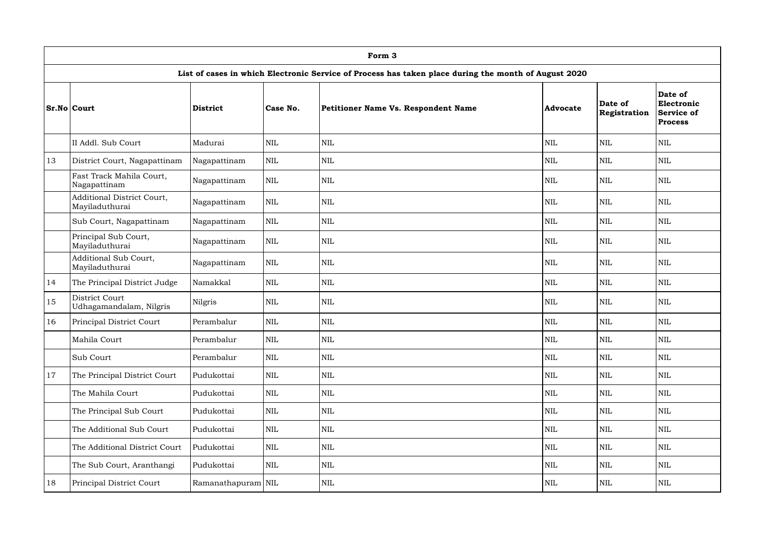| Form 3 | | | | | | | |
|---|---|---|---|---|---|---|---|
| List of cases in which Electronic Service of Process has taken place during the month of August 2020 | | | | | | | |
| **Sr.No** | **Court** | **District** | **Case No.** | **Petitioner Name Vs. Respondent Name** | **Advocate** | **Date of Registration** | **Date of Electronic Service of Process** |
| | II Addl. Sub Court | Madurai | NIL | NIL | NIL | NIL | NIL |
| 13 | District Court, Nagapattinam | Nagapattinam | NIL | NIL | NIL | NIL | NIL |
| | Fast Track Mahila Court, Nagapattinam | Nagapattinam | NIL | NIL | NIL | NIL | NIL |
| | Additional District Court, Mayiladuthurai | Nagapattinam | NIL | NIL | NIL | NIL | NIL |
| | Sub Court, Nagapattinam | Nagapattinam | NIL | NIL | NIL | NIL | NIL |
| | Principal Sub Court, Mayiladuthurai | Nagapattinam | NIL | NIL | NIL | NIL | NIL |
| | Additional Sub Court, Mayiladuthurai | Nagapattinam | NIL | NIL | NIL | NIL | NIL |
| 14 | The Principal District Judge | Namakkal | NIL | NIL | NIL | NIL | NIL |
| 15 | District Court Udhagamandalam, Nilgris | Nilgris | NIL | NIL | NIL | NIL | NIL |
| 16 | Principal District Court | Perambalur | NIL | NIL | NIL | NIL | NIL |
| | Mahila Court | Perambalur | NIL | NIL | NIL | NIL | NIL |
| | Sub Court | Perambalur | NIL | NIL | NIL | NIL | NIL |
| 17 | The Principal District Court | Pudukottai | NIL | NIL | NIL | NIL | NIL |
| | The Mahila Court | Pudukottai | NIL | NIL | NIL | NIL | NIL |
| | The Principal Sub Court | Pudukottai | NIL | NIL | NIL | NIL | NIL |
| | The Additional Sub Court | Pudukottai | NIL | NIL | NIL | NIL | NIL |
| | The Additional District Court | Pudukottai | NIL | NIL | NIL | NIL | NIL |
| | The Sub Court, Aranthangi | Pudukottai | NIL | NIL | NIL | NIL | NIL |
| 18 | Principal District Court | Ramanathapuram | NIL | NIL | NIL | NIL | NIL |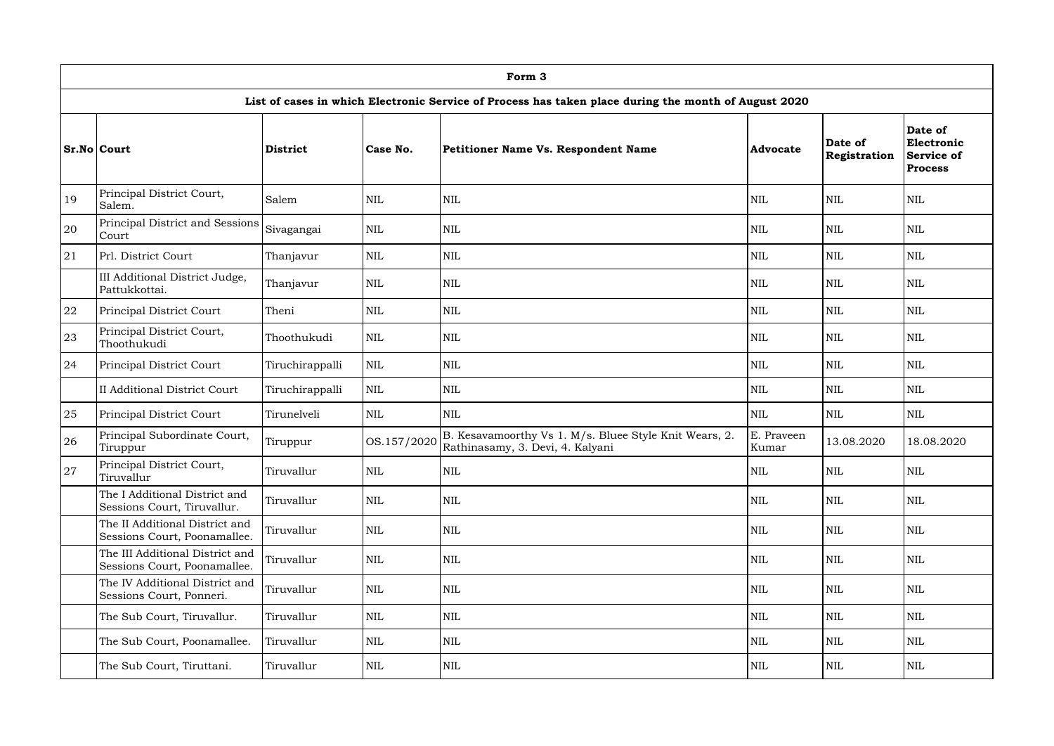| Form 3 | | | | | | | |
|---|---|---|---|---|---|---|---|
| **List of cases in which Electronic Service of Process has taken place during the month of August 2020** | | | | | | | |
| **Sr.No** | **Court** | **District** | **Case No.** | **Petitioner Name Vs. Respondent Name** | **Advocate** | **Date of Registration** | **Date of Electronic Service of Process** |
| 19 | Principal District Court, Salem. | Salem | NIL | NIL | NIL | NIL | NIL |
| 20 | Principal District and Sessions Court | Sivagangai | NIL | NIL | NIL | NIL | NIL |
| 21 | Prl. District Court | Thanjavur | NIL | NIL | NIL | NIL | NIL |
| | III Additional District Judge, Pattukkottai. | Thanjavur | NIL | NIL | NIL | NIL | NIL |
| 22 | Principal District Court | Theni | NIL | NIL | NIL | NIL | NIL |
| 23 | Principal District Court, Thoothukudi | Thoothukudi | NIL | NIL | NIL | NIL | NIL |
| 24 | Principal District Court | Tiruchirappalli | NIL | NIL | NIL | NIL | NIL |
| | II Additional District Court | Tiruchirappalli | NIL | NIL | NIL | NIL | NIL |
| 25 | Principal District Court | Tirunelveli | NIL | NIL | NIL | NIL | NIL |
| 26 | Principal Subordinate Court, Tiruppur | Tiruppur | OS.157/2020 | B. Kesavamoorthy Vs 1. M/s. Bluee Style Knit Wears, 2. Rathinasamy, 3. Devi, 4. Kalyani | E. Praveen Kumar | 13.08.2020 | 18.08.2020 |
| 27 | Principal District Court, Tiruvallur | Tiruvallur | NIL | NIL | NIL | NIL | NIL |
| | The I Additional District and Sessions Court, Tiruvallur. | Tiruvallur | NIL | NIL | NIL | NIL | NIL |
| | The II Additional District and Sessions Court, Poonamallee. | Tiruvallur | NIL | NIL | NIL | NIL | NIL |
| | The III Additional District and Sessions Court, Poonamallee. | Tiruvallur | NIL | NIL | NIL | NIL | NIL |
| | The IV Additional District and Sessions Court, Ponneri. | Tiruvallur | NIL | NIL | NIL | NIL | NIL |
| | The Sub Court, Tiruvallur. | Tiruvallur | NIL | NIL | NIL | NIL | NIL |
| | The Sub Court, Poonamallee. | Tiruvallur | NIL | NIL | NIL | NIL | NIL |
| | The Sub Court, Tiruttani. | Tiruvallur | NIL | NIL | NIL | NIL | NIL |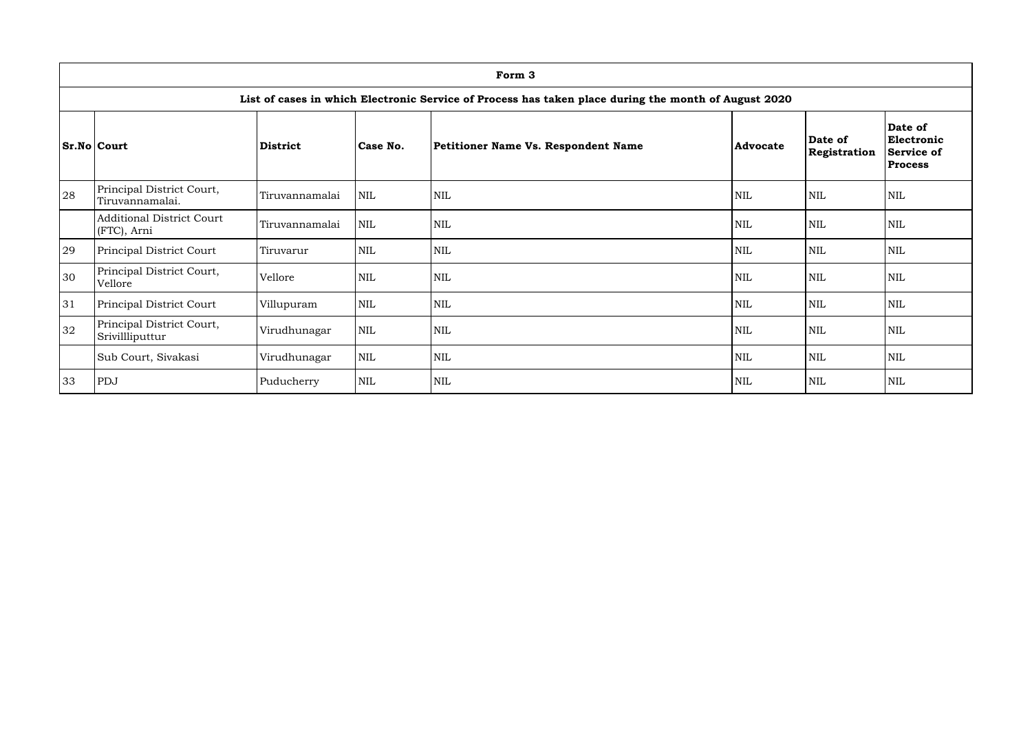| Form 3 | | | | | | | |
|---|---|---|---|---|---|---|---|
| List of cases in which Electronic Service of Process has taken place during the month of August 2020 | | | | | | | |
| **Sr.No** | **Court** | **District** | **Case No.** | **Petitioner Name Vs. Respondent Name** | **Advocate** | **Date of Registration** | **Date of Electronic Service of Process** |
| 28 | Principal District Court, Tiruvannamalai. | Tiruvannamalai | NIL | NIL | NIL | NIL | NIL |
| | Additional District Court (FTC), Arni | Tiruvannamalai | NIL | NIL | NIL | NIL | NIL |
| 29 | Principal District Court | Tiruvarur | NIL | NIL | NIL | NIL | NIL |
| 30 | Principal District Court, Vellore | Vellore | NIL | NIL | NIL | NIL | NIL |
| 31 | Principal District Court | Villupuram | NIL | NIL | NIL | NIL | NIL |
| 32 | Principal District Court, Srivillliputtur | Virudhunagar | NIL | NIL | NIL | NIL | NIL |
| | Sub Court, Sivakasi | Virudhunagar | NIL | NIL | NIL | NIL | NIL |
| 33 | PDJ | Puducherry | NIL | NIL | NIL | NIL | NIL |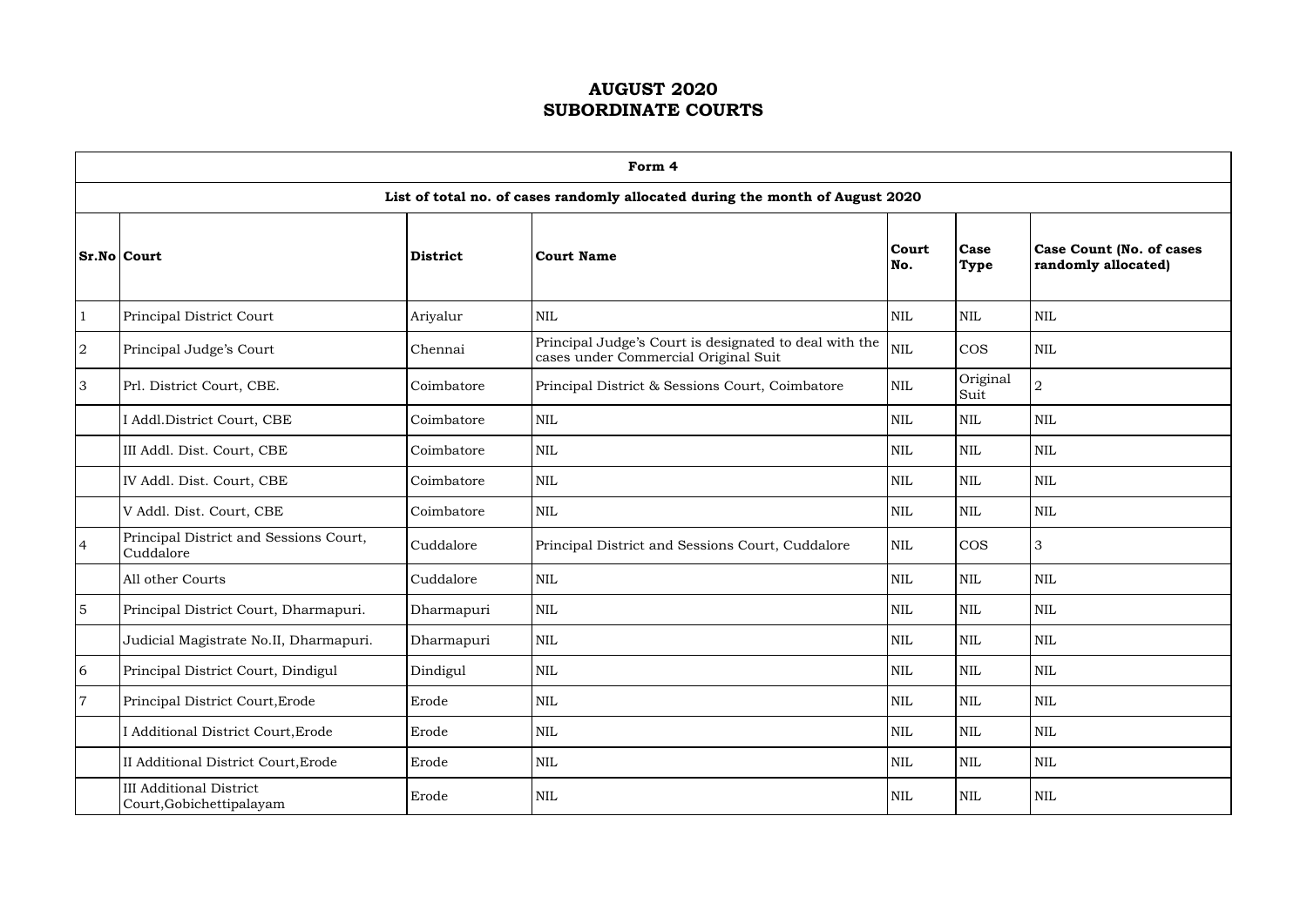# AUGUST 2020
# SUBORDINATE COURTS

**Form 4**

**List of total no. of cases randomly allocated during the month of August 2020**

| Sr.No | Court | District | Court Name | Court No. | Case Type | Case Count (No. of cases randomly allocated) |
|---|---|---|---|---|---|---|
| 1 | Principal District Court | Ariyalur | NIL | NIL | NIL | NIL |
| 2 | Principal Judge's Court | Chennai | Principal Judge's Court is designated to deal with the cases under Commercial Original Suit | NIL | COS | NIL |
| 3 | Prl. District Court, CBE. | Coimbatore | Principal District & Sessions Court, Coimbatore | NIL | Original Suit | 2 |
| | I Addl.District Court, CBE | Coimbatore | NIL | NIL | NIL | NIL |
| | III Addl. Dist. Court, CBE | Coimbatore | NIL | NIL | NIL | NIL |
| | IV Addl. Dist. Court, CBE | Coimbatore | NIL | NIL | NIL | NIL |
| | V Addl. Dist. Court, CBE | Coimbatore | NIL | NIL | NIL | NIL |
| 4 | Principal District and Sessions Court, Cuddalore | Cuddalore | Principal District and Sessions Court, Cuddalore | NIL | COS | 3 |
| | All other Courts | Cuddalore | NIL | NIL | NIL | NIL |
| 5 | Principal District Court, Dharmapuri. | Dharmapuri | NIL | NIL | NIL | NIL |
| | Judicial Magistrate No.II, Dharmapuri. | Dharmapuri | NIL | NIL | NIL | NIL |
| 6 | Principal District Court, Dindigul | Dindigul | NIL | NIL | NIL | NIL |
| 7 | Principal District Court,Erode | Erode | NIL | NIL | NIL | NIL |
| | I Additional District Court,Erode | Erode | NIL | NIL | NIL | NIL |
| | II Additional District Court,Erode | Erode | NIL | NIL | NIL | NIL |
| | III Additional District Court,Gobichettipalayam | Erode | NIL | NIL | NIL | NIL |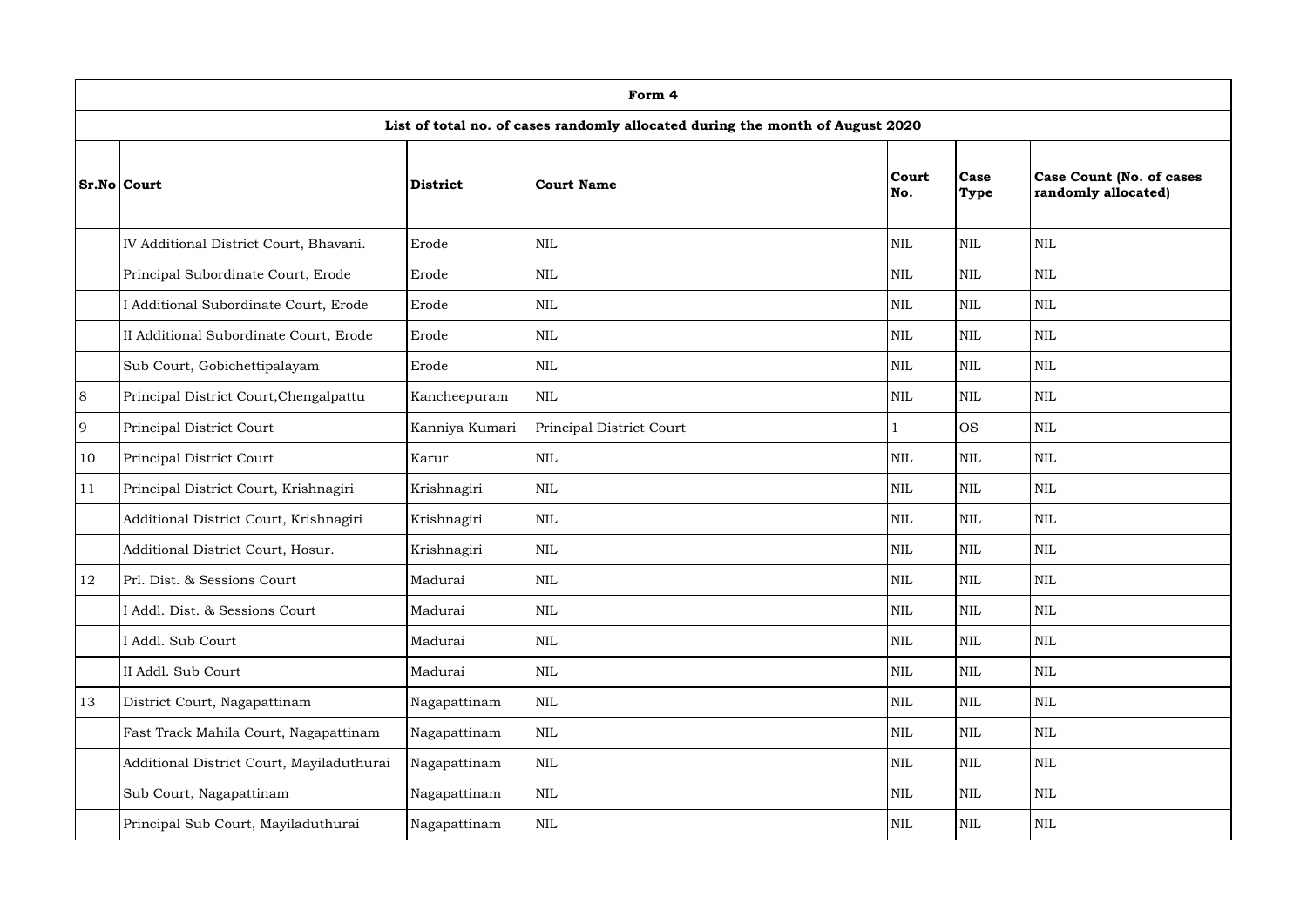| Form 4 | | | | | | |
|---|---|---|---|---|---|---|
| List of total no. of cases randomly allocated during the month of August 2020 | | | | | | |
| **Sr.No** | **Court** | **District** | **Court Name** | **Court No.** | **Case Type** | **Case Count (No. of cases randomly allocated)** |
| | IV Additional District Court, Bhavani. | Erode | NIL | NIL | NIL | NIL |
| | Principal Subordinate Court, Erode | Erode | NIL | NIL | NIL | NIL |
| | I Additional Subordinate Court, Erode | Erode | NIL | NIL | NIL | NIL |
| | II Additional Subordinate Court, Erode | Erode | NIL | NIL | NIL | NIL |
| | Sub Court, Gobichettipalayam | Erode | NIL | NIL | NIL | NIL |
| 8 | Principal District Court,Chengalpattu | Kancheepuram | NIL | NIL | NIL | NIL |
| 9 | Principal District Court | Kanniya Kumari | Principal District Court | 1 | OS | NIL |
| 10 | Principal District Court | Karur | NIL | NIL | NIL | NIL |
| 11 | Principal District Court, Krishnagiri | Krishnagiri | NIL | NIL | NIL | NIL |
| | Additional District Court, Krishnagiri | Krishnagiri | NIL | NIL | NIL | NIL |
| | Additional District Court, Hosur. | Krishnagiri | NIL | NIL | NIL | NIL |
| 12 | Prl. Dist. & Sessions Court | Madurai | NIL | NIL | NIL | NIL |
| | I Addl. Dist. & Sessions Court | Madurai | NIL | NIL | NIL | NIL |
| | I Addl. Sub Court | Madurai | NIL | NIL | NIL | NIL |
| | II Addl. Sub Court | Madurai | NIL | NIL | NIL | NIL |
| 13 | District Court, Nagapattinam | Nagapattinam | NIL | NIL | NIL | NIL |
| | Fast Track Mahila Court, Nagapattinam | Nagapattinam | NIL | NIL | NIL | NIL |
| | Additional District Court, Mayiladuthurai | Nagapattinam | NIL | NIL | NIL | NIL |
| | Sub Court, Nagapattinam | Nagapattinam | NIL | NIL | NIL | NIL |
| | Principal Sub Court, Mayiladuthurai | Nagapattinam | NIL | NIL | NIL | NIL |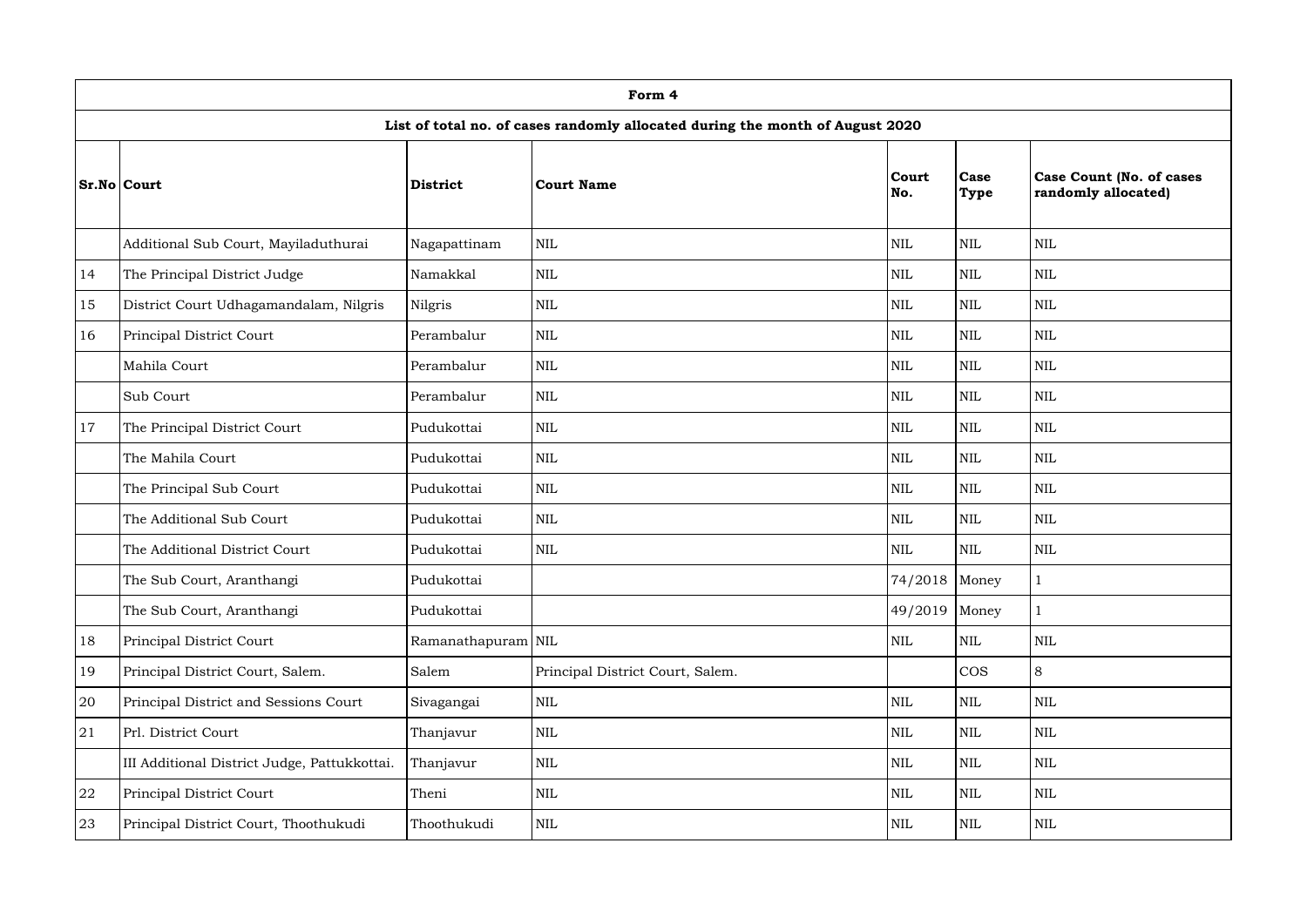| Form 4 | | | | | | |
|---|---|---|---|---|---|---|
| List of total no. of cases randomly allocated during the month of August 2020 | | | | | | |
| **Sr.No** | **Court** | **District** | **Court Name** | **Court No.** | **Case Type** | **Case Count (No. of cases randomly allocated)** |
| | Additional Sub Court, Mayiladuthurai | Nagapattinam | NIL | NIL | NIL | NIL |
| 14 | The Principal District Judge | Namakkal | NIL | NIL | NIL | NIL |
| 15 | District Court Udhagamandalam, Nilgris | Nilgris | NIL | NIL | NIL | NIL |
| 16 | Principal District Court | Perambalur | NIL | NIL | NIL | NIL |
| | Mahila Court | Perambalur | NIL | NIL | NIL | NIL |
| | Sub Court | Perambalur | NIL | NIL | NIL | NIL |
| 17 | The Principal District Court | Pudukottai | NIL | NIL | NIL | NIL |
| | The Mahila Court | Pudukottai | NIL | NIL | NIL | NIL |
| | The Principal Sub Court | Pudukottai | NIL | NIL | NIL | NIL |
| | The Additional Sub Court | Pudukottai | NIL | NIL | NIL | NIL |
| | The Additional District Court | Pudukottai | NIL | NIL | NIL | NIL |
| | The Sub Court, Aranthangi | Pudukottai | | 74/2018 | Money | 1 |
| | The Sub Court, Aranthangi | Pudukottai | | 49/2019 | Money | 1 |
| 18 | Principal District Court | Ramanathapuram | NIL | NIL | NIL | NIL |
| 19 | Principal District Court, Salem. | Salem | Principal District Court, Salem. | | COS | 8 |
| 20 | Principal District and Sessions Court | Sivagangai | NIL | NIL | NIL | NIL |
| 21 | Prl. District Court | Thanjavur | NIL | NIL | NIL | NIL |
| | III Additional District Judge, Pattukkottai. | Thanjavur | NIL | NIL | NIL | NIL |
| 22 | Principal District Court | Theni | NIL | NIL | NIL | NIL |
| 23 | Principal District Court, Thoothukudi | Thoothukudi | NIL | NIL | NIL | NIL |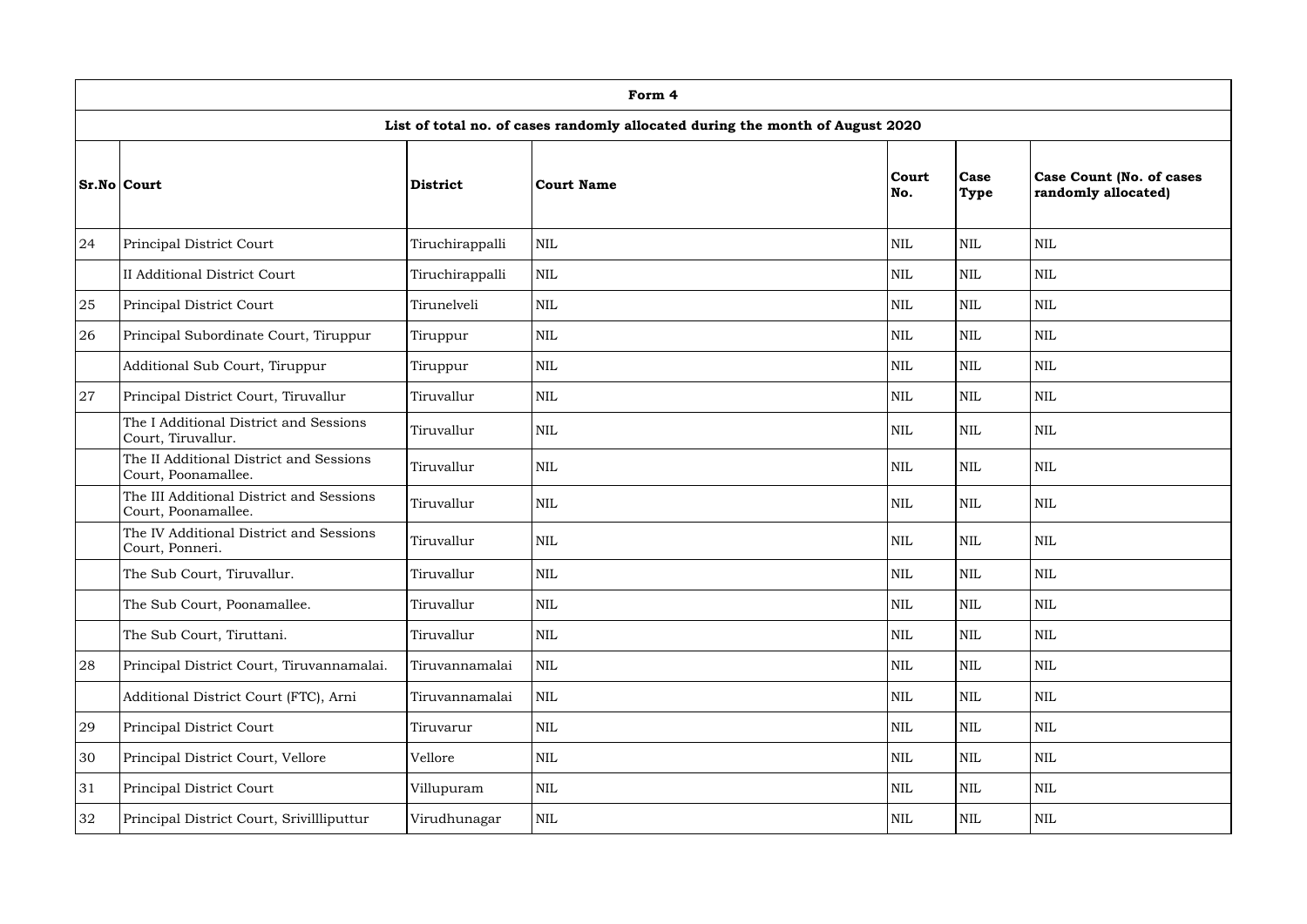| Form 4 | | | | | | |
|---|---|---|---|---|---|---|
| **List of total no. of cases randomly allocated during the month of August 2020** | | | | | | |
| **Sr.No** | **Court** | **District** | **Court Name** | **Court No.** | **Case Type** | **Case Count (No. of cases randomly allocated)** |
| 24 | Principal District Court | Tiruchirappalli | NIL | NIL | NIL | NIL |
| | II Additional District Court | Tiruchirappalli | NIL | NIL | NIL | NIL |
| 25 | Principal District Court | Tirunelveli | NIL | NIL | NIL | NIL |
| 26 | Principal Subordinate Court, Tiruppur | Tiruppur | NIL | NIL | NIL | NIL |
| | Additional Sub Court, Tiruppur | Tiruppur | NIL | NIL | NIL | NIL |
| 27 | Principal District Court, Tiruvallur | Tiruvallur | NIL | NIL | NIL | NIL |
| | The I Additional District and Sessions Court, Tiruvallur. | Tiruvallur | NIL | NIL | NIL | NIL |
| | The II Additional District and Sessions Court, Poonamallee. | Tiruvallur | NIL | NIL | NIL | NIL |
| | The III Additional District and Sessions Court, Poonamallee. | Tiruvallur | NIL | NIL | NIL | NIL |
| | The IV Additional District and Sessions Court, Ponneri. | Tiruvallur | NIL | NIL | NIL | NIL |
| | The Sub Court, Tiruvallur. | Tiruvallur | NIL | NIL | NIL | NIL |
| | The Sub Court, Poonamallee. | Tiruvallur | NIL | NIL | NIL | NIL |
| | The Sub Court, Tiruttani. | Tiruvallur | NIL | NIL | NIL | NIL |
| 28 | Principal District Court, Tiruvannamalai. | Tiruvannamalai | NIL | NIL | NIL | NIL |
| | Additional District Court (FTC), Arni | Tiruvannamalai | NIL | NIL | NIL | NIL |
| 29 | Principal District Court | Tiruvarur | NIL | NIL | NIL | NIL |
| 30 | Principal District Court, Vellore | Vellore | NIL | NIL | NIL | NIL |
| 31 | Principal District Court | Villupuram | NIL | NIL | NIL | NIL |
| 32 | Principal District Court, Srivillliputtur | Virudhunagar | NIL | NIL | NIL | NIL |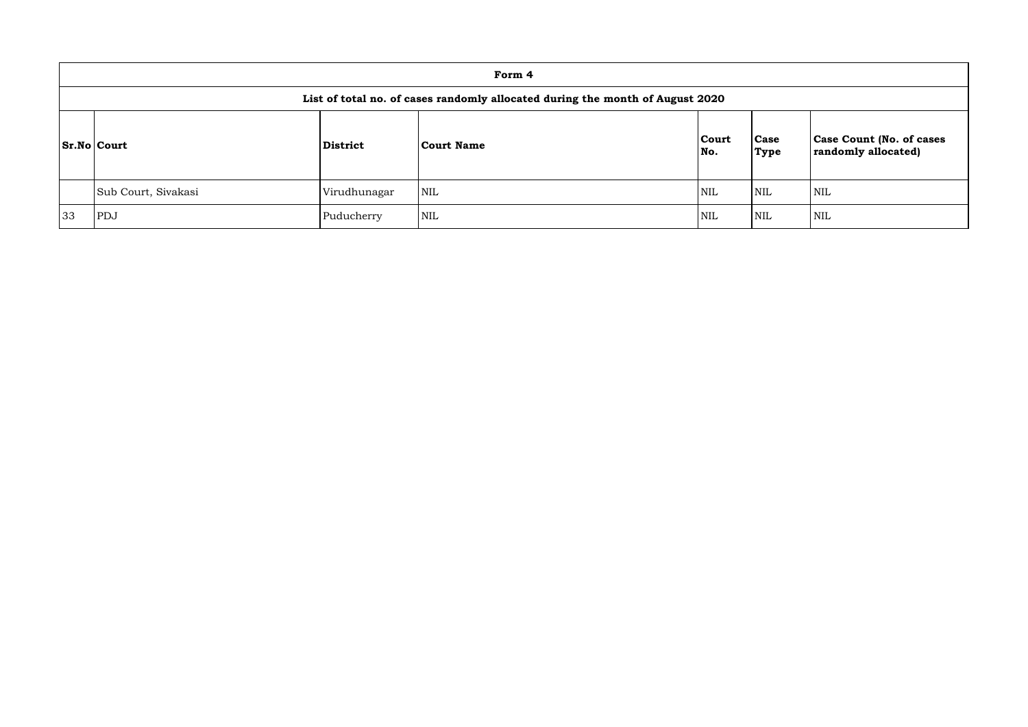| Form 4 | | | | | | |
|---|---|---|---|---|---|---|
| **List of total no. of cases randomly allocated during the month of August 2020** | | | | | | |
| **Sr.No** | **Court** | **District** | **Court Name** | **Court No.** | **Case Type** | **Case Count (No. of cases randomly allocated)** |
| | Sub Court, Sivakasi | Virudhunagar | NIL | NIL | NIL | NIL |
| 33 | PDJ | Puducherry | NIL | NIL | NIL | NIL |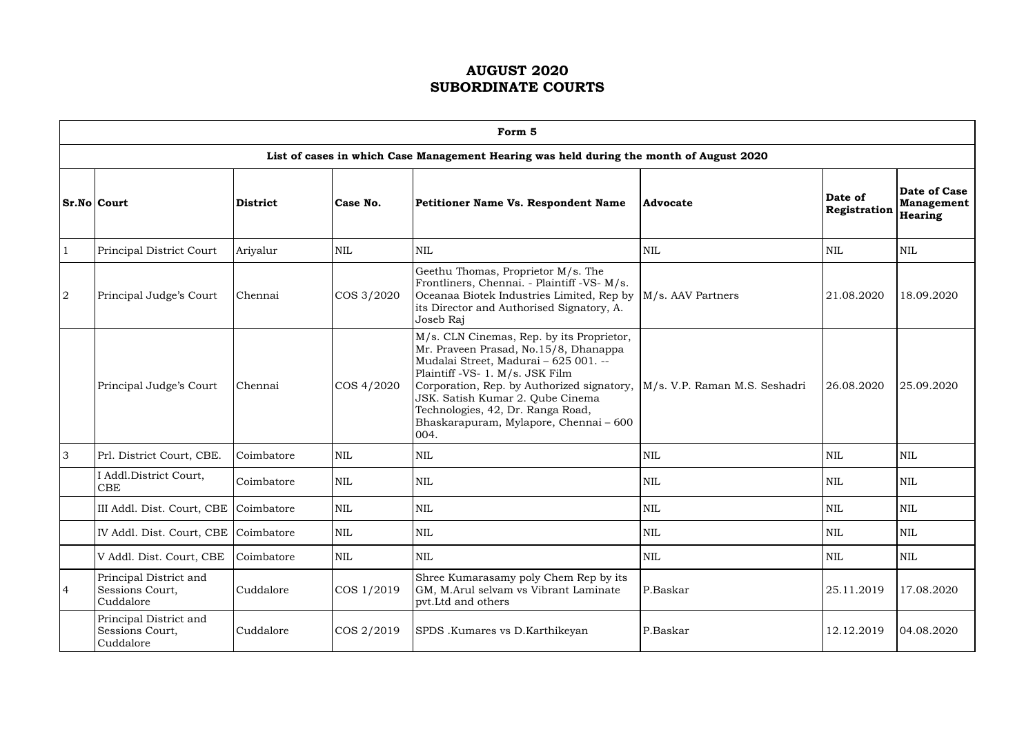# AUGUST 2020
# SUBORDINATE COURTS

| Form 5 | | | | | | | |
|---|---|---|---|---|---|---|---|
| **List of cases in which Case Management Hearing was held during the month of August 2020** | | | | | | | |
| **Sr.No** | **Court** | **District** | **Case No.** | **Petitioner Name Vs. Respondent Name** | **Advocate** | **Date of Registration** | **Date of Case Management Hearing** |
| 1 | Principal District Court | Ariyalur | NIL | NIL | NIL | NIL | NIL |
| 2 | Principal Judge's Court | Chennai | COS 3/2020 | Geethu Thomas, Proprietor M/s. The Frontliners, Chennai. - Plaintiff -VS- M/s. Oceanaa Biotek Industries Limited, Rep by its Director and Authorised Signatory, A. Joseb Raj | M/s. AAV Partners | 21.08.2020 | 18.09.2020 |
| | Principal Judge's Court | Chennai | COS 4/2020 | M/s. CLN Cinemas, Rep. by its Proprietor, Mr. Praveen Prasad, No.15/8, Dhanappa Mudalai Street, Madurai – 625 001. -- Plaintiff -VS- 1. M/s. JSK Film Corporation, Rep. by Authorized signatory, JSK. Satish Kumar 2. Qube Cinema Technologies, 42, Dr. Ranga Road, Bhaskarapuram, Mylapore, Chennai – 600 004. | M/s. V.P. Raman M.S. Seshadri | 26.08.2020 | 25.09.2020 |
| 3 | Prl. District Court, CBE. | Coimbatore | NIL | NIL | NIL | NIL | NIL |
| | I Addl.District Court, CBE | Coimbatore | NIL | NIL | NIL | NIL | NIL |
| | III Addl. Dist. Court, CBE | Coimbatore | NIL | NIL | NIL | NIL | NIL |
| | IV Addl. Dist. Court, CBE | Coimbatore | NIL | NIL | NIL | NIL | NIL |
| | V Addl. Dist. Court, CBE | Coimbatore | NIL | NIL | NIL | NIL | NIL |
| 4 | Principal District and Sessions Court, Cuddalore | Cuddalore | COS 1/2019 | Shree Kumarasamy poly Chem Rep by its GM, M.Arul selvam vs Vibrant Laminate pvt.Ltd and others | P.Baskar | 25.11.2019 | 17.08.2020 |
| | Principal District and Sessions Court, Cuddalore | Cuddalore | COS 2/2019 | SPDS .Kumares vs D.Karthikeyan | P.Baskar | 12.12.2019 | 04.08.2020 |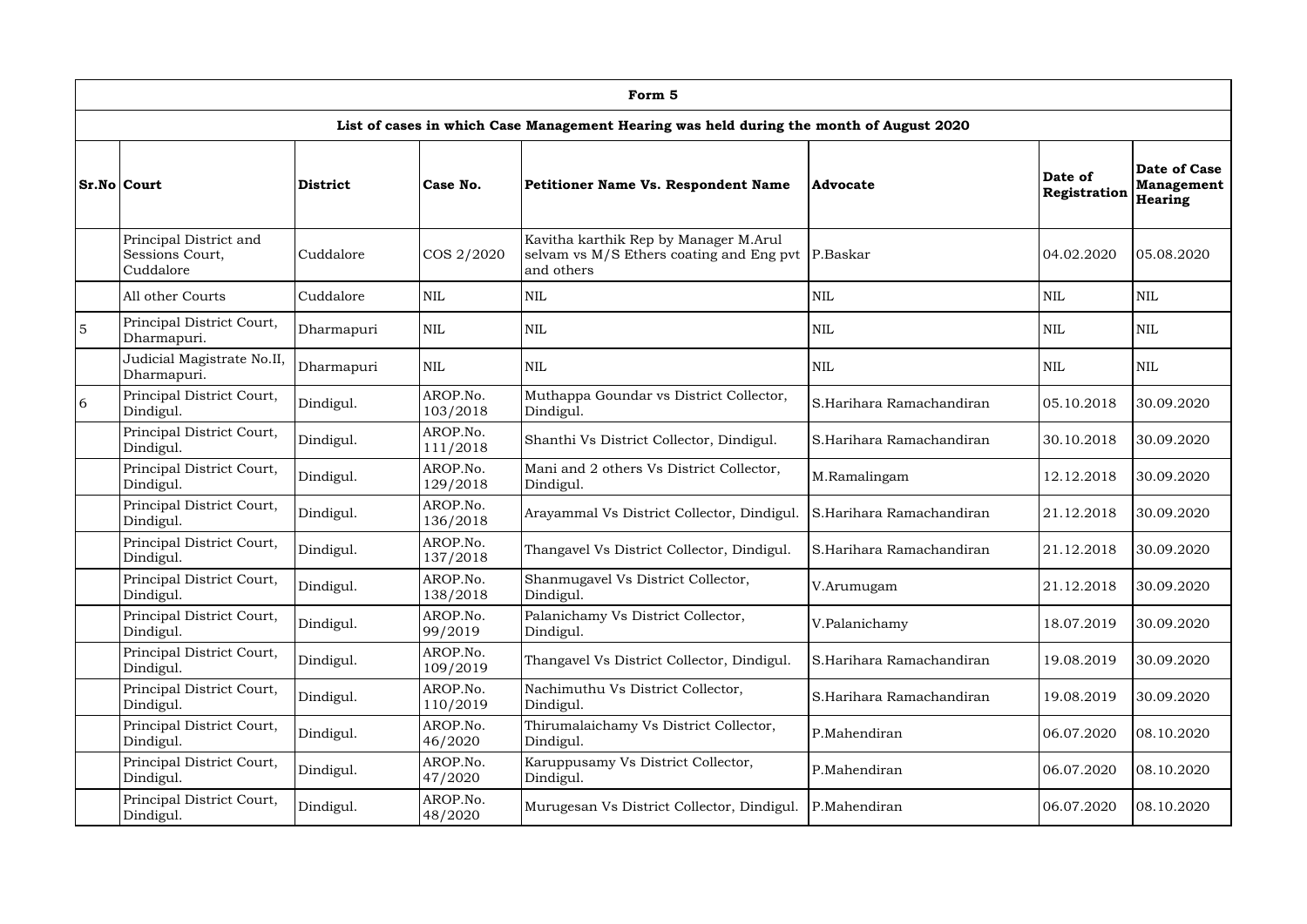| Form 5 | | | | | | | |
|---|---|---|---|---|---|---|---|
| List of cases in which Case Management Hearing was held during the month of August 2020 | | | | | | | |
| **Sr.No** | **Court** | **District** | **Case No.** | **Petitioner Name Vs. Respondent Name** | **Advocate** | **Date of Registration** | **Date of Case Management Hearing** |
| | Principal District and Sessions Court, Cuddalore | Cuddalore | COS 2/2020 | Kavitha karthik Rep by Manager M.Arul selvam vs M/S Ethers coating and Eng pvt and others | P.Baskar | 04.02.2020 | 05.08.2020 |
| | All other Courts | Cuddalore | NIL | NIL | NIL | NIL | NIL |
| 5 | Principal District Court, Dharmapuri. | Dharmapuri | NIL | NIL | NIL | NIL | NIL |
| | Judicial Magistrate No.II, Dharmapuri. | Dharmapuri | NIL | NIL | NIL | NIL | NIL |
| 6 | Principal District Court, Dindigul. | Dindigul. | AROP.No. 103/2018 | Muthappa Goundar vs District Collector, Dindigul. | S.Harihara Ramachandiran | 05.10.2018 | 30.09.2020 |
| | Principal District Court, Dindigul. | Dindigul. | AROP.No. 111/2018 | Shanthi Vs District Collector, Dindigul. | S.Harihara Ramachandiran | 30.10.2018 | 30.09.2020 |
| | Principal District Court, Dindigul. | Dindigul. | AROP.No. 129/2018 | Mani and 2 others Vs District Collector, Dindigul. | M.Ramalingam | 12.12.2018 | 30.09.2020 |
| | Principal District Court, Dindigul. | Dindigul. | AROP.No. 136/2018 | Arayammal Vs District Collector, Dindigul. | S.Harihara Ramachandiran | 21.12.2018 | 30.09.2020 |
| | Principal District Court, Dindigul. | Dindigul. | AROP.No. 137/2018 | Thangavel Vs District Collector, Dindigul. | S.Harihara Ramachandiran | 21.12.2018 | 30.09.2020 |
| | Principal District Court, Dindigul. | Dindigul. | AROP.No. 138/2018 | Shanmugavel Vs District Collector, Dindigul. | V.Arumugam | 21.12.2018 | 30.09.2020 |
| | Principal District Court, Dindigul. | Dindigul. | AROP.No. 99/2019 | Palanichamy Vs District Collector, Dindigul. | V.Palanichamy | 18.07.2019 | 30.09.2020 |
| | Principal District Court, Dindigul. | Dindigul. | AROP.No. 109/2019 | Thangavel Vs District Collector, Dindigul. | S.Harihara Ramachandiran | 19.08.2019 | 30.09.2020 |
| | Principal District Court, Dindigul. | Dindigul. | AROP.No. 110/2019 | Nachimuthu Vs District Collector, Dindigul. | S.Harihara Ramachandiran | 19.08.2019 | 30.09.2020 |
| | Principal District Court, Dindigul. | Dindigul. | AROP.No. 46/2020 | Thirumalaichamy Vs District Collector, Dindigul. | P.Mahendiran | 06.07.2020 | 08.10.2020 |
| | Principal District Court, Dindigul. | Dindigul. | AROP.No. 47/2020 | Karuppusamy Vs District Collector, Dindigul. | P.Mahendiran | 06.07.2020 | 08.10.2020 |
| | Principal District Court, Dindigul. | Dindigul. | AROP.No. 48/2020 | Murugesan Vs District Collector, Dindigul. | P.Mahendiran | 06.07.2020 | 08.10.2020 |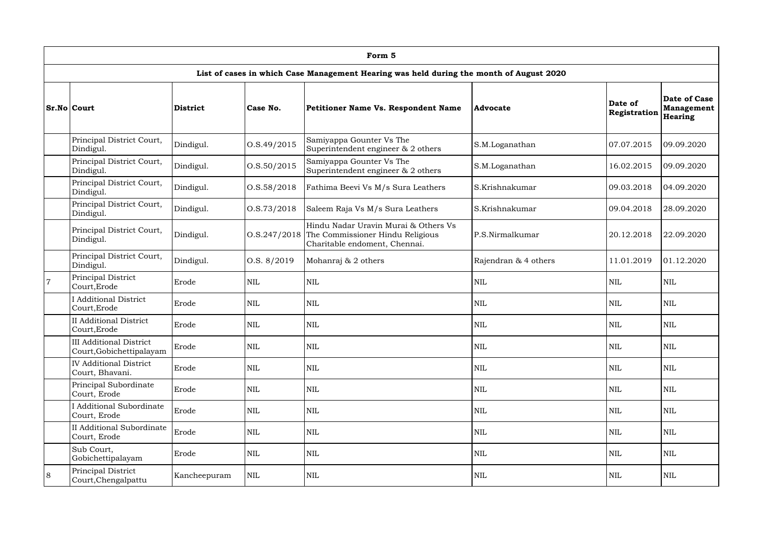| Form 5 | | | | | | | |
|---|---|---|---|---|---|---|---|
| List of cases in which Case Management Hearing was held during the month of August 2020 | | | | | | | |
| **Sr.No** | **Court** | **District** | **Case No.** | **Petitioner Name Vs. Respondent Name** | **Advocate** | **Date of Registration** | **Date of Case Management Hearing** |
| | Principal District Court, Dindigul. | Dindigul. | O.S.49/2015 | Samiyappa Gounter Vs The Superintendent engineer & 2 others | S.M.Loganathan | 07.07.2015 | 09.09.2020 |
| | Principal District Court, Dindigul. | Dindigul. | O.S.50/2015 | Samiyappa Gounter Vs The Superintendent engineer & 2 others | S.M.Loganathan | 16.02.2015 | 09.09.2020 |
| | Principal District Court, Dindigul. | Dindigul. | O.S.58/2018 | Fathima Beevi Vs M/s Sura Leathers | S.Krishnakumar | 09.03.2018 | 04.09.2020 |
| | Principal District Court, Dindigul. | Dindigul. | O.S.73/2018 | Saleem Raja Vs M/s Sura Leathers | S.Krishnakumar | 09.04.2018 | 28.09.2020 |
| | Principal District Court, Dindigul. | Dindigul. | O.S.247/2018 | Hindu Nadar Uravin Murai & Others Vs The Commissioner Hindu Religious Charitable endoment, Chennai. | P.S.Nirmalkumar | 20.12.2018 | 22.09.2020 |
| | Principal District Court, Dindigul. | Dindigul. | O.S. 8/2019 | Mohanraj & 2 others | Rajendran & 4 others | 11.01.2019 | 01.12.2020 |
| 7 | Principal District Court,Erode | Erode | NIL | NIL | NIL | NIL | NIL |
| | I Additional District Court,Erode | Erode | NIL | NIL | NIL | NIL | NIL |
| | II Additional District Court,Erode | Erode | NIL | NIL | NIL | NIL | NIL |
| | III Additional District Court,Gobichettipalayam | Erode | NIL | NIL | NIL | NIL | NIL |
| | IV Additional District Court, Bhavani. | Erode | NIL | NIL | NIL | NIL | NIL |
| | Principal Subordinate Court, Erode | Erode | NIL | NIL | NIL | NIL | NIL |
| | I Additional Subordinate Court, Erode | Erode | NIL | NIL | NIL | NIL | NIL |
| | II Additional Subordinate Court, Erode | Erode | NIL | NIL | NIL | NIL | NIL |
| | Sub Court, Gobichettipalayam | Erode | NIL | NIL | NIL | NIL | NIL |
| 8 | Principal District Court,Chengalpattu | Kancheepuram | NIL | NIL | NIL | NIL | NIL |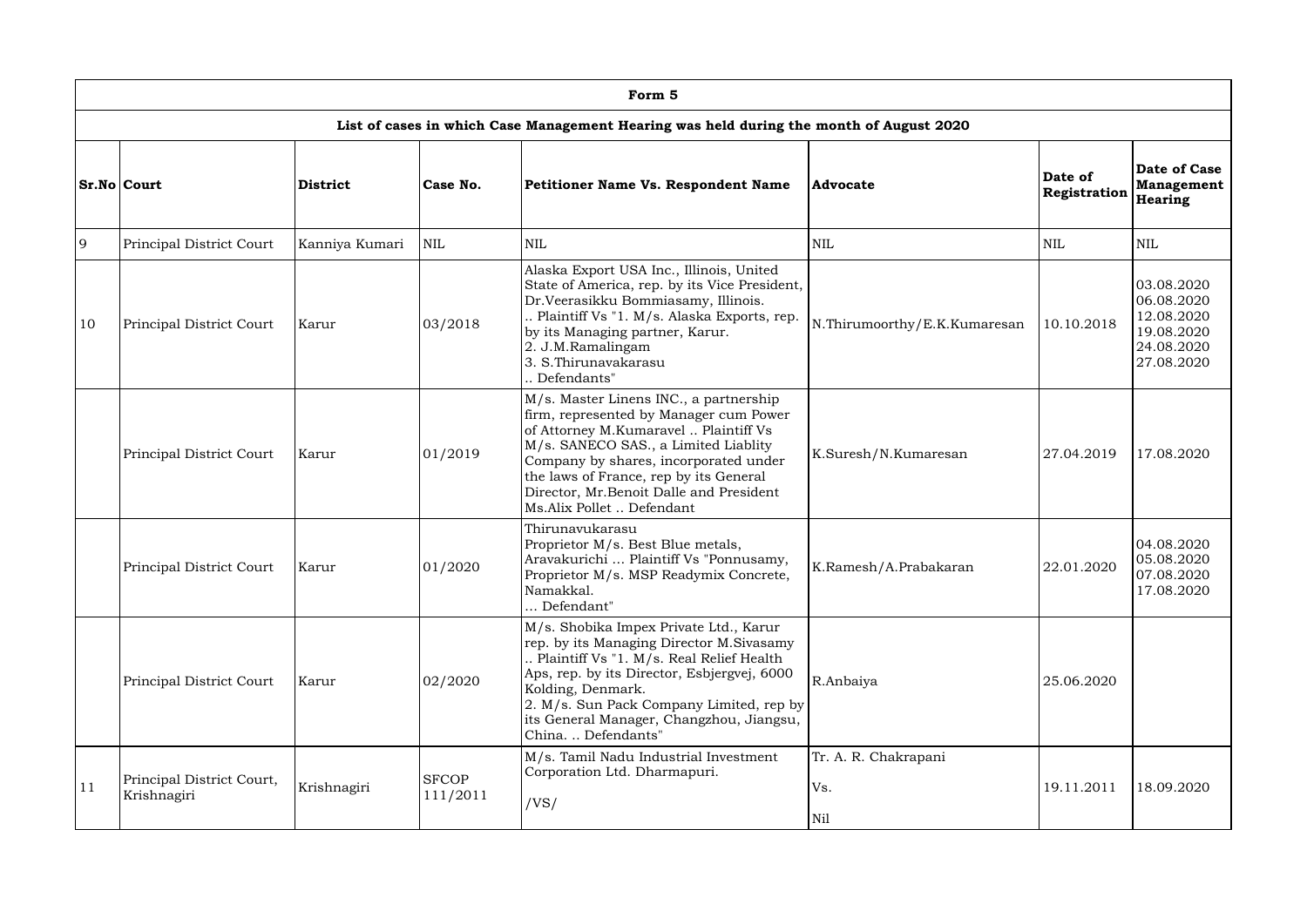| Form 5 | | | | | | | |
|---|---|---|---|---|---|---|---|
| **List of cases in which Case Management Hearing was held during the month of August 2020** | | | | | | | |
| **Sr.No** | **Court** | **District** | **Case No.** | **Petitioner Name Vs. Respondent Name** | **Advocate** | **Date of Registration** | **Date of Case Management Hearing** |
| 9 | Principal District Court | Kanniya Kumari | NIL | NIL | NIL | NIL | NIL |
| 10 | Principal District Court | Karur | 03/2018 | Alaska Export USA Inc., Illinois, United State of America, rep. by its Vice President, Dr.Veerasikku Bommiasamy, Illinois. .. Plaintiff Vs "1. M/s. Alaska Exports, rep. by its Managing partner, Karur. 2. J.M.Ramalingam 3. S.Thirunavakarasu .. Defendants" | N.Thirumoorthy/E.K.Kumaresan | 10.10.2018 | 03.08.2020 06.08.2020 12.08.2020 19.08.2020 24.08.2020 27.08.2020 |
| | Principal District Court | Karur | 01/2019 | M/s. Master Linens INC., a partnership firm, represented by Manager cum Power of Attorney M.Kumaravel .. Plaintiff Vs M/s. SANECO SAS., a Limited Liablity Company by shares, incorporated under the laws of France, rep by its General Director, Mr.Benoit Dalle and President Ms.Alix Pollet .. Defendant | K.Suresh/N.Kumaresan | 27.04.2019 | 17.08.2020 |
| | Principal District Court | Karur | 01/2020 | Thirunavukarasu Proprietor M/s. Best Blue metals, Aravakurichi ... Plaintiff Vs "Ponnusamy, Proprietor M/s. MSP Readymix Concrete, Namakkal. ... Defendant" | K.Ramesh/A.Prabakaran | 22.01.2020 | 04.08.2020 05.08.2020 07.08.2020 17.08.2020 |
| | Principal District Court | Karur | 02/2020 | M/s. Shobika Impex Private Ltd., Karur rep. by its Managing Director M.Sivasamy .. Plaintiff Vs "1. M/s. Real Relief Health Aps, rep. by its Director, Esbjergvej, 6000 Kolding, Denmark. 2. M/s. Sun Pack Company Limited, rep by its General Manager, Changzhou, Jiangsu, China. .. Defendants" | R.Anbaiya | 25.06.2020 | |
| 11 | Principal District Court, Krishnagiri | Krishnagiri | SFCOP 111/2011 | M/s. Tamil Nadu Industrial Investment Corporation Ltd. Dharmapuri. /VS/ | Tr. A. R. Chakrapani Vs. Nil | 19.11.2011 | 18.09.2020 |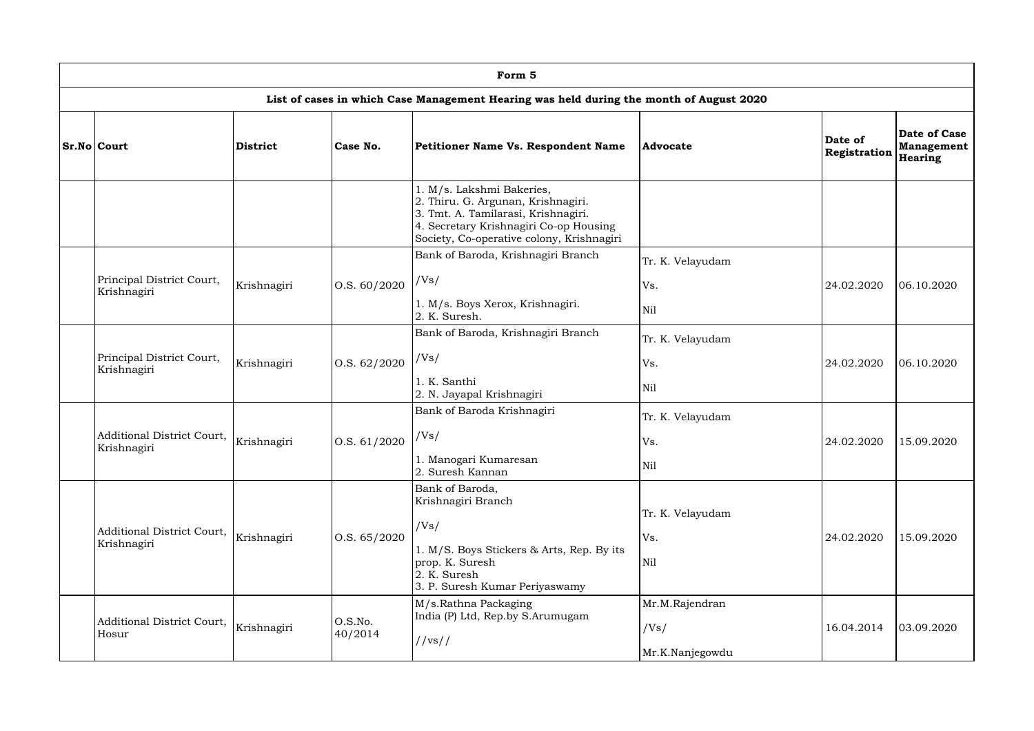| Form 5 | | | | | | | |
|---|---|---|---|---|---|---|---|
| List of cases in which Case Management Hearing was held during the month of August 2020 | | | | | | | |
| **Sr.No** | **Court** | **District** | **Case No.** | **Petitioner Name Vs. Respondent Name** | **Advocate** | **Date of Registration** | **Date of Case Management Hearing** |
| | | | | 1. M/s. Lakshmi Bakeries,<br>2. Thiru. G. Argunan, Krishnagiri.<br>3. Tmt. A. Tamilarasi, Krishnagiri.<br>4. Secretary Krishnagiri Co-op Housing Society, Co-operative colony, Krishnagiri | | | |
| | Principal District Court, Krishnagiri | Krishnagiri | O.S. 60/2020 | Bank of Baroda, Krishnagiri Branch<br>/Vs/<br>1. M/s. Boys Xerox, Krishnagiri.<br>2. K. Suresh. | Tr. K. Velayudam<br>Vs.<br>Nil | 24.02.2020 | 06.10.2020 |
| | Principal District Court, Krishnagiri | Krishnagiri | O.S. 62/2020 | Bank of Baroda, Krishnagiri Branch<br>/Vs/<br>1. K. Santhi<br>2. N. Jayapal Krishnagiri | Tr. K. Velayudam<br>Vs.<br>Nil | 24.02.2020 | 06.10.2020 |
| | Additional District Court, Krishnagiri | Krishnagiri | O.S. 61/2020 | Bank of Baroda Krishnagiri<br>/Vs/<br>1. Manogari Kumaresan<br>2. Suresh Kannan | Tr. K. Velayudam<br>Vs.<br>Nil | 24.02.2020 | 15.09.2020 |
| | Additional District Court, Krishnagiri | Krishnagiri | O.S. 65/2020 | Bank of Baroda,<br>Krishnagiri Branch<br>/Vs/<br>1. M/S. Boys Stickers & Arts, Rep. By its prop. K. Suresh<br>2. K. Suresh<br>3. P. Suresh Kumar Periyaswamy | Tr. K. Velayudam<br>Vs.<br>Nil | 24.02.2020 | 15.09.2020 |
| | Additional District Court, Hosur | Krishnagiri | O.S.No. 40/2014 | M/s.Rathna Packaging India (P) Ltd, Rep.by S.Arumugam<br>//vs// | Mr.M.Rajendran<br>/Vs/<br>Mr.K.Nanjegowdu | 16.04.2014 | 03.09.2020 |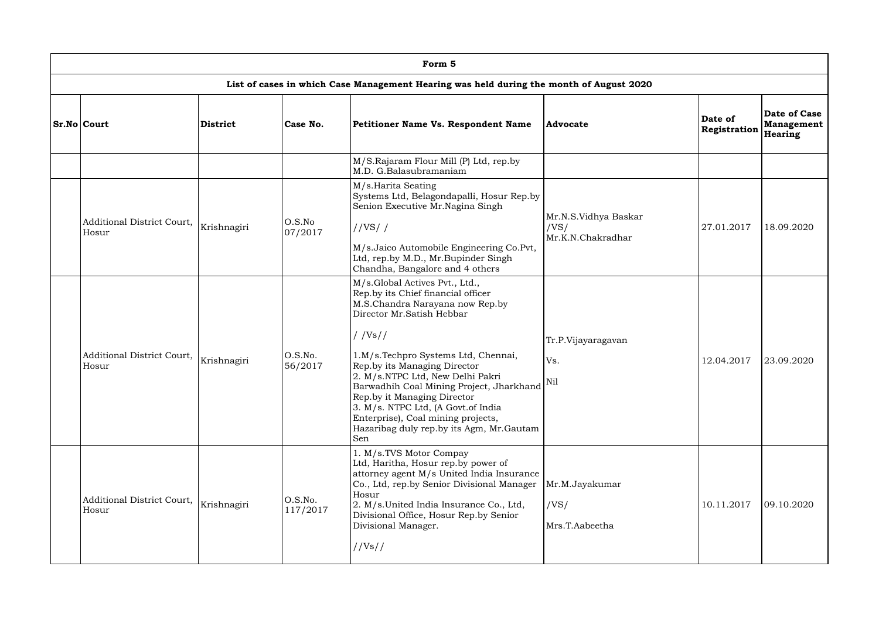| Form 5 | | | | | | | |
|---|---|---|---|---|---|---|---|
| List of cases in which Case Management Hearing was held during the month of August 2020 | | | | | | | |
| **Sr.No** | **Court** | **District** | **Case No.** | **Petitioner Name Vs. Respondent Name** | **Advocate** | **Date of Registration** | **Date of Case Management Hearing** |
| | | | | M/S.Rajaram Flour Mill (P) Ltd, rep.by M.D. G.Balasubramaniam | | | |
| | Additional District Court, Hosur | Krishnagiri | O.S.No 07/2017 | M/s.Harita Seating Systems Ltd, Belagondapalli, Hosur Rep.by Senion Executive Mr.Nagina Singh //VS/ / M/s.Jaico Automobile Engineering Co.Pvt, Ltd, rep.by M.D., Mr.Bupinder Singh Chandha, Bangalore and 4 others | Mr.N.S.Vidhya Baskar /VS/ Mr.K.N.Chakradhar | 27.01.2017 | 18.09.2020 |
| | Additional District Court, Hosur | Krishnagiri | O.S.No. 56/2017 | M/s.Global Actives Pvt., Ltd., Rep.by its Chief financial officer M.S.Chandra Narayana now Rep.by Director Mr.Satish Hebbar / /Vs// 1.M/s.Techpro Systems Ltd, Chennai, Rep.by its Managing Director 2. M/s.NTPC Ltd, New Delhi Pakri Barwadhih Coal Mining Project, Jharkhand Rep.by it Managing Director 3. M/s. NTPC Ltd, (A Govt.of India Enterprise), Coal mining projects, Hazaribag duly rep.by its Agm, Mr.Gautam Sen | Tr.P.Vijayaragavan Vs. Nil | 12.04.2017 | 23.09.2020 |
| | Additional District Court, Hosur | Krishnagiri | O.S.No. 117/2017 | 1. M/s.TVS Motor Compay Ltd, Haritha, Hosur rep.by power of attorney agent M/s United India Insurance Co., Ltd, rep.by Senior Divisional Manager Hosur 2. M/s.United India Insurance Co., Ltd, Divisional Office, Hosur Rep.by Senior Divisional Manager. //Vs// | Mr.M.Jayakumar /VS/ Mrs.T.Aabeetha | 10.11.2017 | 09.10.2020 |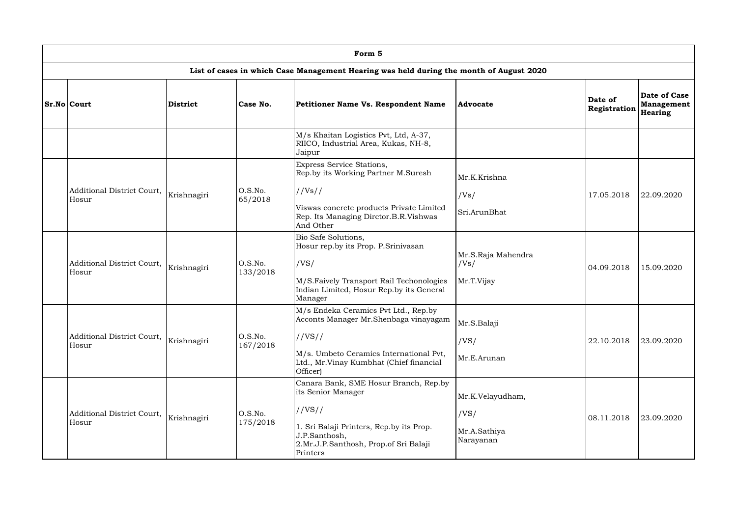| Form 5 | | | | | | | |
|---|---|---|---|---|---|---|---|
| List of cases in which Case Management Hearing was held during the month of August 2020 | | | | | | | |
| **Sr.No** | **Court** | **District** | **Case No.** | **Petitioner Name Vs. Respondent Name** | **Advocate** | **Date of Registration** | **Date of Case Management Hearing** |
| | | | | M/s Khaitan Logistics Pvt, Ltd, A-37, RIICO, Industrial Area, Kukas, NH-8, Jaipur | | | |
| | Additional District Court, Hosur | Krishnagiri | O.S.No. 65/2018 | Express Service Stations, Rep.by its Working Partner M.Suresh //Vs// Viswas concrete products Private Limited Rep. Its Managing Dirctor.B.R.Vishwas And Other | Mr.K.Krishna /Vs/ Sri.ArunBhat | 17.05.2018 | 22.09.2020 |
| | Additional District Court, Hosur | Krishnagiri | O.S.No. 133/2018 | Bio Safe Solutions, Hosur rep.by its Prop. P.Srinivasan /VS/ M/S.Faively Transport Rail Techonologies Indian Limited, Hosur Rep.by its General Manager | Mr.S.Raja Mahendra /Vs/ Mr.T.Vijay | 04.09.2018 | 15.09.2020 |
| | Additional District Court, Hosur | Krishnagiri | O.S.No. 167/2018 | M/s Endeka Ceramics Pvt Ltd., Rep.by Acconts Manager Mr.Shenbaga vinayagam //VS// M/s. Umbeto Ceramics International Pvt, Ltd., Mr.Vinay Kumbhat (Chief financial Officer) | Mr.S.Balaji /VS/ Mr.E.Arunan | 22.10.2018 | 23.09.2020 |
| | Additional District Court, Hosur | Krishnagiri | O.S.No. 175/2018 | Canara Bank, SME Hosur Branch, Rep.by its Senior Manager //VS// 1. Sri Balaji Printers, Rep.by its Prop. J.P.Santhosh, 2.Mr.J.P.Santhosh, Prop.of Sri Balaji Printers | Mr.K.Velayudham, /VS/ Mr.A.Sathiya Narayanan | 08.11.2018 | 23.09.2020 |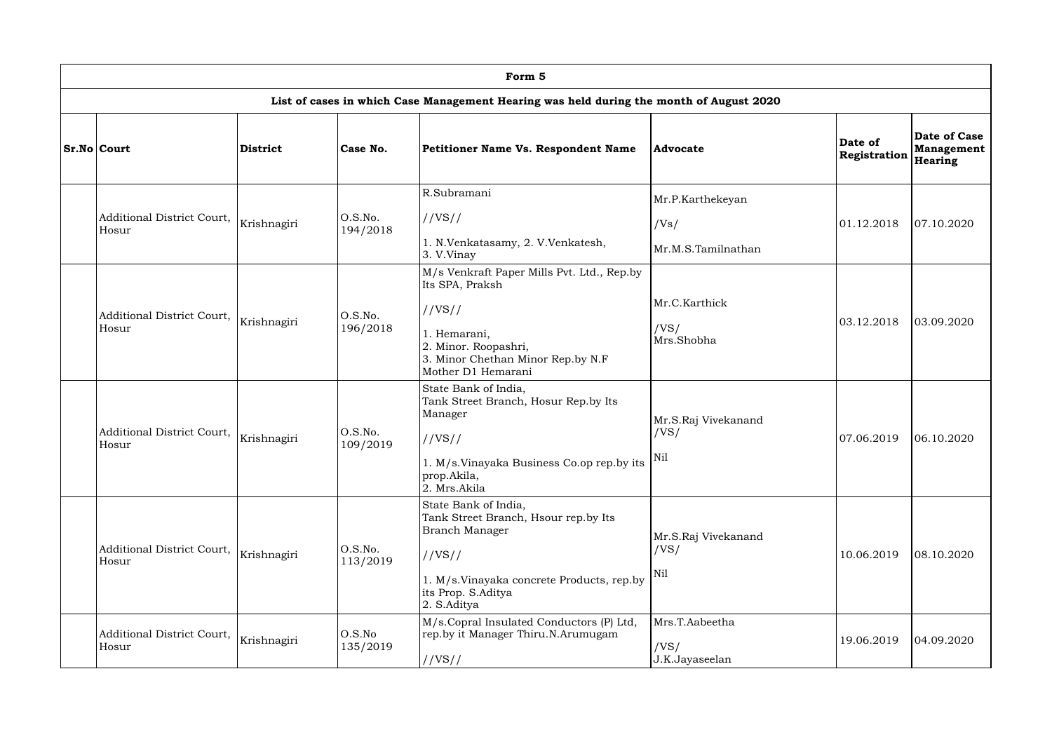| Form 5 | | | | | | | |
|---|---|---|---|---|---|---|---|
| List of cases in which Case Management Hearing was held during the month of August 2020 | | | | | | | |
| **Sr.No** | **Court** | **District** | **Case No.** | **Petitioner Name Vs. Respondent Name** | **Advocate** | **Date of Registration** | **Date of Case Management Hearing** |
| | Additional District Court, Hosur | Krishnagiri | O.S.No. 194/2018 | R.Subramani //VS// 1. N.Venkatasamy, 2. V.Venkatesh, 3. V.Vinay | Mr.P.Karthekeyan /Vs/ Mr.M.S.Tamilnathan | 01.12.2018 | 07.10.2020 |
| | Additional District Court, Hosur | Krishnagiri | O.S.No. 196/2018 | M/s Venkraft Paper Mills Pvt. Ltd., Rep.by Its SPA, Praksh //VS// 1. Hemarani, 2. Minor. Roopashri, 3. Minor Chethan Minor Rep.by N.F Mother D1 Hemarani | Mr.C.Karthick /VS/ Mrs.Shobha | 03.12.2018 | 03.09.2020 |
| | Additional District Court, Hosur | Krishnagiri | O.S.No. 109/2019 | State Bank of India, Tank Street Branch, Hosur Rep.by Its Manager //VS// 1. M/s.Vinayaka Business Co.op rep.by its prop.Akila, 2. Mrs.Akila | Mr.S.Raj Vivekanand /VS/ Nil | 07.06.2019 | 06.10.2020 |
| | Additional District Court, Hosur | Krishnagiri | O.S.No. 113/2019 | State Bank of India, Tank Street Branch, Hsour rep.by Its Branch Manager //VS// 1. M/s.Vinayaka concrete Products, rep.by its Prop. S.Aditya 2. S.Aditya | Mr.S.Raj Vivekanand /VS/ Nil | 10.06.2019 | 08.10.2020 |
| | Additional District Court, Hosur | Krishnagiri | O.S.No 135/2019 | M/s.Copral Insulated Conductors (P) Ltd, rep.by it Manager Thiru.N.Arumugam //VS// | Mrs.T.Aabeetha /VS/ J.K.Jayaseelan | 19.06.2019 | 04.09.2020 |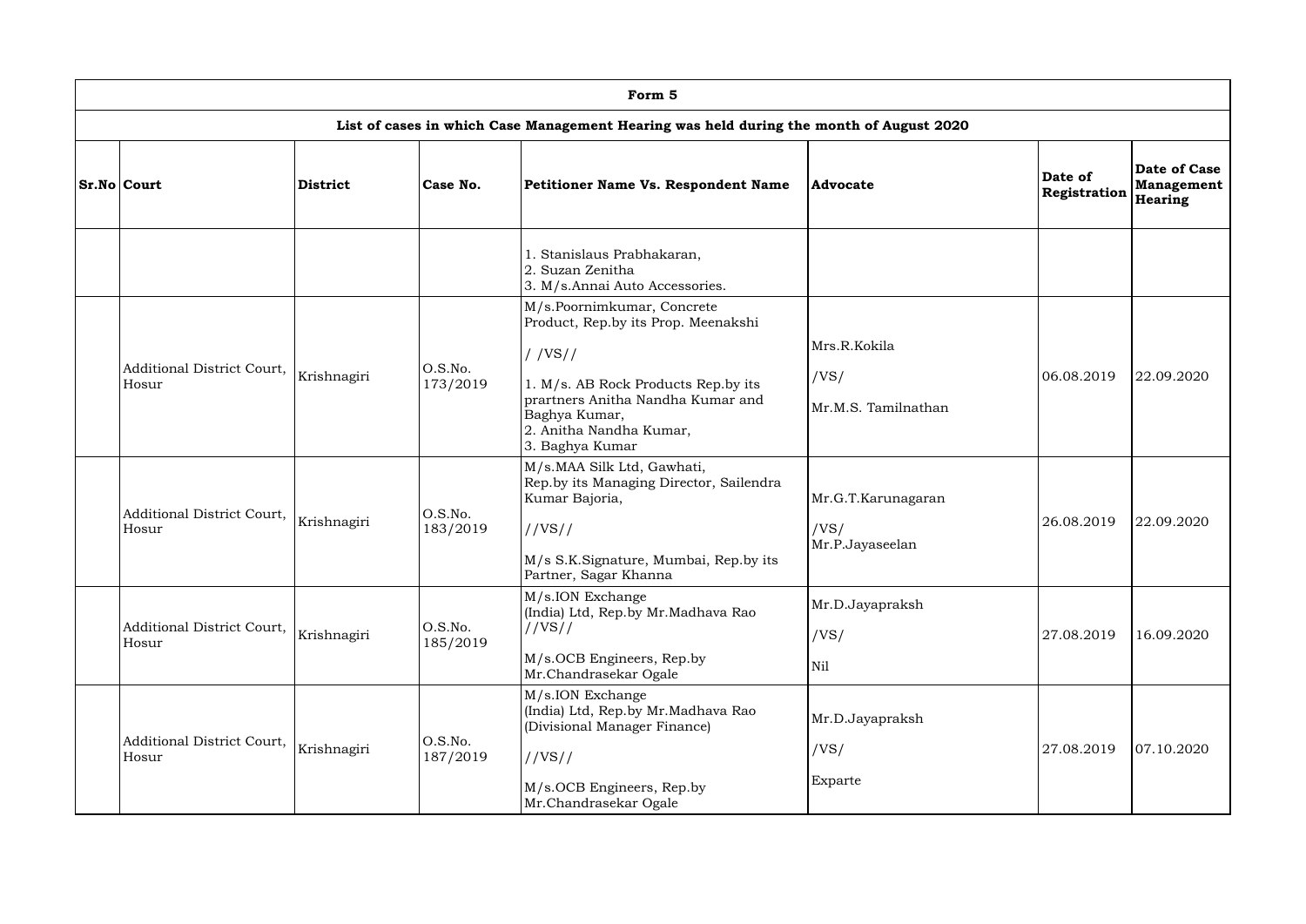| Form 5 | | | | | | | |
|---|---|---|---|---|---|---|---|
| List of cases in which Case Management Hearing was held during the month of August 2020 | | | | | | | |
| **Sr.No** | **Court** | **District** | **Case No.** | **Petitioner Name Vs. Respondent Name** | **Advocate** | **Date of Registration** | **Date of Case Management Hearing** |
| | | | | 1. Stanislaus Prabhakaran,<br>2. Suzan Zenitha<br>3. M/s.Annai Auto Accessories. | | | |
| | Additional District Court, Hosur | Krishnagiri | O.S.No. 173/2019 | M/s.Poornimkumar, Concrete Product, Rep.by its Prop. Meenakshi<br>/ /VS//<br>1. M/s. AB Rock Products Rep.by its prartners Anitha Nandha Kumar and Baghya Kumar,<br>2. Anitha Nandha Kumar,<br>3. Baghya Kumar | Mrs.R.Kokila<br>/VS/<br>Mr.M.S. Tamilnathan | 06.08.2019 | 22.09.2020 |
| | Additional District Court, Hosur | Krishnagiri | O.S.No. 183/2019 | M/s.MAA Silk Ltd, Gawhati, Rep.by its Managing Director, Sailendra Kumar Bajoria,<br>//VS//<br>M/s S.K.Signature, Mumbai, Rep.by its Partner, Sagar Khanna | Mr.G.T.Karunagaran<br>/VS/<br>Mr.P.Jayaseelan | 26.08.2019 | 22.09.2020 |
| | Additional District Court, Hosur | Krishnagiri | O.S.No. 185/2019 | M/s.ION Exchange (India) Ltd, Rep.by Mr.Madhava Rao<br>//VS//<br>M/s.OCB Engineers, Rep.by Mr.Chandrasekar Ogale | Mr.D.Jayapraksh<br>/VS/<br>Nil | 27.08.2019 | 16.09.2020 |
| | Additional District Court, Hosur | Krishnagiri | O.S.No. 187/2019 | M/s.ION Exchange (India) Ltd, Rep.by Mr.Madhava Rao (Divisional Manager Finance)<br>//VS//<br>M/s.OCB Engineers, Rep.by Mr.Chandrasekar Ogale | Mr.D.Jayapraksh<br>/VS/<br>Exparte | 27.08.2019 | 07.10.2020 |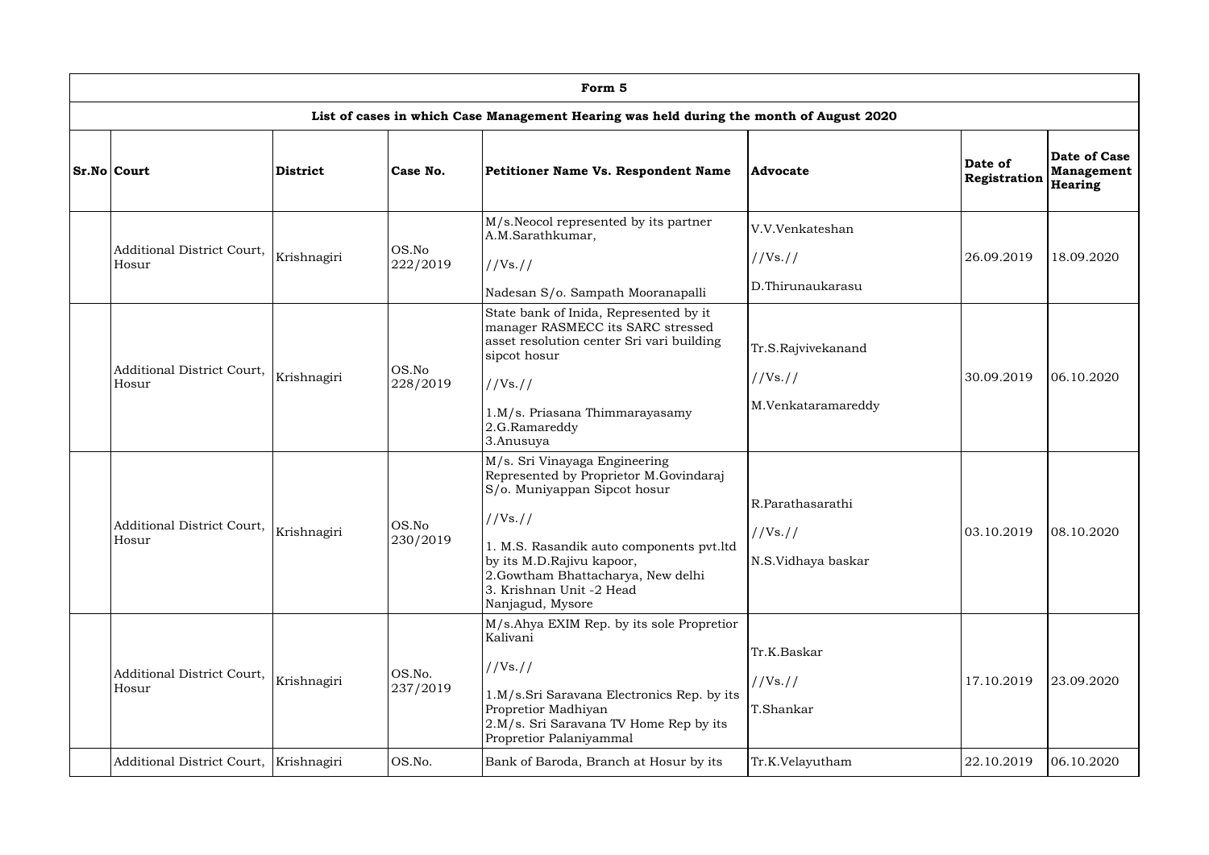| Form 5 | | | | | | | |
|---|---|---|---|---|---|---|---|
| List of cases in which Case Management Hearing was held during the month of August 2020 | | | | | | | |
| **Sr.No** | **Court** | **District** | **Case No.** | **Petitioner Name Vs. Respondent Name** | **Advocate** | **Date of Registration** | **Date of Case Management Hearing** |
| | Additional District Court, Hosur | Krishnagiri | OS.No 222/2019 | M/s.Neocol represented by its partner A.M.Sarathkumar, //Vs.// Nadesan S/o. Sampath Mooranapalli | V.V.Venkateshan //Vs.// D.Thirunaukarasu | 26.09.2019 | 18.09.2020 |
| | Additional District Court, Hosur | Krishnagiri | OS.No 228/2019 | State bank of Inida, Represented by it manager RASMECC its SARC stressed asset resolution center Sri vari building sipcot hosur //Vs.// 1.M/s. Priasana Thimmarayasamy 2.G.Ramareddy 3.Anusuya | Tr.S.Rajvivekanand //Vs.// M.Venkataramareddy | 30.09.2019 | 06.10.2020 |
| | Additional District Court, Hosur | Krishnagiri | OS.No 230/2019 | M/s. Sri Vinayaga Engineering Represented by Proprietor M.Govindaraj S/o. Muniyappan Sipcot hosur //Vs.// 1. M.S. Rasandik auto components pvt.ltd by its M.D.Rajivu kapoor, 2.Gowtham Bhattacharya, New delhi 3. Krishnan Unit -2 Head Nanjagud, Mysore | R.Parathasarathi //Vs.// N.S.Vidhaya baskar | 03.10.2019 | 08.10.2020 |
| | Additional District Court, Hosur | Krishnagiri | OS.No. 237/2019 | M/s.Ahya EXIM Rep. by its sole Propretior Kalivani //Vs.// 1.M/s.Sri Saravana Electronics Rep. by its Propretior Madhiyan 2.M/s. Sri Saravana TV Home Rep by its Propretior Palaniyammal | Tr.K.Baskar //Vs.// T.Shankar | 17.10.2019 | 23.09.2020 |
| | Additional District Court, | Krishnagiri | OS.No. | Bank of Baroda, Branch at Hosur by its | Tr.K.Velayutham | 22.10.2019 | 06.10.2020 |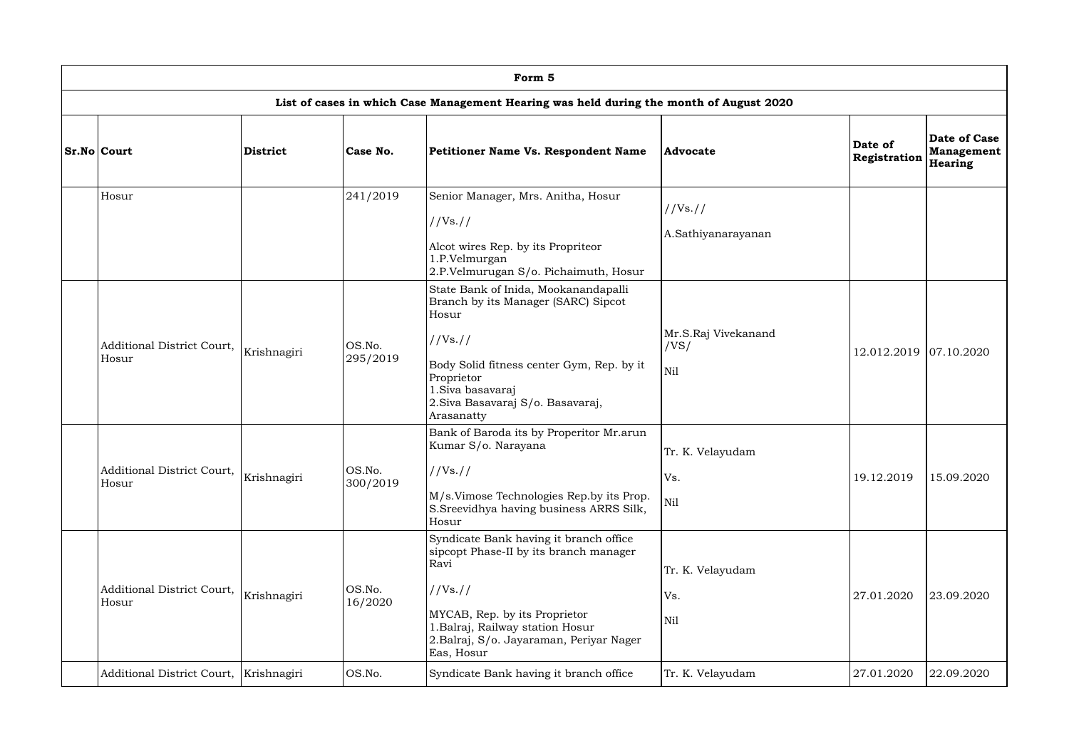| Form 5 | | | | | | | |
|---|---|---|---|---|---|---|---|
| List of cases in which Case Management Hearing was held during the month of August 2020 | | | | | | | |
| **Sr.No** | **Court** | **District** | **Case No.** | **Petitioner Name Vs. Respondent Name** | **Advocate** | **Date of Registration** | **Date of Case Management Hearing** |
| | Hosur | | 241/2019 | Senior Manager, Mrs. Anitha, Hosur<br>//Vs.//<br>Alcot wires Rep. by its Propriteor<br>1.P.Velmurgan<br>2.P.Velmurugan S/o. Pichaimuth, Hosur | //Vs.//<br>A.Sathiyanarayanan | | |
| | Additional District Court, Hosur | Krishnagiri | OS.No. 295/2019 | State Bank of Inida, Mookanandapalli Branch by its Manager (SARC) Sipcot Hosur<br>//Vs.//<br>Body Solid fitness center Gym, Rep. by it Proprietor<br>1.Siva basavaraj<br>2.Siva Basavaraj S/o. Basavaraj, Arasanatty | Mr.S.Raj Vivekanand<br>/VS/<br>Nil | 12.012.2019 | 07.10.2020 |
| | Additional District Court, Hosur | Krishnagiri | OS.No. 300/2019 | Bank of Baroda its by Properitor Mr.arun Kumar S/o. Narayana<br>//Vs.//<br>M/s.Vimose Technologies Rep.by its Prop. S.Sreevidhya having business ARRS Silk, Hosur | Tr. K. Velayudam<br>Vs.<br>Nil | 19.12.2019 | 15.09.2020 |
| | Additional District Court, Hosur | Krishnagiri | OS.No. 16/2020 | Syndicate Bank having it branch office sipcopt Phase-II by its branch manager Ravi<br>//Vs.//<br>MYCAB, Rep. by its Proprietor<br>1.Balraj, Railway station Hosur<br>2.Balraj, S/o. Jayaraman, Periyar Nager Eas, Hosur | Tr. K. Velayudam<br>Vs.<br>Nil | 27.01.2020 | 23.09.2020 |
| | Additional District Court, | Krishnagiri | OS.No. | Syndicate Bank having it branch office | Tr. K. Velayudam | 27.01.2020 | 22.09.2020 |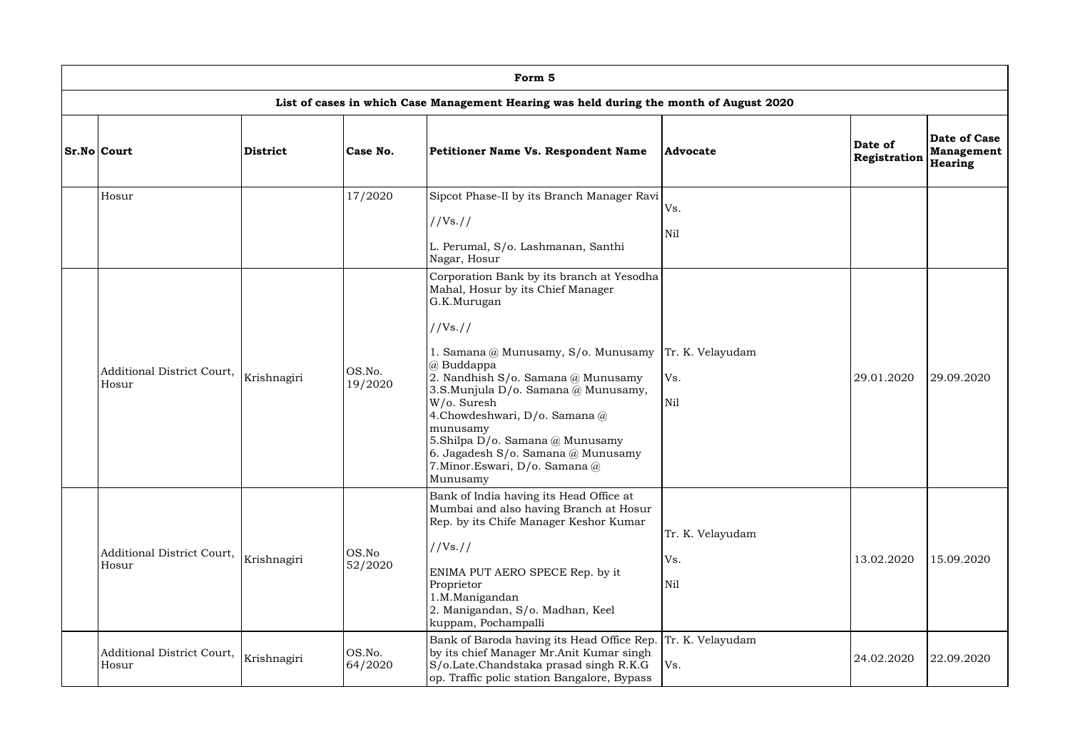| Form 5 | | | | | | | |
|---|---|---|---|---|---|---|---|
| List of cases in which Case Management Hearing was held during the month of August 2020 | | | | | | | |
| **Sr.No** | **Court** | **District** | **Case No.** | **Petitioner Name Vs. Respondent Name** | **Advocate** | **Date of Registration** | **Date of Case Management Hearing** |
| | Hosur | | 17/2020 | Sipcot Phase-II by its Branch Manager Ravi //Vs.// L. Perumal, S/o. Lashmanan, Santhi Nagar, Hosur | Vs. Nil | | |
| | Additional District Court, Hosur | Krishnagiri | OS.No. 19/2020 | Corporation Bank by its branch at Yesodha Mahal, Hosur by its Chief Manager G.K.Murugan //Vs.// 1. Samana @ Munusamy, S/o. Munusamy @ Buddappa 2. Nandhish S/o. Samana @ Munusamy 3.S.Munjula D/o. Samana @ Munusamy, W/o. Suresh 4.Chowdeshwari, D/o. Samana @ munusamy 5.Shilpa D/o. Samana @ Munusamy 6. Jagadesh S/o. Samana @ Munusamy 7.Minor.Eswari, D/o. Samana @ Munusamy | Tr. K. Velayudam Vs. Nil | 29.01.2020 | 29.09.2020 |
| | Additional District Court, Hosur | Krishnagiri | OS.No 52/2020 | Bank of India having its Head Office at Mumbai and also having Branch at Hosur Rep. by its Chife Manager Keshor Kumar //Vs.// ENIMA PUT AERO SPECE Rep. by it Proprietor 1.M.Manigandan 2. Manigandan, S/o. Madhan, Keel kuppam, Pochampalli | Tr. K. Velayudam Vs. Nil | 13.02.2020 | 15.09.2020 |
| | Additional District Court, Hosur | Krishnagiri | OS.No. 64/2020 | Bank of Baroda having its Head Office Rep. by its chief Manager Mr.Anit Kumar singh S/o.Late.Chandstaka prasad singh R.K.G op. Traffic polic station Bangalore, Bypass | Tr. K. Velayudam Vs. | 24.02.2020 | 22.09.2020 |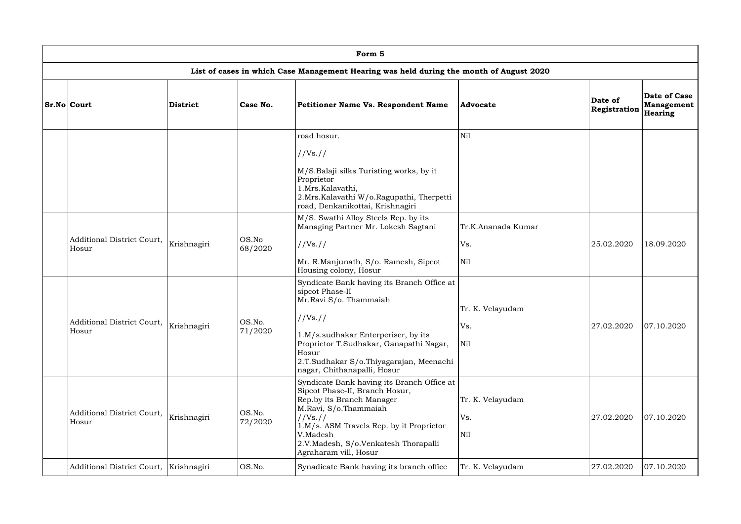| Form 5 | | | | | | | |
|---|---|---|---|---|---|---|---|
| List of cases in which Case Management Hearing was held during the month of August 2020 | | | | | | | |
| **Sr.No** | **Court** | **District** | **Case No.** | **Petitioner Name Vs. Respondent Name** | **Advocate** | **Date of Registration** | **Date of Case Management Hearing** |
| | | | | road hosur.<br>//Vs.//<br>M/S.Balaji silks Turisting works, by it Proprietor<br>1.Mrs.Kalavathi,<br>2.Mrs.Kalavathi W/o.Ragupathi, Therpetti road, Denkanikottai, Krishnagiri | Nil | | |
| | Additional District Court, Hosur | Krishnagiri | OS.No 68/2020 | M/S. Swathi Alloy Steels Rep. by its Managing Partner Mr. Lokesh Sagtani<br>//Vs.//<br>Mr. R.Manjunath, S/o. Ramesh, Sipcot Housing colony, Hosur | Tr.K.Ananada Kumar<br>Vs.<br>Nil | 25.02.2020 | 18.09.2020 |
| | Additional District Court, Hosur | Krishnagiri | OS.No. 71/2020 | Syndicate Bank having its Branch Office at sipcot Phase-II<br>Mr.Ravi S/o. Thammaiah<br>//Vs.//<br>1.M/s.sudhakar Enterperiser, by its Proprietor T.Sudhakar, Ganapathi Nagar, Hosur<br>2.T.Sudhakar S/o.Thiyagarajan, Meenachi nagar, Chithanapalli, Hosur | Tr. K. Velayudam<br>Vs.<br>Nil | 27.02.2020 | 07.10.2020 |
| | Additional District Court, Hosur | Krishnagiri | OS.No. 72/2020 | Syndicate Bank having its Branch Office at Sipcot Phase-II, Branch Hosur,<br>Rep.by its Branch Manager<br>M.Ravi, S/o.Thammaiah<br>//Vs.//<br>1.M/s. ASM Travels Rep. by it Proprietor V.Madesh<br>2.V.Madesh, S/o.Venkatesh Thorapalli Agraharam vill, Hosur | Tr. K. Velayudam<br>Vs.<br>Nil | 27.02.2020 | 07.10.2020 |
| | Additional District Court, | Krishnagiri | OS.No. | Synadicate Bank having its branch office | Tr. K. Velayudam | 27.02.2020 | 07.10.2020 |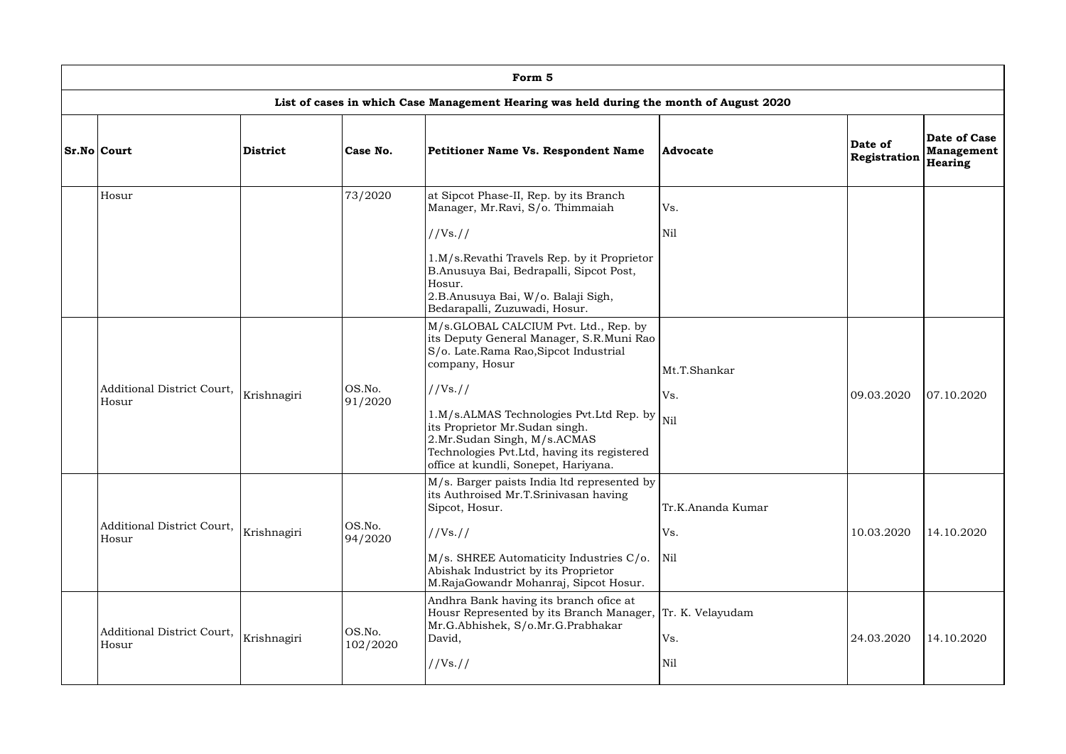# Form 5

## List of cases in which Case Management Hearing was held during the month of August 2020

| Sr.No | Court | District | Case No. | Petitioner Name Vs. Respondent Name | Advocate | Date of Registration | Date of Case Management Hearing |
|---|---|---|---|---|---|---|---|
| | Hosur | | 73/2020 | at Sipcot Phase-II, Rep. by its Branch Manager, Mr.Ravi, S/o. Thimmaiah //Vs.// 1.M/s.Revathi Travels Rep. by it Proprietor B.Anusuya Bai, Bedrapalli, Sipcot Post, Hosur. 2.B.Anusuya Bai, W/o. Balaji Sigh, Bedarapalli, Zuzuwadi, Hosur. | Vs. Nil | | |
| | Additional District Court, Hosur | Krishnagiri | OS.No. 91/2020 | M/s.GLOBAL CALCIUM Pvt. Ltd., Rep. by its Deputy General Manager, S.R.Muni Rao S/o. Late.Rama Rao,Sipcot Industrial company, Hosur //Vs.// 1.M/s.ALMAS Technologies Pvt.Ltd Rep. by its Proprietor Mr.Sudan singh. 2.Mr.Sudan Singh, M/s.ACMAS Technologies Pvt.Ltd, having its registered office at kundli, Sonepet, Hariyana. | Mt.T.Shankar Vs. Nil | 09.03.2020 | 07.10.2020 |
| | Additional District Court, Hosur | Krishnagiri | OS.No. 94/2020 | M/s. Barger paists India ltd represented by its Authroised Mr.T.Srinivasan having Sipcot, Hosur. //Vs.// M/s. SHREE Automaticity Industries C/o. Abishak Industrict by its Proprietor M.RajaGowandr Mohanraj, Sipcot Hosur. | Tr.K.Ananda Kumar Vs. Nil | 10.03.2020 | 14.10.2020 |
| | Additional District Court, Hosur | Krishnagiri | OS.No. 102/2020 | Andhra Bank having its branch ofice at Housr Represented by its Branch Manager, Mr.G.Abhishek, S/o.Mr.G.Prabhakar David, //Vs.// | Tr. K. Velayudam Vs. Nil | 24.03.2020 | 14.10.2020 |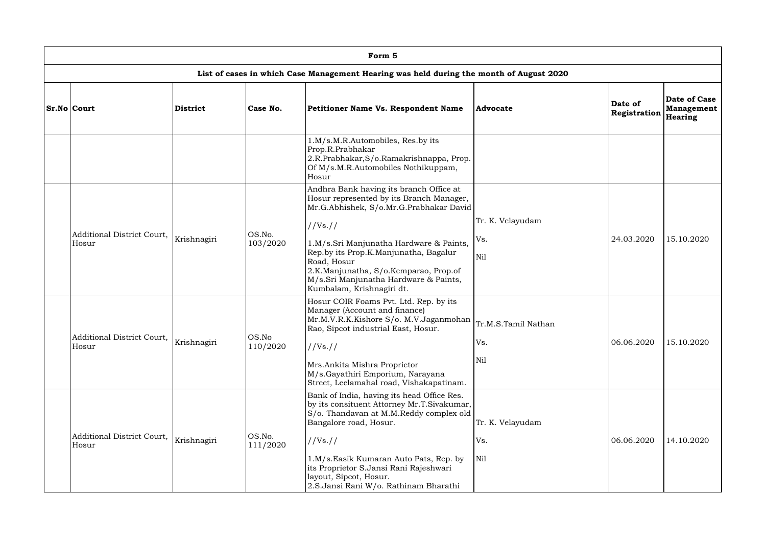| Form 5 | | | | | | | |
|---|---|---|---|---|---|---|---|
| List of cases in which Case Management Hearing was held during the month of August 2020 | | | | | | | |
| **Sr.No** | **Court** | **District** | **Case No.** | **Petitioner Name Vs. Respondent Name** | **Advocate** | **Date of Registration** | **Date of Case Management Hearing** |
| | | | | 1.M/s.M.R.Automobiles, Res.by its Prop.R.Prabhakar<br>2.R.Prabhakar,S/o.Ramakrishnappa, Prop. Of M/s.M.R.Automobiles Nothikuppam, Hosur | | | |
| | Additional District Court, Hosur | Krishnagiri | OS.No. 103/2020 | Andhra Bank having its branch Office at Hosur represented by its Branch Manager, Mr.G.Abhishek, S/o.Mr.G.Prabhakar David<br>//Vs.//<br>1.M/s.Sri Manjunatha Hardware & Paints, Rep.by its Prop.K.Manjunatha, Bagalur Road, Hosur<br>2.K.Manjunatha, S/o.Kemparao, Prop.of M/s.Sri Manjunatha Hardware & Paints, Kumbalam, Krishnagiri dt. | Tr. K. Velayudam<br>Vs.<br>Nil | 24.03.2020 | 15.10.2020 |
| | Additional District Court, Hosur | Krishnagiri | OS.No 110/2020 | Hosur COIR Foams Pvt. Ltd. Rep. by its Manager (Account and finance) Mr.M.V.R.K.Kishore S/o. M.V.Jaganmohan Rao, Sipcot industrial East, Hosur.<br>//Vs.//<br>Mrs.Ankita Mishra Proprietor M/s.Gayathiri Emporium, Narayana Street, Leelamahal road, Vishakapatinam. | Tr.M.S.Tamil Nathan<br>Vs.<br>Nil | 06.06.2020 | 15.10.2020 |
| | Additional District Court, Hosur | Krishnagiri | OS.No. 111/2020 | Bank of India, having its head Office Res. by its consituent Attorney Mr.T.Sivakumar, S/o. Thandavan at M.M.Reddy complex old Bangalore road, Hosur.<br>//Vs.//<br>1.M/s.Easik Kumaran Auto Pats, Rep. by its Proprietor S.Jansi Rani Rajeshwari layout, Sipcot, Hosur.<br>2.S.Jansi Rani W/o. Rathinam Bharathi | Tr. K. Velayudam<br>Vs.<br>Nil | 06.06.2020 | 14.10.2020 |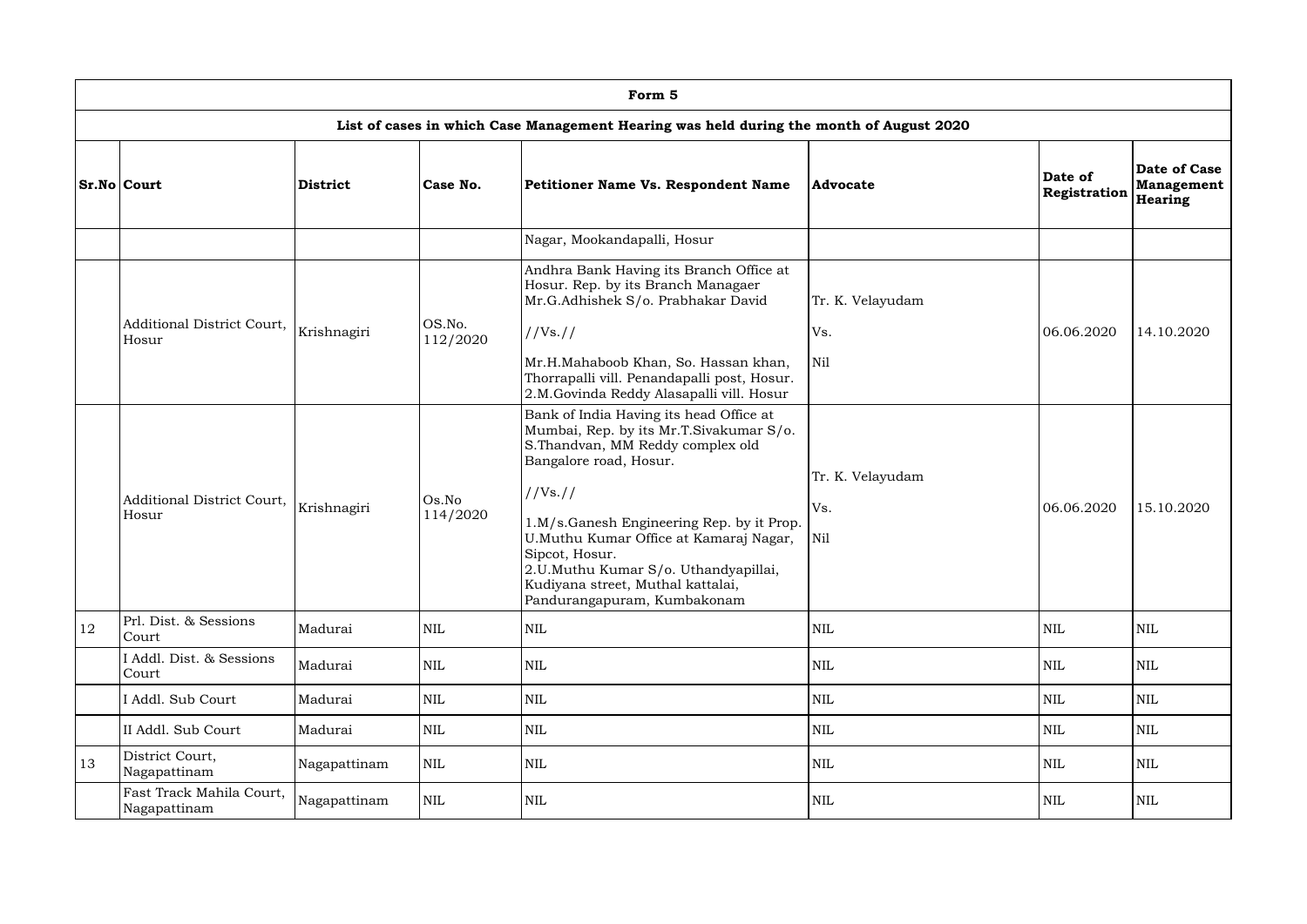| Form 5 | | | | | | | |
|---|---|---|---|---|---|---|---|
| List of cases in which Case Management Hearing was held during the month of August 2020 | | | | | | | |
| **Sr.No** | **Court** | **District** | **Case No.** | **Petitioner Name Vs. Respondent Name** | **Advocate** | **Date of Registration** | **Date of Case Management Hearing** |
| | | | | Nagar, Mookandapalli, Hosur | | | |
| | Additional District Court, Hosur | Krishnagiri | OS.No. 112/2020 | Andhra Bank Having its Branch Office at Hosur. Rep. by its Branch Managaer Mr.G.Adhishek S/o. Prabhakar David //Vs.// Mr.H.Mahaboob Khan, So. Hassan khan, Thorrapalli vill. Penandapalli post, Hosur. 2.M.Govinda Reddy Alasapalli vill. Hosur | Tr. K. Velayudam Vs. Nil | 06.06.2020 | 14.10.2020 |
| | Additional District Court, Hosur | Krishnagiri | Os.No 114/2020 | Bank of India Having its head Office at Mumbai, Rep. by its Mr.T.Sivakumar S/o. S.Thandvan, MM Reddy complex old Bangalore road, Hosur. //Vs.// 1.M/s.Ganesh Engineering Rep. by it Prop. U.Muthu Kumar Office at Kamaraj Nagar, Sipcot, Hosur. 2.U.Muthu Kumar S/o. Uthandyapillai, Kudiyana street, Muthal kattalai, Pandurangapuram, Kumbakonam | Tr. K. Velayudam Vs. Nil | 06.06.2020 | 15.10.2020 |
| 12 | Prl. Dist. & Sessions Court | Madurai | NIL | NIL | NIL | NIL | NIL |
| | I Addl. Dist. & Sessions Court | Madurai | NIL | NIL | NIL | NIL | NIL |
| | I Addl. Sub Court | Madurai | NIL | NIL | NIL | NIL | NIL |
| | II Addl. Sub Court | Madurai | NIL | NIL | NIL | NIL | NIL |
| 13 | District Court, Nagapattinam | Nagapattinam | NIL | NIL | NIL | NIL | NIL |
| | Fast Track Mahila Court, Nagapattinam | Nagapattinam | NIL | NIL | NIL | NIL | NIL |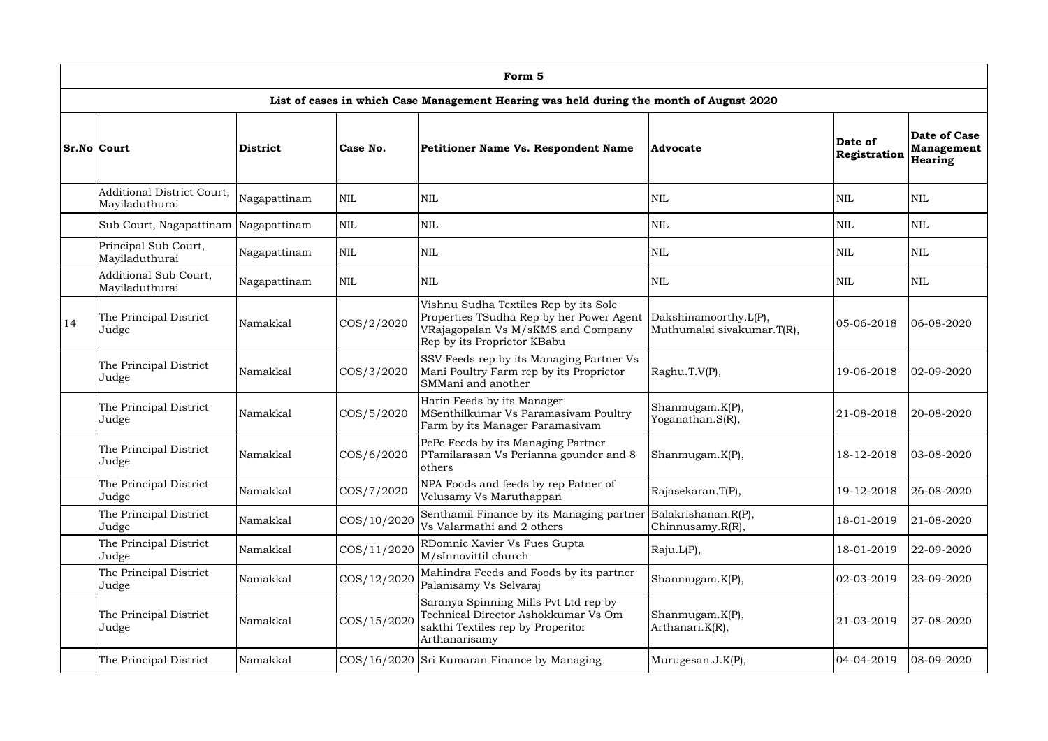| Form 5 | | | | | | | |
|---|---|---|---|---|---|---|---|
| List of cases in which Case Management Hearing was held during the month of August 2020 | | | | | | | |
| Sr.No | Court | District | Case No. | Petitioner Name Vs. Respondent Name | Advocate | Date of Registration | Date of Case Management Hearing |
| | Additional District Court, Mayiladuthurai | Nagapattinam | NIL | NIL | NIL | NIL | NIL |
| | Sub Court, Nagapattinam | Nagapattinam | NIL | NIL | NIL | NIL | NIL |
| | Principal Sub Court, Mayiladuthurai | Nagapattinam | NIL | NIL | NIL | NIL | NIL |
| | Additional Sub Court, Mayiladuthurai | Nagapattinam | NIL | NIL | NIL | NIL | NIL |
| 14 | The Principal District Judge | Namakkal | COS/2/2020 | Vishnu Sudha Textiles Rep by its Sole Properties TSudha Rep by her Power Agent VRajagopalan Vs M/sKMS and Company Rep by its Proprietor KBabu | Dakshinamoorthy.L(P), Muthumalai sivakumar.T(R), | 05-06-2018 | 06-08-2020 |
| | The Principal District Judge | Namakkal | COS/3/2020 | SSV Feeds rep by its Managing Partner Vs Mani Poultry Farm rep by its Proprietor SMMani and another | Raghu.T.V(P), | 19-06-2018 | 02-09-2020 |
| | The Principal District Judge | Namakkal | COS/5/2020 | Harin Feeds by its Manager MSenthilkumar Vs Paramasivam Poultry Farm by its Manager Paramasivam | Shanmugam.K(P), Yoganathan.S(R), | 21-08-2018 | 20-08-2020 |
| | The Principal District Judge | Namakkal | COS/6/2020 | PePe Feeds by its Managing Partner PTamilarasan Vs Perianna gounder and 8 others | Shanmugam.K(P), | 18-12-2018 | 03-08-2020 |
| | The Principal District Judge | Namakkal | COS/7/2020 | NPA Foods and feeds by rep Patner of Velusamy Vs Maruthappan | Rajasekaran.T(P), | 19-12-2018 | 26-08-2020 |
| | The Principal District Judge | Namakkal | COS/10/2020 | Senthamil Finance by its Managing partner Vs Valarmathi and 2 others | Balakrishanan.R(P), Chinnusamy.R(R), | 18-01-2019 | 21-08-2020 |
| | The Principal District Judge | Namakkal | COS/11/2020 | RDomnic Xavier Vs Fues Gupta M/sInnovittil church | Raju.L(P), | 18-01-2019 | 22-09-2020 |
| | The Principal District Judge | Namakkal | COS/12/2020 | Mahindra Feeds and Foods by its partner Palanisamy Vs Selvaraj | Shanmugam.K(P), | 02-03-2019 | 23-09-2020 |
| | The Principal District Judge | Namakkal | COS/15/2020 | Saranya Spinning Mills Pvt Ltd rep by Technical Director Ashokkumar Vs Om sakthi Textiles rep by Properitor Arthanarisamy | Shanmugam.K(P), Arthanari.K(R), | 21-03-2019 | 27-08-2020 |
| | The Principal District | Namakkal | COS/16/2020 | Sri Kumaran Finance by Managing | Murugesan.J.K(P), | 04-04-2019 | 08-09-2020 |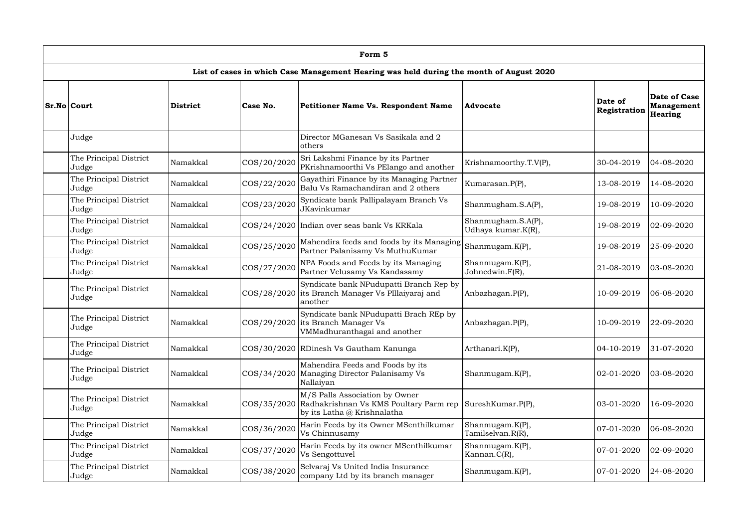| Form 5 | | | | | | | |
|---|---|---|---|---|---|---|---|
| List of cases in which Case Management Hearing was held during the month of August 2020 | | | | | | | |
| Sr.No | Court | District | Case No. | Petitioner Name Vs. Respondent Name | Advocate | Date of Registration | Date of Case Management Hearing |
| | Judge | | | Director MGanesan Vs Sasikala and 2 others | | | |
| | The Principal District Judge | Namakkal | COS/20/2020 | Sri Lakshmi Finance by its Partner PKrishnamoorthi Vs PElango and another | Krishnamoorthy.T.V(P), | 30-04-2019 | 04-08-2020 |
| | The Principal District Judge | Namakkal | COS/22/2020 | Gayathiri Finance by its Managing Partner Balu Vs Ramachandiran and 2 others | Kumarasan.P(P), | 13-08-2019 | 14-08-2020 |
| | The Principal District Judge | Namakkal | COS/23/2020 | Syndicate bank Pallipalayam Branch Vs JKavinkumar | Shanmugham.S.A(P), | 19-08-2019 | 10-09-2020 |
| | The Principal District Judge | Namakkal | COS/24/2020 | Indian over seas bank Vs KRKala | Shanmugham.S.A(P), Udhaya kumar.K(R), | 19-08-2019 | 02-09-2020 |
| | The Principal District Judge | Namakkal | COS/25/2020 | Mahendira feeds and foods by its Managing Partner Palanisamy Vs MuthuKumar | Shanmugam.K(P), | 19-08-2019 | 25-09-2020 |
| | The Principal District Judge | Namakkal | COS/27/2020 | NPA Foods and Feeds by its Managing Partner Velusamy Vs Kandasamy | Shanmugam.K(P), Johnedwin.F(R), | 21-08-2019 | 03-08-2020 |
| | The Principal District Judge | Namakkal | COS/28/2020 | Syndicate bank NPudupatti Branch Rep by its Branch Manager Vs PIllaiyaraj and another | Anbazhagan.P(P), | 10-09-2019 | 06-08-2020 |
| | The Principal District Judge | Namakkal | COS/29/2020 | Syndicate bank NPudupatti Brach REp by its Branch Manager Vs VMMadhuranthagai and another | Anbazhagan.P(P), | 10-09-2019 | 22-09-2020 |
| | The Principal District Judge | Namakkal | COS/30/2020 | RDinesh Vs Gautham Kanunga | Arthanari.K(P), | 04-10-2019 | 31-07-2020 |
| | The Principal District Judge | Namakkal | COS/34/2020 | Mahendira Feeds and Foods by its Managing Director Palanisamy Vs Nallaiyan | Shanmugam.K(P), | 02-01-2020 | 03-08-2020 |
| | The Principal District Judge | Namakkal | COS/35/2020 | M/S Palls Association by Owner Radhakrishnan Vs KMS Poultary Parm rep by its Latha @ Krishnalatha | SureshKumar.P(P), | 03-01-2020 | 16-09-2020 |
| | The Principal District Judge | Namakkal | COS/36/2020 | Harin Feeds by its Owner MSenthilkumar Vs Chinnusamy | Shanmugam.K(P), Tamilselvan.R(R), | 07-01-2020 | 06-08-2020 |
| | The Principal District Judge | Namakkal | COS/37/2020 | Harin Feeds by its owner MSenthilkumar Vs Sengottuvel | Shanmugam.K(P), Kannan.C(R), | 07-01-2020 | 02-09-2020 |
| | The Principal District Judge | Namakkal | COS/38/2020 | Selvaraj Vs United India Insurance company Ltd by its branch manager | Shanmugam.K(P), | 07-01-2020 | 24-08-2020 |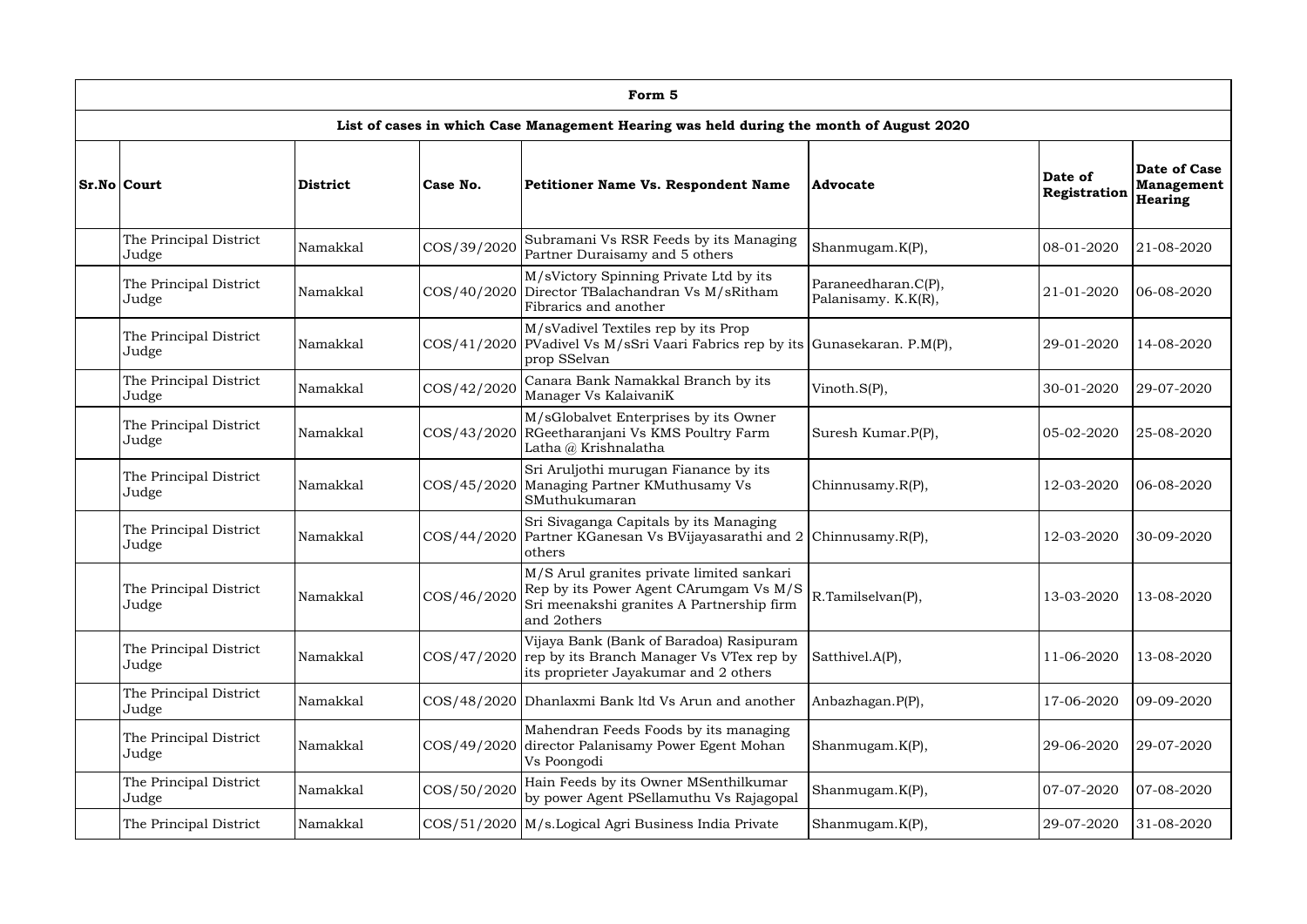| Form 5 | | | | | | | |
|---|---|---|---|---|---|---|---|
| List of cases in which Case Management Hearing was held during the month of August 2020 | | | | | | | |
| **Sr.No** | **Court** | **District** | **Case No.** | **Petitioner Name Vs. Respondent Name** | **Advocate** | **Date of Registration** | **Date of Case Management Hearing** |
| | The Principal District Judge | Namakkal | COS/39/2020 | Subramani Vs RSR Feeds by its Managing Partner Duraisamy and 5 others | Shanmugam.K(P), | 08-01-2020 | 21-08-2020 |
| | The Principal District Judge | Namakkal | COS/40/2020 | M/sVictory Spinning Private Ltd by its Director TBalachandran Vs M/sRitham Fibrarics and another | Paraneedharan.C(P), Palanisamy. K.K(R), | 21-01-2020 | 06-08-2020 |
| | The Principal District Judge | Namakkal | COS/41/2020 | M/sVadivel Textiles rep by its Prop PVadivel Vs M/sSri Vaari Fabrics rep by its prop SSelvan | Gunasekaran. P.M(P), | 29-01-2020 | 14-08-2020 |
| | The Principal District Judge | Namakkal | COS/42/2020 | Canara Bank Namakkal Branch by its Manager Vs KalaivaniK | Vinoth.S(P), | 30-01-2020 | 29-07-2020 |
| | The Principal District Judge | Namakkal | COS/43/2020 | M/sGlobalvet Enterprises by its Owner RGeetharanjani Vs KMS Poultry Farm Latha @ Krishnalatha | Suresh Kumar.P(P), | 05-02-2020 | 25-08-2020 |
| | The Principal District Judge | Namakkal | COS/45/2020 | Sri Aruljothi murugan Fianance by its Managing Partner KMuthusamy Vs SMuthukumaran | Chinnusamy.R(P), | 12-03-2020 | 06-08-2020 |
| | The Principal District Judge | Namakkal | COS/44/2020 | Sri Sivaganga Capitals by its Managing Partner KGanesan Vs BVijayasarathi and 2 others | Chinnusamy.R(P), | 12-03-2020 | 30-09-2020 |
| | The Principal District Judge | Namakkal | COS/46/2020 | M/S Arul granites private limited sankari Rep by its Power Agent CArumgam Vs M/S Sri meenakshi granites A Partnership firm and 2others | R.Tamilselvan(P), | 13-03-2020 | 13-08-2020 |
| | The Principal District Judge | Namakkal | COS/47/2020 | Vijaya Bank (Bank of Baradoa) Rasipuram rep by its Branch Manager Vs VTex rep by its proprieter Jayakumar and 2 others | Satthivel.A(P), | 11-06-2020 | 13-08-2020 |
| | The Principal District Judge | Namakkal | COS/48/2020 | Dhanlaxmi Bank ltd Vs Arun and another | Anbazhagan.P(P), | 17-06-2020 | 09-09-2020 |
| | The Principal District Judge | Namakkal | COS/49/2020 | Mahendran Feeds Foods by its managing director Palanisamy Power Egent Mohan Vs Poongodi | Shanmugam.K(P), | 29-06-2020 | 29-07-2020 |
| | The Principal District Judge | Namakkal | COS/50/2020 | Hain Feeds by its Owner MSenthilkumar by power Agent PSellamuthu Vs Rajagopal | Shanmugam.K(P), | 07-07-2020 | 07-08-2020 |
| | The Principal District | Namakkal | COS/51/2020 | M/s.Logical Agri Business India Private | Shanmugam.K(P), | 29-07-2020 | 31-08-2020 |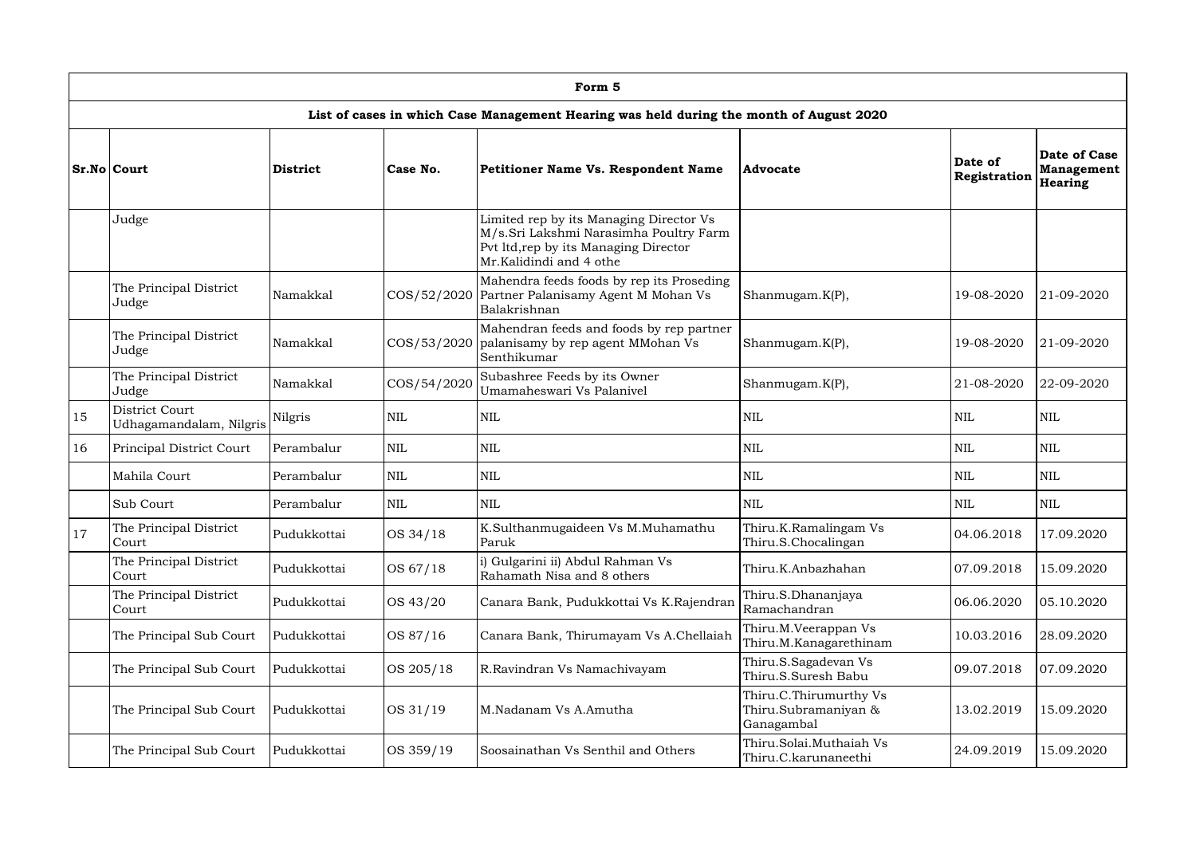| Form 5 | | | | | | | |
|---|---|---|---|---|---|---|---|
| **List of cases in which Case Management Hearing was held during the month of August 2020** | | | | | | | |
| **Sr.No** | **Court** | **District** | **Case No.** | **Petitioner Name Vs. Respondent Name** | **Advocate** | **Date of Registration** | **Date of Case Management Hearing** |
| | Judge | | | Limited rep by its Managing Director Vs M/s.Sri Lakshmi Narasimha Poultry Farm Pvt ltd,rep by its Managing Director Mr.Kalidindi and 4 othe | | | |
| | The Principal District Judge | Namakkal | COS/52/2020 | Mahendra feeds foods by rep its Proseding Partner Palanisamy Agent M Mohan Vs Balakrishnan | Shanmugam.K(P), | 19-08-2020 | 21-09-2020 |
| | The Principal District Judge | Namakkal | COS/53/2020 | Mahendran feeds and foods by rep partner palanisamy by rep agent MMohan Vs Senthikumar | Shanmugam.K(P), | 19-08-2020 | 21-09-2020 |
| | The Principal District Judge | Namakkal | COS/54/2020 | Subashree Feeds by its Owner Umamaheswari Vs Palanivel | Shanmugam.K(P), | 21-08-2020 | 22-09-2020 |
| 15 | District Court Udhagamandalam, Nilgris | Nilgris | NIL | NIL | NIL | NIL | NIL |
| 16 | Principal District Court | Perambalur | NIL | NIL | NIL | NIL | NIL |
| | Mahila Court | Perambalur | NIL | NIL | NIL | NIL | NIL |
| | Sub Court | Perambalur | NIL | NIL | NIL | NIL | NIL |
| 17 | The Principal District Court | Pudukkottai | OS 34/18 | K.Sulthanmugaideen Vs M.Muhamathu Paruk | Thiru.K.Ramalingam Vs Thiru.S.Chocalingan | 04.06.2018 | 17.09.2020 |
| | The Principal District Court | Pudukkottai | OS 67/18 | i) Gulgarini ii) Abdul Rahman Vs Rahamath Nisa and 8 others | Thiru.K.Anbazhahan | 07.09.2018 | 15.09.2020 |
| | The Principal District Court | Pudukkottai | OS 43/20 | Canara Bank, Pudukkottai Vs K.Rajendran | Thiru.S.Dhananjaya Ramachandran | 06.06.2020 | 05.10.2020 |
| | The Principal Sub Court | Pudukkottai | OS 87/16 | Canara Bank, Thirumayam Vs A.Chellaiah | Thiru.M.Veerappan Vs Thiru.M.Kanagarethinam | 10.03.2016 | 28.09.2020 |
| | The Principal Sub Court | Pudukkottai | OS 205/18 | R.Ravindran Vs Namachivayam | Thiru.S.Sagadevan Vs Thiru.S.Suresh Babu | 09.07.2018 | 07.09.2020 |
| | The Principal Sub Court | Pudukkottai | OS 31/19 | M.Nadanam Vs A.Amutha | Thiru.C.Thirumurthy Vs Thiru.Subramaniyan & Ganagambal | 13.02.2019 | 15.09.2020 |
| | The Principal Sub Court | Pudukkottai | OS 359/19 | Soosainathan Vs Senthil and Others | Thiru.Solai.Muthaiah Vs Thiru.C.karunaneethi | 24.09.2019 | 15.09.2020 |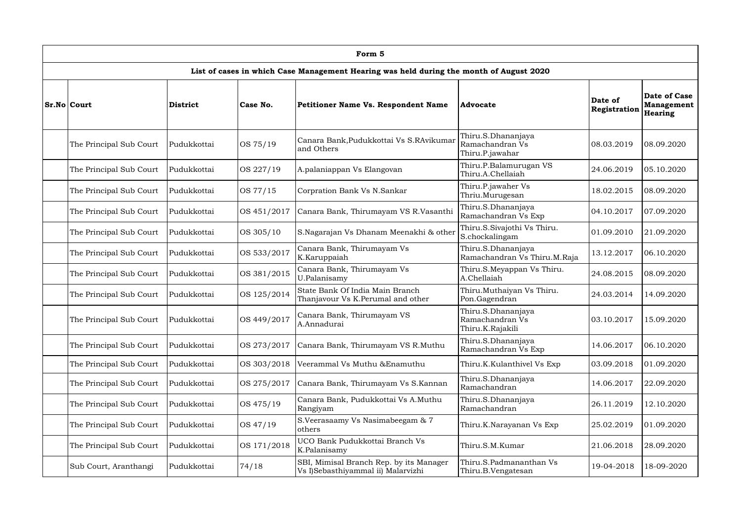**Form 5**

**List of cases in which Case Management Hearing was held during the month of August 2020**

| Sr.No | Court | District | Case No. | Petitioner Name Vs. Respondent Name | Advocate | Date of Registration | Date of Case Management Hearing |
|---|---|---|---|---|---|---|---|
| | The Principal Sub Court | Pudukkottai | OS 75/19 | Canara Bank,Pudukkottai Vs S.RAvikumar and Others | Thiru.S.Dhananjaya Ramachandran Vs Thiru.P.jawahar | 08.03.2019 | 08.09.2020 |
| | The Principal Sub Court | Pudukkottai | OS 227/19 | A.palaniappan Vs Elangovan | Thiru.P.Balamurugan VS Thiru.A.Chellaiah | 24.06.2019 | 05.10.2020 |
| | The Principal Sub Court | Pudukkottai | OS 77/15 | Corpration Bank Vs N.Sankar | Thiru.P.jawaher Vs Thriu.Murugesan | 18.02.2015 | 08.09.2020 |
| | The Principal Sub Court | Pudukkottai | OS 451/2017 | Canara Bank, Thirumayam VS R.Vasanthi | Thiru.S.Dhananjaya Ramachandran Vs Exp | 04.10.2017 | 07.09.2020 |
| | The Principal Sub Court | Pudukkottai | OS 305/10 | S.Nagarajan Vs Dhanam Meenakhi & other | Thiru.S.Sivajothi Vs Thiru. S.chockalingam | 01.09.2010 | 21.09.2020 |
| | The Principal Sub Court | Pudukkottai | OS 533/2017 | Canara Bank, Thirumayam Vs K.Karuppaiah | Thiru.S.Dhananjaya Ramachandran Vs Thiru.M.Raja | 13.12.2017 | 06.10.2020 |
| | The Principal Sub Court | Pudukkottai | OS 381/2015 | Canara Bank, Thirumayam Vs U.Palanisamy | Thiru.S.Meyappan Vs Thiru. A.Chellaiah | 24.08.2015 | 08.09.2020 |
| | The Principal Sub Court | Pudukkottai | OS 125/2014 | State Bank Of India Main Branch Thanjavour Vs K.Perumal and other | Thiru.Muthaiyan Vs Thiru. Pon.Gagendran | 24.03.2014 | 14.09.2020 |
| | The Principal Sub Court | Pudukkottai | OS 449/2017 | Canara Bank, Thirumayam VS A.Annadurai | Thiru.S.Dhananjaya Ramachandran Vs Thiru.K.Rajakili | 03.10.2017 | 15.09.2020 |
| | The Principal Sub Court | Pudukkottai | OS 273/2017 | Canara Bank, Thirumayam VS R.Muthu | Thiru.S.Dhananjaya Ramachandran Vs Exp | 14.06.2017 | 06.10.2020 |
| | The Principal Sub Court | Pudukkottai | OS 303/2018 | Veerammal Vs Muthu &Enamuthu | Thiru.K.Kulanthivel Vs Exp | 03.09.2018 | 01.09.2020 |
| | The Principal Sub Court | Pudukkottai | OS 275/2017 | Canara Bank, Thirumayam Vs S.Kannan | Thiru.S.Dhananjaya Ramachandran | 14.06.2017 | 22.09.2020 |
| | The Principal Sub Court | Pudukkottai | OS 475/19 | Canara Bank, Pudukkottai Vs A.Muthu Rangiyam | Thiru.S.Dhananjaya Ramachandran | 26.11.2019 | 12.10.2020 |
| | The Principal Sub Court | Pudukkottai | OS 47/19 | S.Veerasaamy Vs Nasimabeegam & 7 others | Thiru.K.Narayanan Vs Exp | 25.02.2019 | 01.09.2020 |
| | The Principal Sub Court | Pudukkottai | OS 171/2018 | UCO Bank Pudukkottai Branch Vs K.Palanisamy | Thiru.S.M.Kumar | 21.06.2018 | 28.09.2020 |
| | Sub Court, Aranthangi | Pudukkottai | 74/18 | SBI, Mimisal Branch Rep. by its Manager Vs I)Sebasthiyammal ii) Malarvizhi | Thiru.S.Padmananthan Vs Thiru.B.Vengatesan | 19-04-2018 | 18-09-2020 |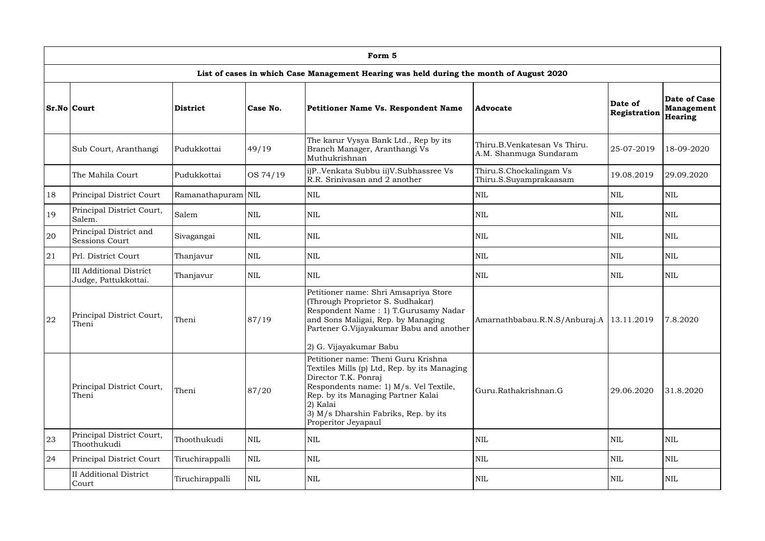| Form 5 | | | | | | | |
|---|---|---|---|---|---|---|---|
| **List of cases in which Case Management Hearing was held during the month of August 2020** | | | | | | | |
| **Sr.No** | **Court** | **District** | **Case No.** | **Petitioner Name Vs. Respondent Name** | **Advocate** | **Date of Registration** | **Date of Case Management Hearing** |
| | Sub Court, Aranthangi | Pudukkottai | 49/19 | The karur Vysya Bank Ltd., Rep by its Branch Manager, Aranthangi Vs Muthukrishnan | Thiru.B.Venkatesan Vs Thiru. A.M. Shanmuga Sundaram | 25-07-2019 | 18-09-2020 |
| | The Mahila Court | Pudukkottai | OS 74/19 | i)P..Venkata Subbu ii)V.Subhassree Vs R.R. Srinivasan and 2 another | Thiru.S.Chockalingam Vs Thiru.S.Suyamprakaasam | 19.08.2019 | 29.09.2020 |
| 18 | Principal District Court | Ramanathapuram | NIL | NIL | NIL | NIL | NIL |
| 19 | Principal District Court, Salem. | Salem | NIL | NIL | NIL | NIL | NIL |
| 20 | Principal District and Sessions Court | Sivagangai | NIL | NIL | NIL | NIL | NIL |
| 21 | Prl. District Court | Thanjavur | NIL | NIL | NIL | NIL | NIL |
| | III Additional District Judge, Pattukkottai. | Thanjavur | NIL | NIL | NIL | NIL | NIL |
| 22 | Principal District Court, Theni | Theni | 87/19 | Petitioner name: Shri Amsapriya Store (Through Proprietor S. Sudhakar) Respondent Name : 1) T.Gurusamy Nadar and Sons Maligai, Rep. by Managing Partener G.Vijayakumar Babu and another 2) G. Vijayakumar Babu | Amarnathbabau.R.N.S/Anburaj.A | 13.11.2019 | 7.8.2020 |
| | Principal District Court, Theni | Theni | 87/20 | Petitioner name: Theni Guru Krishna Textiles Mills (p) Ltd, Rep. by its Managing Director T.K. Ponraj Respondents name: 1) M/s. Vel Textile, Rep. by its Managing Partner Kalai 2) Kalai 3) M/s Dharshin Fabriks, Rep. by its Properitor Jeyapaul | Guru.Rathakrishnan.G | 29.06.2020 | 31.8.2020 |
| 23 | Principal District Court, Thoothukudi | Thoothukudi | NIL | NIL | NIL | NIL | NIL |
| 24 | Principal District Court | Tiruchirappalli | NIL | NIL | NIL | NIL | NIL |
| | II Additional District Court | Tiruchirappalli | NIL | NIL | NIL | NIL | NIL |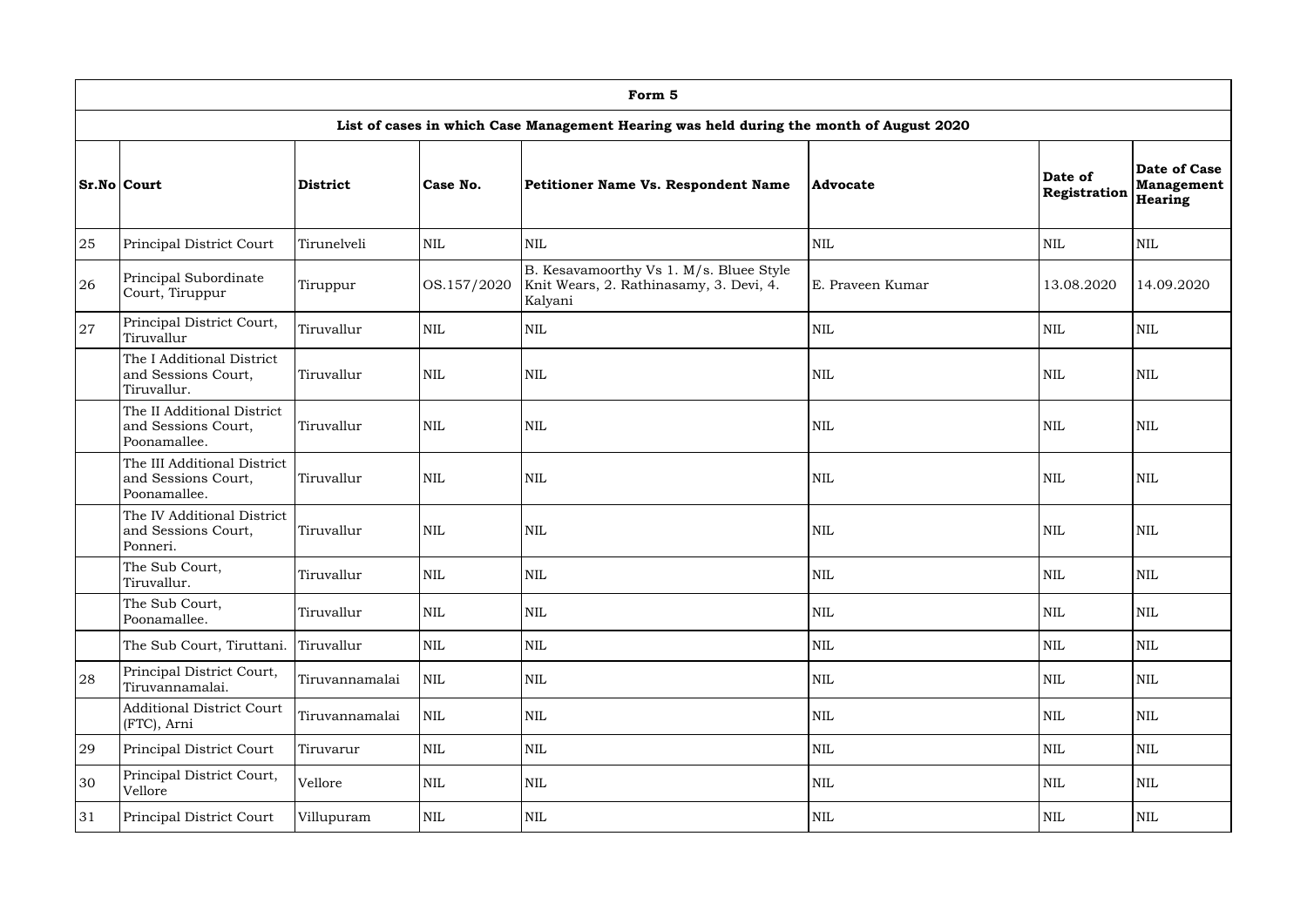# Form 5

## List of cases in which Case Management Hearing was held during the month of August 2020

| Sr.No | Court | District | Case No. | Petitioner Name Vs. Respondent Name | Advocate | Date of Registration | Date of Case Management Hearing |
|---|---|---|---|---|---|---|---|
| 25 | Principal District Court | Tirunelveli | NIL | NIL | NIL | NIL | NIL |
| 26 | Principal Subordinate Court, Tiruppur | Tiruppur | OS.157/2020 | B. Kesavamoorthy Vs 1. M/s. Bluee Style Knit Wears, 2. Rathinasamy, 3. Devi, 4. Kalyani | E. Praveen Kumar | 13.08.2020 | 14.09.2020 |
| 27 | Principal District Court, Tiruvallur | Tiruvallur | NIL | NIL | NIL | NIL | NIL |
| | The I Additional District and Sessions Court, Tiruvallur. | Tiruvallur | NIL | NIL | NIL | NIL | NIL |
| | The II Additional District and Sessions Court, Poonamallee. | Tiruvallur | NIL | NIL | NIL | NIL | NIL |
| | The III Additional District and Sessions Court, Poonamallee. | Tiruvallur | NIL | NIL | NIL | NIL | NIL |
| | The IV Additional District and Sessions Court, Ponneri. | Tiruvallur | NIL | NIL | NIL | NIL | NIL |
| | The Sub Court, Tiruvallur. | Tiruvallur | NIL | NIL | NIL | NIL | NIL |
| | The Sub Court, Poonamallee. | Tiruvallur | NIL | NIL | NIL | NIL | NIL |
| | The Sub Court, Tiruttani. | Tiruvallur | NIL | NIL | NIL | NIL | NIL |
| 28 | Principal District Court, Tiruvannamalai. | Tiruvannamalai | NIL | NIL | NIL | NIL | NIL |
| | Additional District Court (FTC), Arni | Tiruvannamalai | NIL | NIL | NIL | NIL | NIL |
| 29 | Principal District Court | Tiruvarur | NIL | NIL | NIL | NIL | NIL |
| 30 | Principal District Court, Vellore | Vellore | NIL | NIL | NIL | NIL | NIL |
| 31 | Principal District Court | Villupuram | NIL | NIL | NIL | NIL | NIL |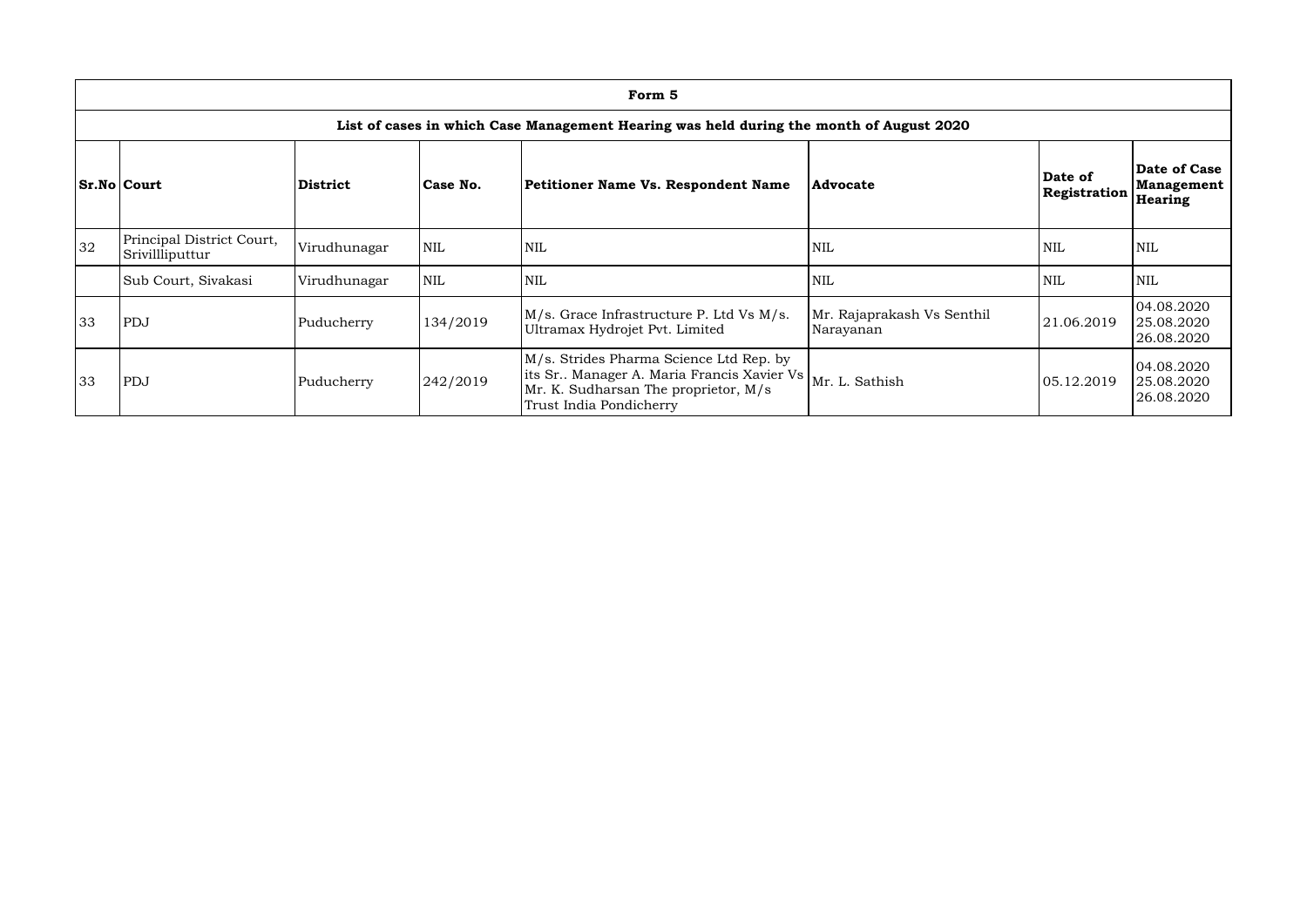**Form 5**

**List of cases in which Case Management Hearing was held during the month of August 2020**

| Sr.No | Court | District | Case No. | Petitioner Name Vs. Respondent Name | Advocate | Date of Registration | Date of Case Management Hearing |
|---|---|---|---|---|---|---|---|
| 32 | Principal District Court, Srivillliputtur | Virudhunagar | NIL | NIL | NIL | NIL | NIL |
| | Sub Court, Sivakasi | Virudhunagar | NIL | NIL | NIL | NIL | NIL |
| 33 | PDJ | Puducherry | 134/2019 | M/s. Grace Infrastructure P. Ltd Vs M/s. Ultramax Hydrojet Pvt. Limited | Mr. Rajaprakash Vs Senthil Narayanan | 21.06.2019 | 04.08.2020 25.08.2020 26.08.2020 |
| 33 | PDJ | Puducherry | 242/2019 | M/s. Strides Pharma Science Ltd Rep. by its Sr.. Manager A. Maria Francis Xavier Vs Mr. K. Sudharsan The proprietor, M/s Trust India Pondicherry | Mr. L. Sathish | 05.12.2019 | 04.08.2020 25.08.2020 26.08.2020 |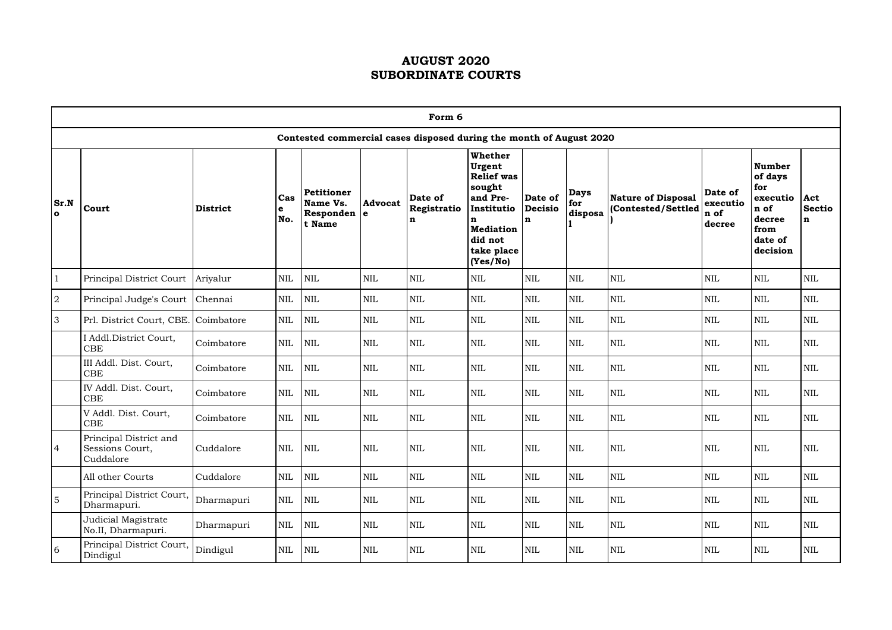# AUGUST 2020
# SUBORDINATE COURTS

| Form 6 | | | | | | | | | | | | | |
|---|---|---|---|---|---|---|---|---|---|---|---|---|---|
| Contested commercial cases disposed during the month of August 2020 | | | | | | | | | | | | | |
| **Sr.No** | **Court** | **District** | **Case No.** | **Petitioner Name Vs. Respondent Name** | **Advocate** | **Date of Registration** | **Whether Urgent Relief was sought and Pre-Institution Mediation did not take place (Yes/No)** | **Date of Decision** | **Days for disposal** | **Nature of Disposal (Contested/Settled)** | **Date of execution of decree** | **Number of days for execution of decree from date of decision** | **Act Section** |
| 1 | Principal District Court | Ariyalur | NIL | NIL | NIL | NIL | NIL | NIL | NIL | NIL | NIL | NIL | NIL |
| 2 | Principal Judge's Court | Chennai | NIL | NIL | NIL | NIL | NIL | NIL | NIL | NIL | NIL | NIL | NIL |
| 3 | Prl. District Court, CBE. | Coimbatore | NIL | NIL | NIL | NIL | NIL | NIL | NIL | NIL | NIL | NIL | NIL |
| | I Addl.District Court, CBE | Coimbatore | NIL | NIL | NIL | NIL | NIL | NIL | NIL | NIL | NIL | NIL | NIL |
| | III Addl. Dist. Court, CBE | Coimbatore | NIL | NIL | NIL | NIL | NIL | NIL | NIL | NIL | NIL | NIL | NIL |
| | IV Addl. Dist. Court, CBE | Coimbatore | NIL | NIL | NIL | NIL | NIL | NIL | NIL | NIL | NIL | NIL | NIL |
| | V Addl. Dist. Court, CBE | Coimbatore | NIL | NIL | NIL | NIL | NIL | NIL | NIL | NIL | NIL | NIL | NIL |
| 4 | Principal District and Sessions Court, Cuddalore | Cuddalore | NIL | NIL | NIL | NIL | NIL | NIL | NIL | NIL | NIL | NIL | NIL |
| | All other Courts | Cuddalore | NIL | NIL | NIL | NIL | NIL | NIL | NIL | NIL | NIL | NIL | NIL |
| 5 | Principal District Court, Dharmapuri. | Dharmapuri | NIL | NIL | NIL | NIL | NIL | NIL | NIL | NIL | NIL | NIL | NIL |
| | Judicial Magistrate No.II, Dharmapuri. | Dharmapuri | NIL | NIL | NIL | NIL | NIL | NIL | NIL | NIL | NIL | NIL | NIL |
| 6 | Principal District Court, Dindigul | Dindigul | NIL | NIL | NIL | NIL | NIL | NIL | NIL | NIL | NIL | NIL | NIL |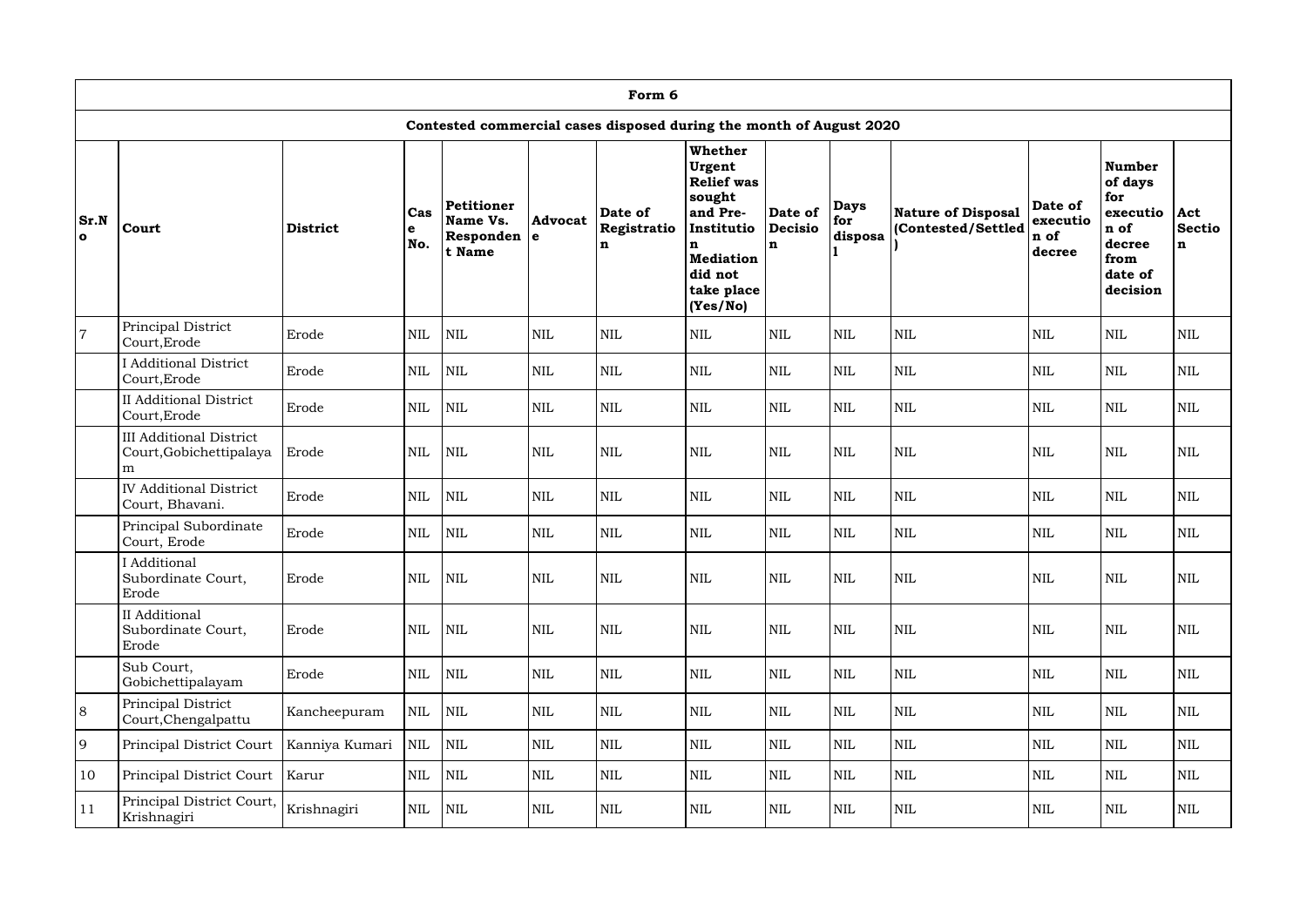| Form 6 | | | | | | | | | | | | | |
|---|---|---|---|---|---|---|---|---|---|---|---|---|---|
| Contested commercial cases disposed during the month of August 2020 | | | | | | | | | | | | | |
| Sr.No | Court | District | Case No. | Petitioner Name Vs. Respondent Name | Advocate | Date of Registration | Whether Urgent Relief was sought and Pre-Institution Mediation did not take place (Yes/No) | Date of Decision | Days for disposal | Nature of Disposal (Contested/Settled) | Date of execution of decree | Number of days for execution of decree from date of decision | Act Section |
| 7 | Principal District Court,Erode | Erode | NIL | NIL | NIL | NIL | NIL | NIL | NIL | NIL | NIL | NIL | NIL |
| | I Additional District Court,Erode | Erode | NIL | NIL | NIL | NIL | NIL | NIL | NIL | NIL | NIL | NIL | NIL |
| | II Additional District Court,Erode | Erode | NIL | NIL | NIL | NIL | NIL | NIL | NIL | NIL | NIL | NIL | NIL |
| | III Additional District Court,Gobichettipalayam | Erode | NIL | NIL | NIL | NIL | NIL | NIL | NIL | NIL | NIL | NIL | NIL |
| | IV Additional District Court, Bhavani. | Erode | NIL | NIL | NIL | NIL | NIL | NIL | NIL | NIL | NIL | NIL | NIL |
| | Principal Subordinate Court, Erode | Erode | NIL | NIL | NIL | NIL | NIL | NIL | NIL | NIL | NIL | NIL | NIL |
| | I Additional Subordinate Court, Erode | Erode | NIL | NIL | NIL | NIL | NIL | NIL | NIL | NIL | NIL | NIL | NIL |
| | II Additional Subordinate Court, Erode | Erode | NIL | NIL | NIL | NIL | NIL | NIL | NIL | NIL | NIL | NIL | NIL |
| | Sub Court, Gobichettipalayam | Erode | NIL | NIL | NIL | NIL | NIL | NIL | NIL | NIL | NIL | NIL | NIL |
| 8 | Principal District Court,Chengalpattu | Kancheepuram | NIL | NIL | NIL | NIL | NIL | NIL | NIL | NIL | NIL | NIL | NIL |
| 9 | Principal District Court | Kanniya Kumari | NIL | NIL | NIL | NIL | NIL | NIL | NIL | NIL | NIL | NIL | NIL |
| 10 | Principal District Court | Karur | NIL | NIL | NIL | NIL | NIL | NIL | NIL | NIL | NIL | NIL | NIL |
| 11 | Principal District Court, Krishnagiri | Krishnagiri | NIL | NIL | NIL | NIL | NIL | NIL | NIL | NIL | NIL | NIL | NIL |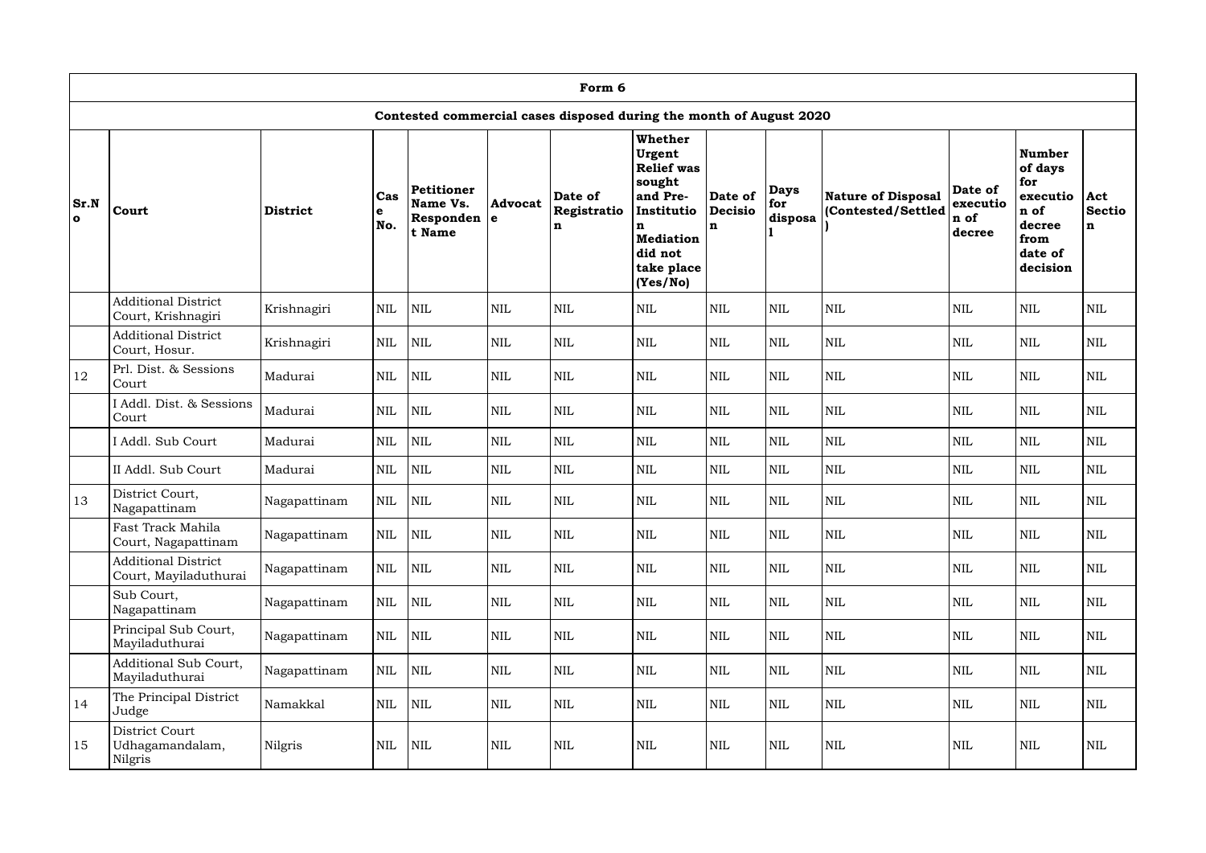| Form 6 | | | | | | | | | | | | | |
|---|---|---|---|---|---|---|---|---|---|---|---|---|---|
| Contested commercial cases disposed during the month of August 2020 | | | | | | | | | | | | | |
| Sr.No | Court | District | Case No. | Petitioner Name Vs. Respondent Name | Advocate | Date of Registration | Whether Urgent Relief was sought and Pre-Institution Mediation did not take place (Yes/No) | Date of Decision | Days for disposal | Nature of Disposal (Contested/Settled) | Date of execution of decree | Number of days for execution of decree from date of decision | Act Section |
| | Additional District Court, Krishnagiri | Krishnagiri | NIL | NIL | NIL | NIL | NIL | NIL | NIL | NIL | NIL | NIL | NIL |
| | Additional District Court, Hosur. | Krishnagiri | NIL | NIL | NIL | NIL | NIL | NIL | NIL | NIL | NIL | NIL | NIL |
| 12 | Prl. Dist. & Sessions Court | Madurai | NIL | NIL | NIL | NIL | NIL | NIL | NIL | NIL | NIL | NIL | NIL |
| | I Addl. Dist. & Sessions Court | Madurai | NIL | NIL | NIL | NIL | NIL | NIL | NIL | NIL | NIL | NIL | NIL |
| | I Addl. Sub Court | Madurai | NIL | NIL | NIL | NIL | NIL | NIL | NIL | NIL | NIL | NIL | NIL |
| | II Addl. Sub Court | Madurai | NIL | NIL | NIL | NIL | NIL | NIL | NIL | NIL | NIL | NIL | NIL |
| 13 | District Court, Nagapattinam | Nagapattinam | NIL | NIL | NIL | NIL | NIL | NIL | NIL | NIL | NIL | NIL | NIL |
| | Fast Track Mahila Court, Nagapattinam | Nagapattinam | NIL | NIL | NIL | NIL | NIL | NIL | NIL | NIL | NIL | NIL | NIL |
| | Additional District Court, Mayiladuthurai | Nagapattinam | NIL | NIL | NIL | NIL | NIL | NIL | NIL | NIL | NIL | NIL | NIL |
| | Sub Court, Nagapattinam | Nagapattinam | NIL | NIL | NIL | NIL | NIL | NIL | NIL | NIL | NIL | NIL | NIL |
| | Principal Sub Court, Mayiladuthurai | Nagapattinam | NIL | NIL | NIL | NIL | NIL | NIL | NIL | NIL | NIL | NIL | NIL |
| | Additional Sub Court, Mayiladuthurai | Nagapattinam | NIL | NIL | NIL | NIL | NIL | NIL | NIL | NIL | NIL | NIL | NIL |
| 14 | The Principal District Judge | Namakkal | NIL | NIL | NIL | NIL | NIL | NIL | NIL | NIL | NIL | NIL | NIL |
| 15 | District Court Udhagamandalam, Nilgris | Nilgris | NIL | NIL | NIL | NIL | NIL | NIL | NIL | NIL | NIL | NIL | NIL |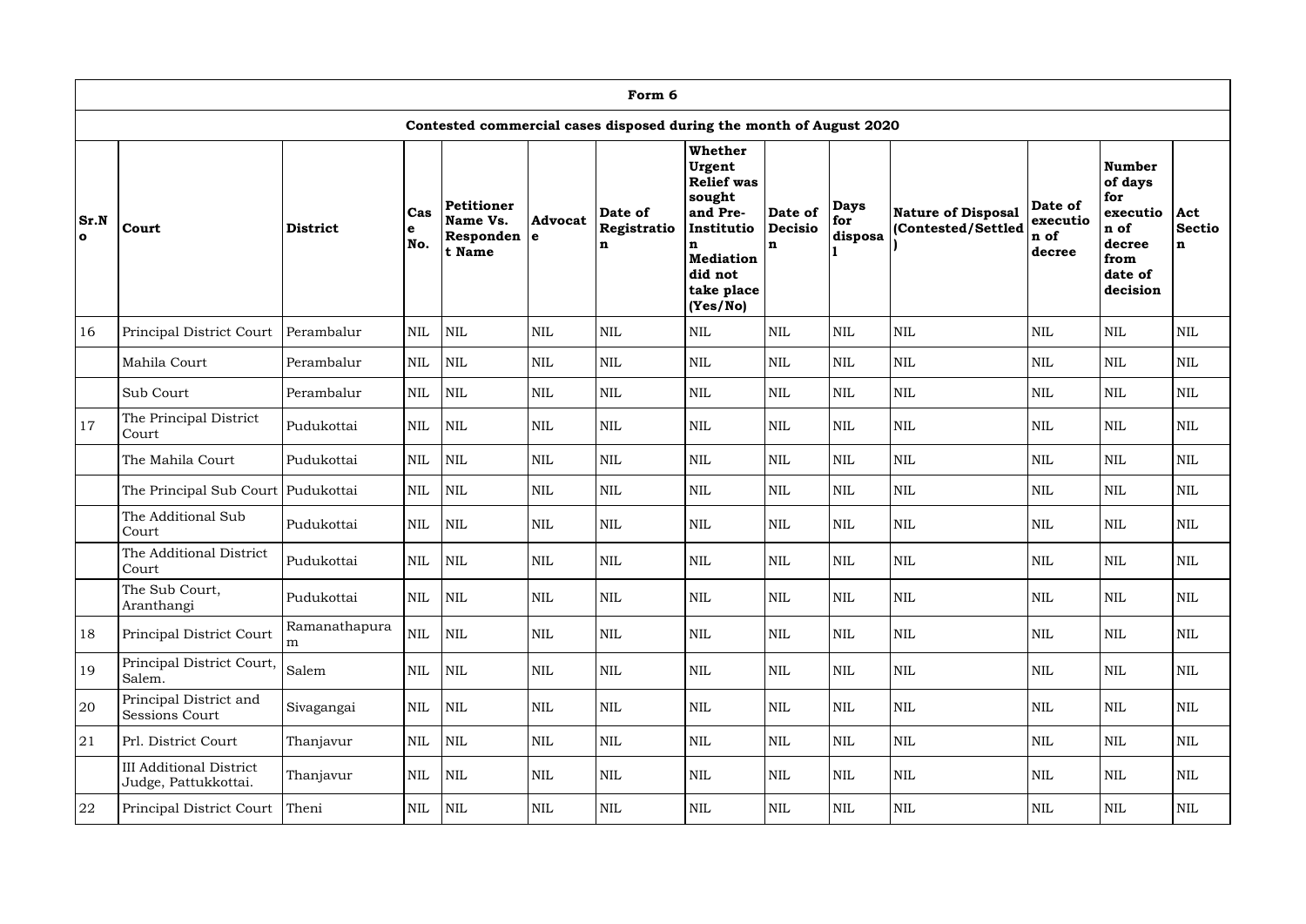| Form 6 | | | | | | | | | | | | | |
|---|---|---|---|---|---|---|---|---|---|---|---|---|---|
| Contested commercial cases disposed during the month of August 2020 | | | | | | | | | | | | | |
| **Sr.No** | **Court** | **District** | **Case No.** | **Petitioner Name Vs. Respondent Name** | **Advocate** | **Date of Registration** | **Whether Urgent Relief was sought and Pre-Institution Mediation did not take place (Yes/No)** | **Date of Decision** | **Days for disposal** | **Nature of Disposal (Contested/Settled)** | **Date of execution of decree** | **Number of days for execution of decree from date of decision** | **Act Section** |
| 16 | Principal District Court | Perambalur | NIL | NIL | NIL | NIL | NIL | NIL | NIL | NIL | NIL | NIL | NIL |
| | Mahila Court | Perambalur | NIL | NIL | NIL | NIL | NIL | NIL | NIL | NIL | NIL | NIL | NIL |
| | Sub Court | Perambalur | NIL | NIL | NIL | NIL | NIL | NIL | NIL | NIL | NIL | NIL | NIL |
| 17 | The Principal District Court | Pudukottai | NIL | NIL | NIL | NIL | NIL | NIL | NIL | NIL | NIL | NIL | NIL |
| | The Mahila Court | Pudukottai | NIL | NIL | NIL | NIL | NIL | NIL | NIL | NIL | NIL | NIL | NIL |
| | The Principal Sub Court | Pudukottai | NIL | NIL | NIL | NIL | NIL | NIL | NIL | NIL | NIL | NIL | NIL |
| | The Additional Sub Court | Pudukottai | NIL | NIL | NIL | NIL | NIL | NIL | NIL | NIL | NIL | NIL | NIL |
| | The Additional District Court | Pudukottai | NIL | NIL | NIL | NIL | NIL | NIL | NIL | NIL | NIL | NIL | NIL |
| | The Sub Court, Aranthangi | Pudukottai | NIL | NIL | NIL | NIL | NIL | NIL | NIL | NIL | NIL | NIL | NIL |
| 18 | Principal District Court | Ramanathapuram | NIL | NIL | NIL | NIL | NIL | NIL | NIL | NIL | NIL | NIL | NIL |
| 19 | Principal District Court, Salem. | Salem | NIL | NIL | NIL | NIL | NIL | NIL | NIL | NIL | NIL | NIL | NIL |
| 20 | Principal District and Sessions Court | Sivagangai | NIL | NIL | NIL | NIL | NIL | NIL | NIL | NIL | NIL | NIL | NIL |
| 21 | Prl. District Court | Thanjavur | NIL | NIL | NIL | NIL | NIL | NIL | NIL | NIL | NIL | NIL | NIL |
| | III Additional District Judge, Pattukkottai. | Thanjavur | NIL | NIL | NIL | NIL | NIL | NIL | NIL | NIL | NIL | NIL | NIL |
| 22 | Principal District Court | Theni | NIL | NIL | NIL | NIL | NIL | NIL | NIL | NIL | NIL | NIL | NIL |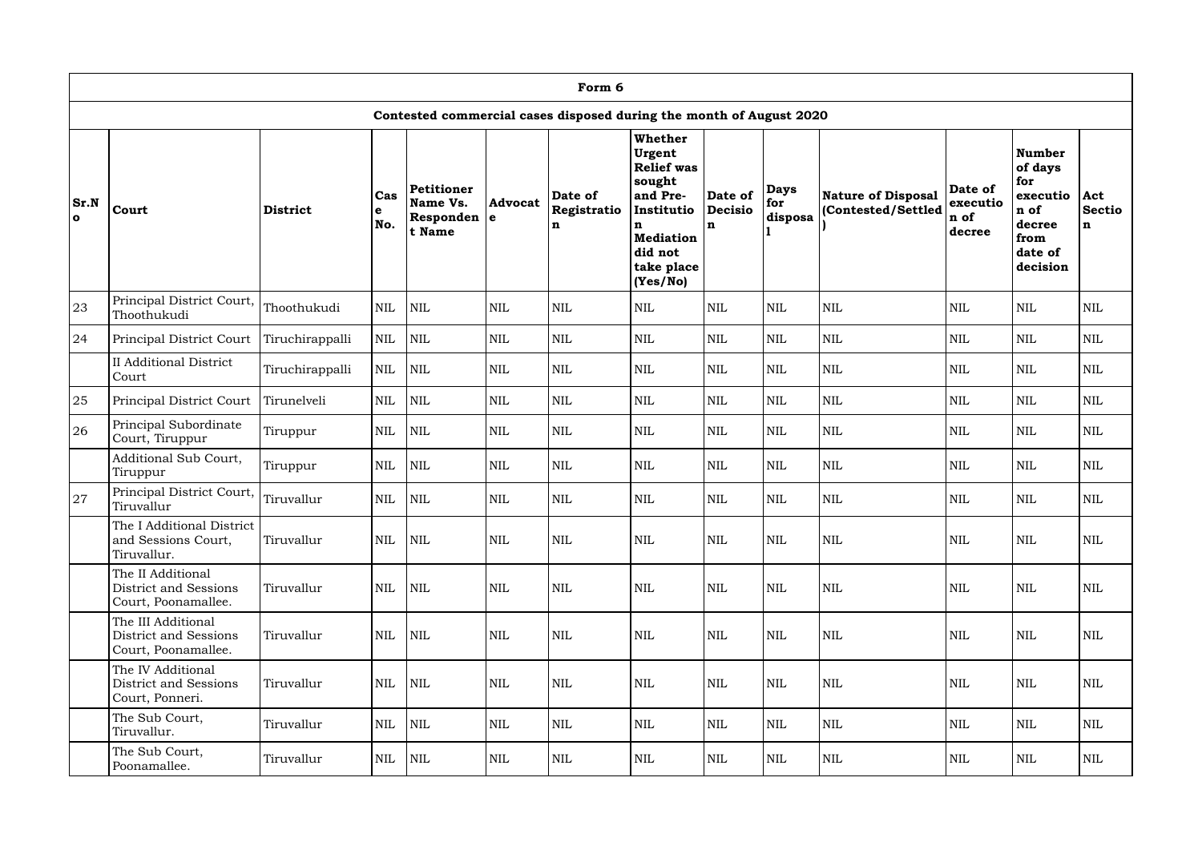## Form 6

### Contested commercial cases disposed during the month of August 2020

| Sr.No | Court | District | Case No. | Petitioner Name Vs. Respondent Name | Advocate | Date of Registration | Whether Urgent Relief was sought and Pre-Institution Mediation did not take place (Yes/No) | Date of Decision | Days for disposal | Nature of Disposal (Contested/Settled) | Date of execution of decree | Number of days for execution of decree from date of decision | Act Section |
|---|---|---|---|---|---|---|---|---|---|---|---|---|---|
| 23 | Principal District Court, Thoothukudi | Thoothukudi | NIL | NIL | NIL | NIL | NIL | NIL | NIL | NIL | NIL | NIL | NIL |
| 24 | Principal District Court | Tiruchirappalli | NIL | NIL | NIL | NIL | NIL | NIL | NIL | NIL | NIL | NIL | NIL |
| | II Additional District Court | Tiruchirappalli | NIL | NIL | NIL | NIL | NIL | NIL | NIL | NIL | NIL | NIL | NIL |
| 25 | Principal District Court | Tirunelveli | NIL | NIL | NIL | NIL | NIL | NIL | NIL | NIL | NIL | NIL | NIL |
| 26 | Principal Subordinate Court, Tiruppur | Tiruppur | NIL | NIL | NIL | NIL | NIL | NIL | NIL | NIL | NIL | NIL | NIL |
| | Additional Sub Court, Tiruppur | Tiruppur | NIL | NIL | NIL | NIL | NIL | NIL | NIL | NIL | NIL | NIL | NIL |
| 27 | Principal District Court, Tiruvallur | Tiruvallur | NIL | NIL | NIL | NIL | NIL | NIL | NIL | NIL | NIL | NIL | NIL |
| | The I Additional District and Sessions Court, Tiruvallur. | Tiruvallur | NIL | NIL | NIL | NIL | NIL | NIL | NIL | NIL | NIL | NIL | NIL |
| | The II Additional District and Sessions Court, Poonamallee. | Tiruvallur | NIL | NIL | NIL | NIL | NIL | NIL | NIL | NIL | NIL | NIL | NIL |
| | The III Additional District and Sessions Court, Poonamallee. | Tiruvallur | NIL | NIL | NIL | NIL | NIL | NIL | NIL | NIL | NIL | NIL | NIL |
| | The IV Additional District and Sessions Court, Ponneri. | Tiruvallur | NIL | NIL | NIL | NIL | NIL | NIL | NIL | NIL | NIL | NIL | NIL |
| | The Sub Court, Tiruvallur. | Tiruvallur | NIL | NIL | NIL | NIL | NIL | NIL | NIL | NIL | NIL | NIL | NIL |
| | The Sub Court, Poonamallee. | Tiruvallur | NIL | NIL | NIL | NIL | NIL | NIL | NIL | NIL | NIL | NIL | NIL |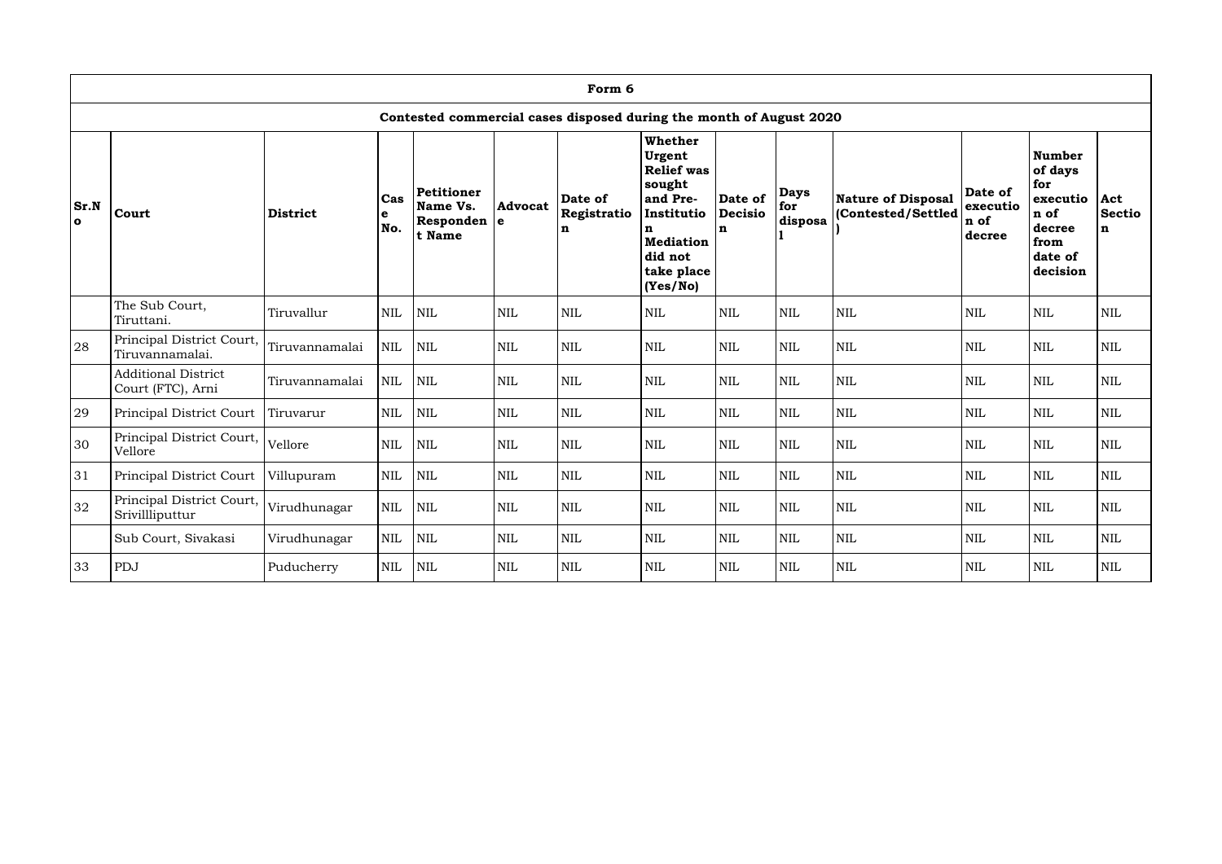| Form 6 | | | | | | | | | | | | | |
|---|---|---|---|---|---|---|---|---|---|---|---|---|---|
| Contested commercial cases disposed during the month of August 2020 | | | | | | | | | | | | | |
| **Sr.No** | **Court** | **District** | **Case No.** | **Petitioner Name Vs. Respondent Name** | **Advocate** | **Date of Registration** | **Whether Urgent Relief was sought and Pre-Institution Mediation did not take place (Yes/No)** | **Date of Decision** | **Days for disposal** | **Nature of Disposal (Contested/Settled)** | **Date of execution of decree** | **Number of days for execution of decree from date of decision** | **Act Section** |
| | The Sub Court, Tiruttani. | Tiruvallur | NIL | NIL | NIL | NIL | NIL | NIL | NIL | NIL | NIL | NIL | NIL |
| 28 | Principal District Court, Tiruvannamalai. | Tiruvannamalai | NIL | NIL | NIL | NIL | NIL | NIL | NIL | NIL | NIL | NIL | NIL |
| | Additional District Court (FTC), Arni | Tiruvannamalai | NIL | NIL | NIL | NIL | NIL | NIL | NIL | NIL | NIL | NIL | NIL |
| 29 | Principal District Court | Tiruvarur | NIL | NIL | NIL | NIL | NIL | NIL | NIL | NIL | NIL | NIL | NIL |
| 30 | Principal District Court, Vellore | Vellore | NIL | NIL | NIL | NIL | NIL | NIL | NIL | NIL | NIL | NIL | NIL |
| 31 | Principal District Court | Villupuram | NIL | NIL | NIL | NIL | NIL | NIL | NIL | NIL | NIL | NIL | NIL |
| 32 | Principal District Court, Srivillliputtur | Virudhunagar | NIL | NIL | NIL | NIL | NIL | NIL | NIL | NIL | NIL | NIL | NIL |
| | Sub Court, Sivakasi | Virudhunagar | NIL | NIL | NIL | NIL | NIL | NIL | NIL | NIL | NIL | NIL | NIL |
| 33 | PDJ | Puducherry | NIL | NIL | NIL | NIL | NIL | NIL | NIL | NIL | NIL | NIL | NIL |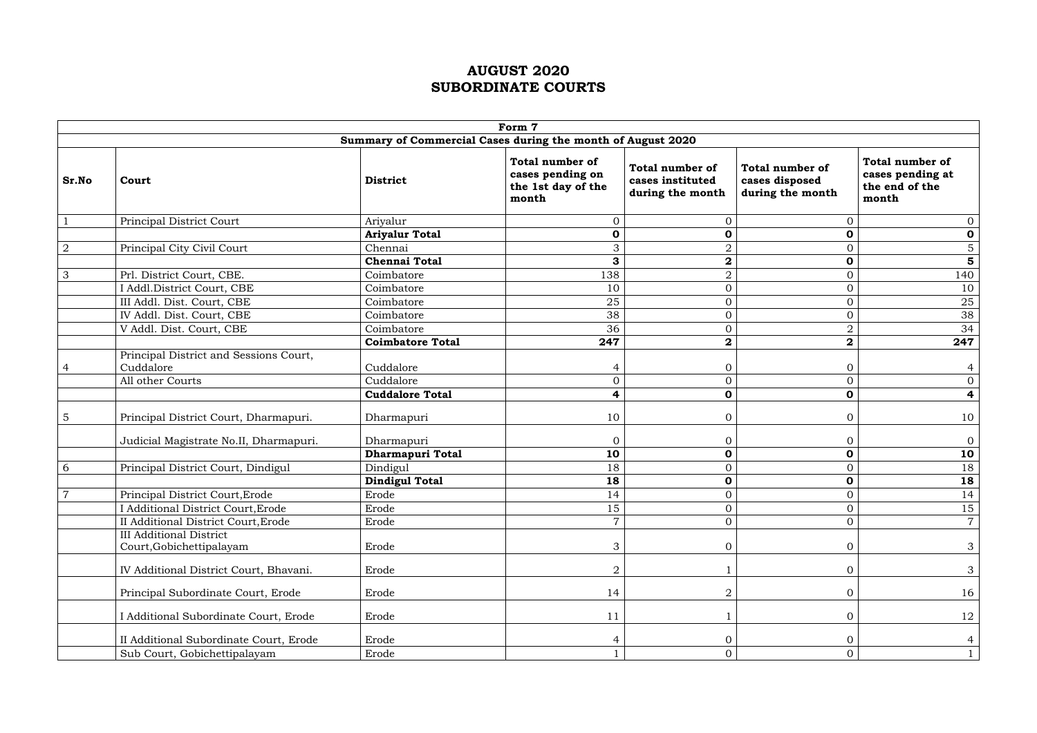# AUGUST 2020
# SUBORDINATE COURTS

| Form 7 | | | | | | |
|---|---|---|---|---|---|---|
| Summary of Commercial Cases during the month of August 2020 | | | | | | |
| Sr.No | Court | District | Total number of cases pending on the 1st day of the month | Total number of cases instituted during the month | Total number of cases disposed during the month | Total number of cases pending at the end of the month |
| 1 | Principal District Court | Ariyalur | 0 | 0 | 0 | 0 |
| | | **Ariyalur Total** | **0** | **0** | **0** | **0** |
| 2 | Principal City Civil Court | Chennai | 3 | 2 | 0 | 5 |
| | | **Chennai Total** | **3** | **2** | **0** | **5** |
| 3 | Prl. District Court, CBE. | Coimbatore | 138 | 2 | 0 | 140 |
| | I Addl.District Court, CBE | Coimbatore | 10 | 0 | 0 | 10 |
| | III Addl. Dist. Court, CBE | Coimbatore | 25 | 0 | 0 | 25 |
| | IV Addl. Dist. Court, CBE | Coimbatore | 38 | 0 | 0 | 38 |
| | V Addl. Dist. Court, CBE | Coimbatore | 36 | 0 | 2 | 34 |
| | | **Coimbatore Total** | **247** | **2** | **2** | **247** |
| 4 | Principal District and Sessions Court, Cuddalore | Cuddalore | 4 | 0 | 0 | 4 |
| | All other Courts | Cuddalore | 0 | 0 | 0 | 0 |
| | | **Cuddalore Total** | **4** | **0** | **0** | **4** |
| 5 | Principal District Court, Dharmapuri. | Dharmapuri | 10 | 0 | 0 | 10 |
| | Judicial Magistrate No.II, Dharmapuri. | Dharmapuri | 0 | 0 | 0 | 0 |
| | | **Dharmapuri Total** | **10** | **0** | **0** | **10** |
| 6 | Principal District Court, Dindigul | Dindigul | 18 | 0 | 0 | 18 |
| | | **Dindigul Total** | **18** | **0** | **0** | **18** |
| 7 | Principal District Court,Erode | Erode | 14 | 0 | 0 | 14 |
| | I Additional District Court,Erode | Erode | 15 | 0 | 0 | 15 |
| | II Additional District Court,Erode | Erode | 7 | 0 | 0 | 7 |
| | III Additional District Court,Gobichettipalayam | Erode | 3 | 0 | 0 | 3 |
| | IV Additional District Court, Bhavani. | Erode | 2 | 1 | 0 | 3 |
| | Principal Subordinate Court, Erode | Erode | 14 | 2 | 0 | 16 |
| | I Additional Subordinate Court, Erode | Erode | 11 | 1 | 0 | 12 |
| | II Additional Subordinate Court, Erode | Erode | 4 | 0 | 0 | 4 |
| | Sub Court, Gobichettipalayam | Erode | 1 | 0 | 0 | 1 |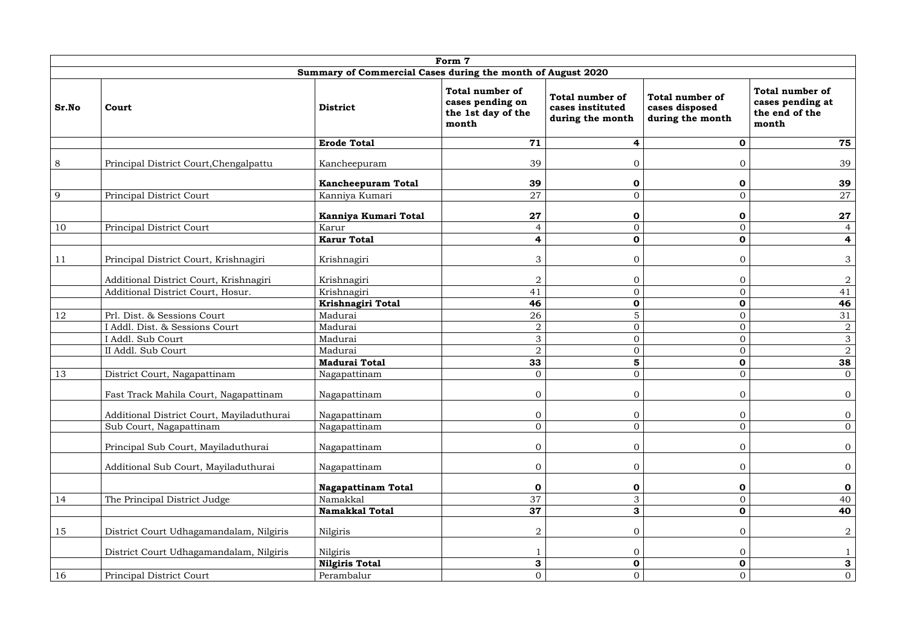| Form 7 | | | | | | |
|---|---|---|---|---|---|---|
| Summary of Commercial Cases during the month of August 2020 | | | | | | |
| **Sr.No** | **Court** | **District** | **Total number of cases pending on the 1st day of the month** | **Total number of cases instituted during the month** | **Total number of cases disposed during the month** | **Total number of cases pending at the end of the month** |
| | | **Erode Total** | **71** | **4** | **0** | **75** |
| 8 | Principal District Court,Chengalpattu | Kancheepuram | 39 | 0 | 0 | 39 |
| | | **Kancheepuram Total** | **39** | **0** | **0** | **39** |
| 9 | Principal District Court | Kanniya Kumari | 27 | 0 | 0 | 27 |
| | | **Kanniya Kumari Total** | **27** | **0** | **0** | **27** |
| 10 | Principal District Court | Karur | 4 | 0 | 0 | 4 |
| | | **Karur Total** | **4** | **0** | **0** | **4** |
| 11 | Principal District Court, Krishnagiri | Krishnagiri | 3 | 0 | 0 | 3 |
| | Additional District Court, Krishnagiri | Krishnagiri | 2 | 0 | 0 | 2 |
| | Additional District Court, Hosur. | Krishnagiri | 41 | 0 | 0 | 41 |
| | | **Krishnagiri Total** | **46** | **0** | **0** | **46** |
| 12 | Prl. Dist. & Sessions Court | Madurai | 26 | 5 | 0 | 31 |
| | I Addl. Dist. & Sessions Court | Madurai | 2 | 0 | 0 | 2 |
| | I Addl. Sub Court | Madurai | 3 | 0 | 0 | 3 |
| | II Addl. Sub Court | Madurai | 2 | 0 | 0 | 2 |
| | | **Madurai Total** | **33** | **5** | **0** | **38** |
| 13 | District Court, Nagapattinam | Nagapattinam | 0 | 0 | 0 | 0 |
| | Fast Track Mahila Court, Nagapattinam | Nagapattinam | 0 | 0 | 0 | 0 |
| | Additional District Court, Mayiladuthurai | Nagapattinam | 0 | 0 | 0 | 0 |
| | Sub Court, Nagapattinam | Nagapattinam | 0 | 0 | 0 | 0 |
| | Principal Sub Court, Mayiladuthurai | Nagapattinam | 0 | 0 | 0 | 0 |
| | Additional Sub Court, Mayiladuthurai | Nagapattinam | 0 | 0 | 0 | 0 |
| | | **Nagapattinam Total** | **0** | **0** | **0** | **0** |
| 14 | The Principal District Judge | Namakkal | 37 | 3 | 0 | 40 |
| | | **Namakkal Total** | **37** | **3** | **0** | **40** |
| 15 | District Court Udhagamandalam, Nilgiris | Nilgiris | 2 | 0 | 0 | 2 |
| | District Court Udhagamandalam, Nilgiris | Nilgiris | 1 | 0 | 0 | 1 |
| | | **Nilgiris Total** | **3** | **0** | **0** | **3** |
| 16 | Principal District Court | Perambalur | 0 | 0 | 0 | 0 |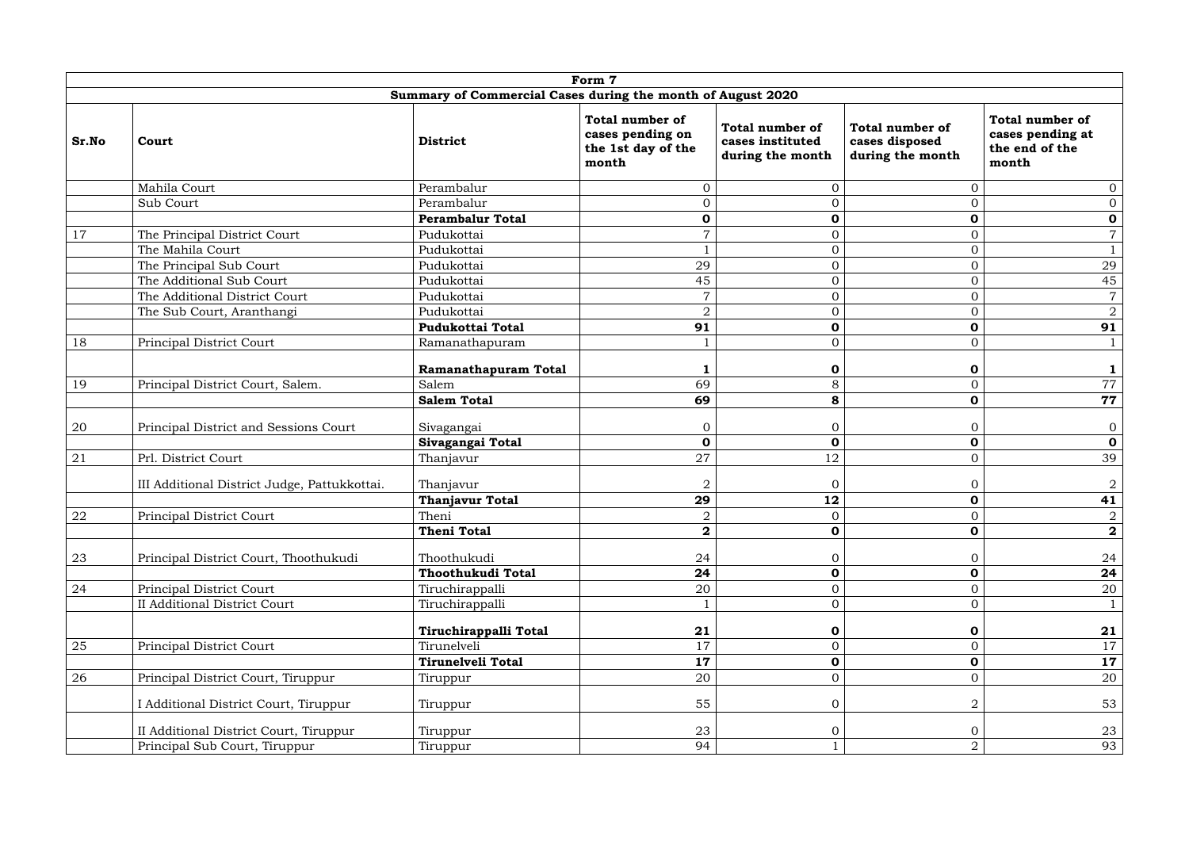| Form 7 | | | | | | |
|---|---|---|---|---|---|---|
| **Summary of Commercial Cases during the month of August 2020** | | | | | | |
| **Sr.No** | **Court** | **District** | **Total number of cases pending on the 1st day of the month** | **Total number of cases instituted during the month** | **Total number of cases disposed during the month** | **Total number of cases pending at the end of the month** |
| | Mahila Court | Perambalur | 0 | 0 | 0 | 0 |
| | Sub Court | Perambalur | 0 | 0 | 0 | 0 |
| | | **Perambalur Total** | **0** | **0** | **0** | **0** |
| 17 | The Principal District Court | Pudukottai | 7 | 0 | 0 | 7 |
| | The Mahila Court | Pudukottai | 1 | 0 | 0 | 1 |
| | The Principal Sub Court | Pudukottai | 29 | 0 | 0 | 29 |
| | The Additional Sub Court | Pudukottai | 45 | 0 | 0 | 45 |
| | The Additional District Court | Pudukottai | 7 | 0 | 0 | 7 |
| | The Sub Court, Aranthangi | Pudukottai | 2 | 0 | 0 | 2 |
| | | **Pudukottai Total** | **91** | **0** | **0** | **91** |
| 18 | Principal District Court | Ramanathapuram | 1 | 0 | 0 | 1 |
| | | **Ramanathapuram Total** | **1** | **0** | **0** | **1** |
| 19 | Principal District Court, Salem. | Salem | 69 | 8 | 0 | 77 |
| | | **Salem Total** | **69** | **8** | **0** | **77** |
| 20 | Principal District and Sessions Court | Sivagangai | 0 | 0 | 0 | 0 |
| | | **Sivagangai Total** | **0** | **0** | **0** | **0** |
| 21 | Prl. District Court | Thanjavur | 27 | 12 | 0 | 39 |
| | III Additional District Judge, Pattukkottai. | Thanjavur | 2 | 0 | 0 | 2 |
| | | **Thanjavur Total** | **29** | **12** | **0** | **41** |
| 22 | Principal District Court | Theni | 2 | 0 | 0 | 2 |
| | | **Theni Total** | **2** | **0** | **0** | **2** |
| 23 | Principal District Court, Thoothukudi | Thoothukudi | 24 | 0 | 0 | 24 |
| | | **Thoothukudi Total** | **24** | **0** | **0** | **24** |
| 24 | Principal District Court | Tiruchirappalli | 20 | 0 | 0 | 20 |
| | II Additional District Court | Tiruchirappalli | 1 | 0 | 0 | 1 |
| | | **Tiruchirappalli Total** | **21** | **0** | **0** | **21** |
| 25 | Principal District Court | Tirunelveli | 17 | 0 | 0 | 17 |
| | | **Tirunelveli Total** | **17** | **0** | **0** | **17** |
| 26 | Principal District Court, Tiruppur | Tiruppur | 20 | 0 | 0 | 20 |
| | I Additional District Court, Tiruppur | Tiruppur | 55 | 0 | 2 | 53 |
| | II Additional District Court, Tiruppur | Tiruppur | 23 | 0 | 0 | 23 |
| | Principal Sub Court, Tiruppur | Tiruppur | 94 | 1 | 2 | 93 |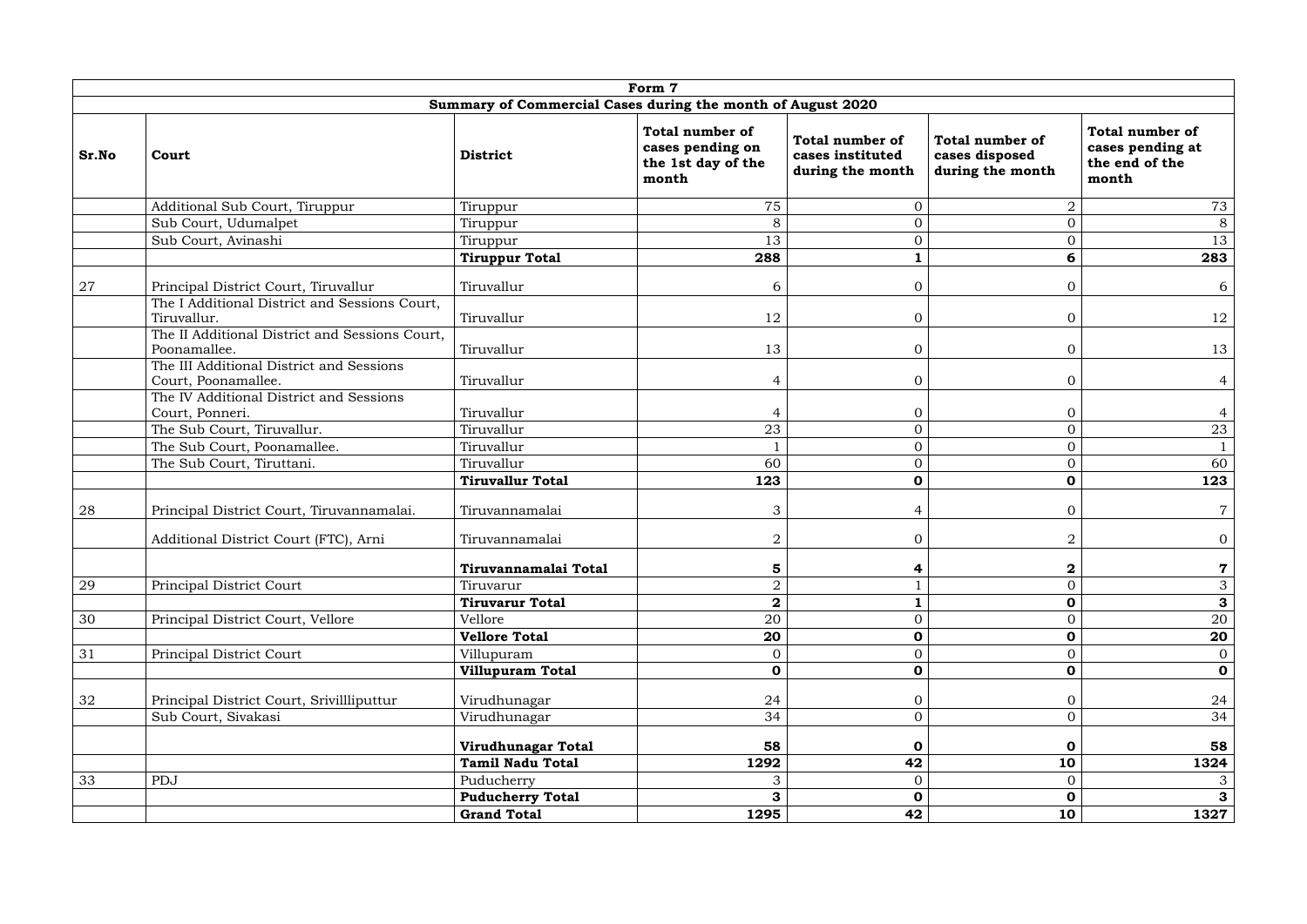| Form 7 | | | | | | |
|---|---|---|---|---|---|---|
| **Summary of Commercial Cases during the month of August 2020** | | | | | | |
| **Sr.No** | **Court** | **District** | **Total number of cases pending on the 1st day of the month** | **Total number of cases instituted during the month** | **Total number of cases disposed during the month** | **Total number of cases pending at the end of the month** |
| | Additional Sub Court, Tiruppur | Tiruppur | 75 | 0 | 2 | 73 |
| | Sub Court, Udumalpet | Tiruppur | 8 | 0 | 0 | 8 |
| | Sub Court, Avinashi | Tiruppur | 13 | 0 | 0 | 13 |
| | | **Tiruppur Total** | **288** | **1** | **6** | **283** |
| 27 | Principal District Court, Tiruvallur | Tiruvallur | 6 | 0 | 0 | 6 |
| | The I Additional District and Sessions Court, Tiruvallur. | Tiruvallur | 12 | 0 | 0 | 12 |
| | The II Additional District and Sessions Court, Poonamallee. | Tiruvallur | 13 | 0 | 0 | 13 |
| | The III Additional District and Sessions Court, Poonamallee. | Tiruvallur | 4 | 0 | 0 | 4 |
| | The IV Additional District and Sessions Court, Ponneri. | Tiruvallur | 4 | 0 | 0 | 4 |
| | The Sub Court, Tiruvallur. | Tiruvallur | 23 | 0 | 0 | 23 |
| | The Sub Court, Poonamallee. | Tiruvallur | 1 | 0 | 0 | 1 |
| | The Sub Court, Tiruttani. | Tiruvallur | 60 | 0 | 0 | 60 |
| | | **Tiruvallur Total** | **123** | **0** | **0** | **123** |
| 28 | Principal District Court, Tiruvannamalai. | Tiruvannamalai | 3 | 4 | 0 | 7 |
| | Additional District Court (FTC), Arni | Tiruvannamalai | 2 | 0 | 2 | 0 |
| | | **Tiruvannamalai Total** | **5** | **4** | **2** | **7** |
| 29 | Principal District Court | Tiruvarur | 2 | 1 | 0 | 3 |
| | | **Tiruvarur Total** | **2** | **1** | **0** | **3** |
| 30 | Principal District Court, Vellore | Vellore | 20 | 0 | 0 | 20 |
| | | **Vellore Total** | **20** | **0** | **0** | **20** |
| 31 | Principal District Court | Villupuram | 0 | 0 | 0 | 0 |
| | | **Villupuram Total** | **0** | **0** | **0** | **0** |
| 32 | Principal District Court, Srivillliputtur | Virudhunagar | 24 | 0 | 0 | 24 |
| | Sub Court, Sivakasi | Virudhunagar | 34 | 0 | 0 | 34 |
| | | **Virudhunagar Total** | **58** | **0** | **0** | **58** |
| | | **Tamil Nadu Total** | **1292** | **42** | **10** | **1324** |
| 33 | PDJ | Puducherry | 3 | 0 | 0 | 3 |
| | | **Puducherry Total** | **3** | **0** | **0** | **3** |
| | | **Grand Total** | **1295** | **42** | **10** | **1327** |